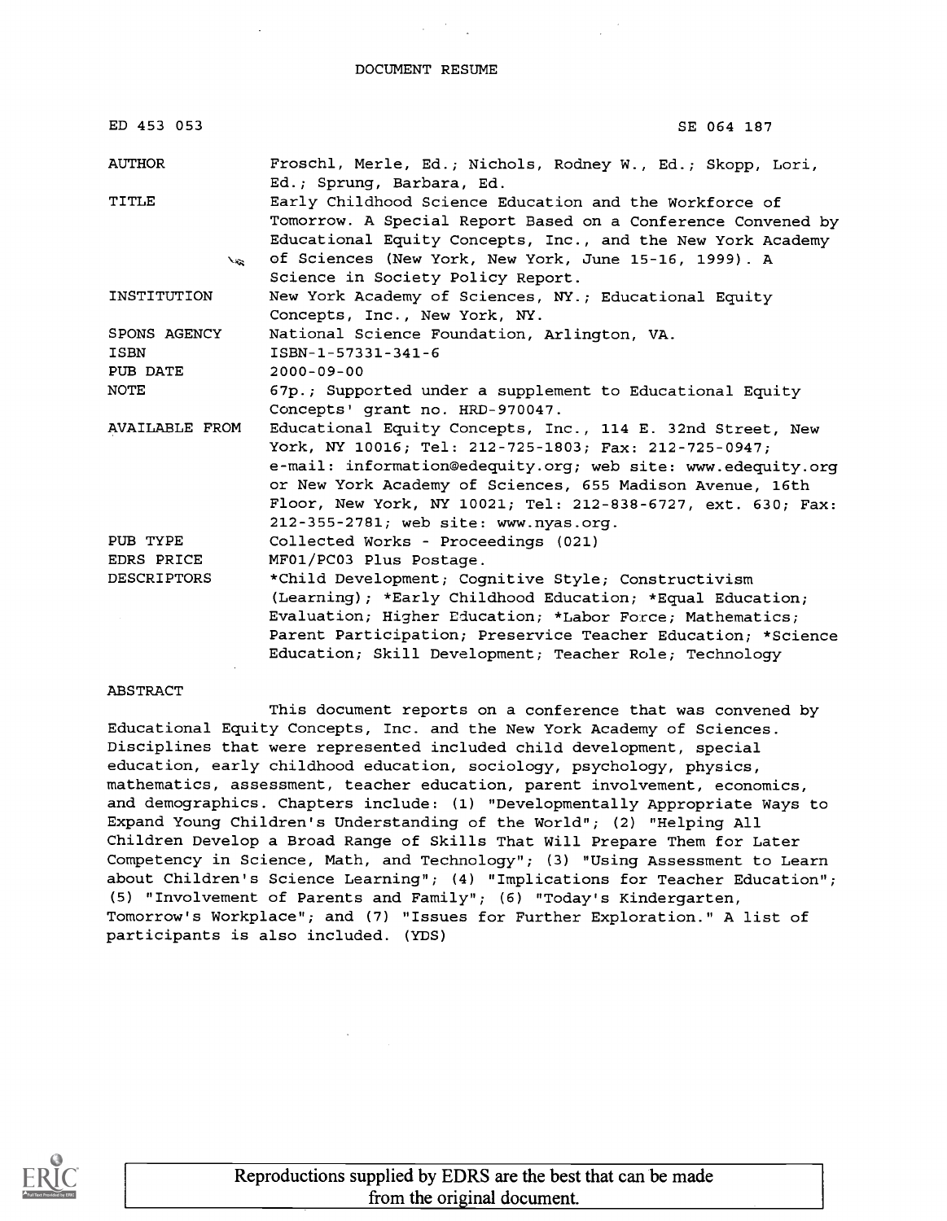DOCUMENT RESUME

| | |
|---|---|
| ED 453 053 | SE 064 187 |
| AUTHOR | Froschl, Merle, Ed.; Nichols, Rodney W., Ed.; Skopp, Lori, Ed.; Sprung, Barbara, Ed. |
| TITLE | Early Childhood Science Education and the Workforce of Tomorrow. A Special Report Based on a Conference Convened by Educational Equity Concepts, Inc., and the New York Academy of Sciences (New York, New York, June 15-16, 1999). A Science in Society Policy Report. |
| INSTITUTION | New York Academy of Sciences, NY.; Educational Equity Concepts, Inc., New York, NY. |
| SPONS AGENCY | National Science Foundation, Arlington, VA. |
| ISBN | ISBN-1-57331-341-6 |
| PUB DATE | 2000-09-00 |
| NOTE | 67p.; Supported under a supplement to Educational Equity Concepts' grant no. HRD-970047. |
| AVAILABLE FROM | Educational Equity Concepts, Inc., 114 E. 32nd Street, New York, NY 10016; Tel: 212-725-1803; Fax: 212-725-0947; e-mail: information@edequity.org; web site: www.edequity.org or New York Academy of Sciences, 655 Madison Avenue, 16th Floor, New York, NY 10021; Tel: 212-838-6727, ext. 630; Fax: 212-355-2781; web site: www.nyas.org. |
| PUB TYPE | Collected Works - Proceedings (021) |
| EDRS PRICE | MF01/PC03 Plus Postage. |
| DESCRIPTORS | *Child Development; Cognitive Style; Constructivism (Learning); *Early Childhood Education; *Equal Education; Evaluation; Higher Education; *Labor Force; Mathematics; Parent Participation; Preservice Teacher Education; *Science Education; Skill Development; Teacher Role; Technology |

ABSTRACT

This document reports on a conference that was convened by Educational Equity Concepts, Inc. and the New York Academy of Sciences. Disciplines that were represented included child development, special education, early childhood education, sociology, psychology, physics, mathematics, assessment, teacher education, parent involvement, economics, and demographics. Chapters include: (1) "Developmentally Appropriate Ways to Expand Young Children's Understanding of the World"; (2) "Helping All Children Develop a Broad Range of Skills That Will Prepare Them for Later Competency in Science, Math, and Technology"; (3) "Using Assessment to Learn about Children's Science Learning"; (4) "Implications for Teacher Education"; (5) "Involvement of Parents and Family"; (6) "Today's Kindergarten, Tomorrow's Workplace"; and (7) "Issues for Further Exploration." A list of participants is also included. (YDS)

Reproductions supplied by EDRS are the best that can be made from the original document.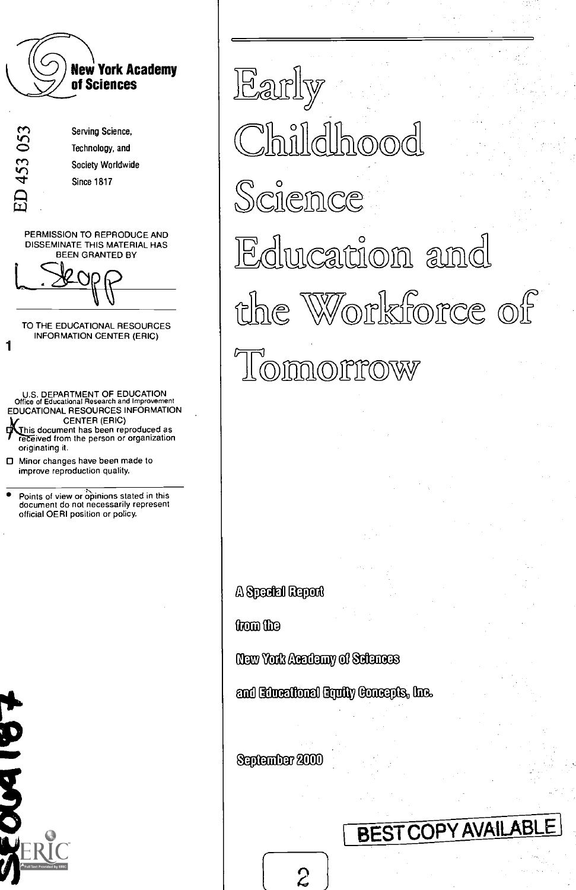**New York Academy of Sciences**

Serving Science,
Technology, and
Society Worldwide
Since 1817

ED 453 053

PERMISSION TO REPRODUCE AND DISSEMINATE THIS MATERIAL HAS BEEN GRANTED BY

L. Skopp

TO THE EDUCATIONAL RESOURCES INFORMATION CENTER (ERIC)

1

U.S. DEPARTMENT OF EDUCATION
Office of Educational Research and Improvement
EDUCATIONAL RESOURCES INFORMATION CENTER (ERIC)

- [x] This document has been reproduced as received from the person or organization originating it.
- [ ] Minor changes have been made to improve reproduction quality.

- Points of view or opinions stated in this document do not necessarily represent official OERI position or policy.

SE064187

# Early Childhood Science Education and the Workforce of Tomorrow

A Special Report

from the

New York Academy of Sciences

and Educational Equity Concepts, Inc.

September 2000

BEST COPY AVAILABLE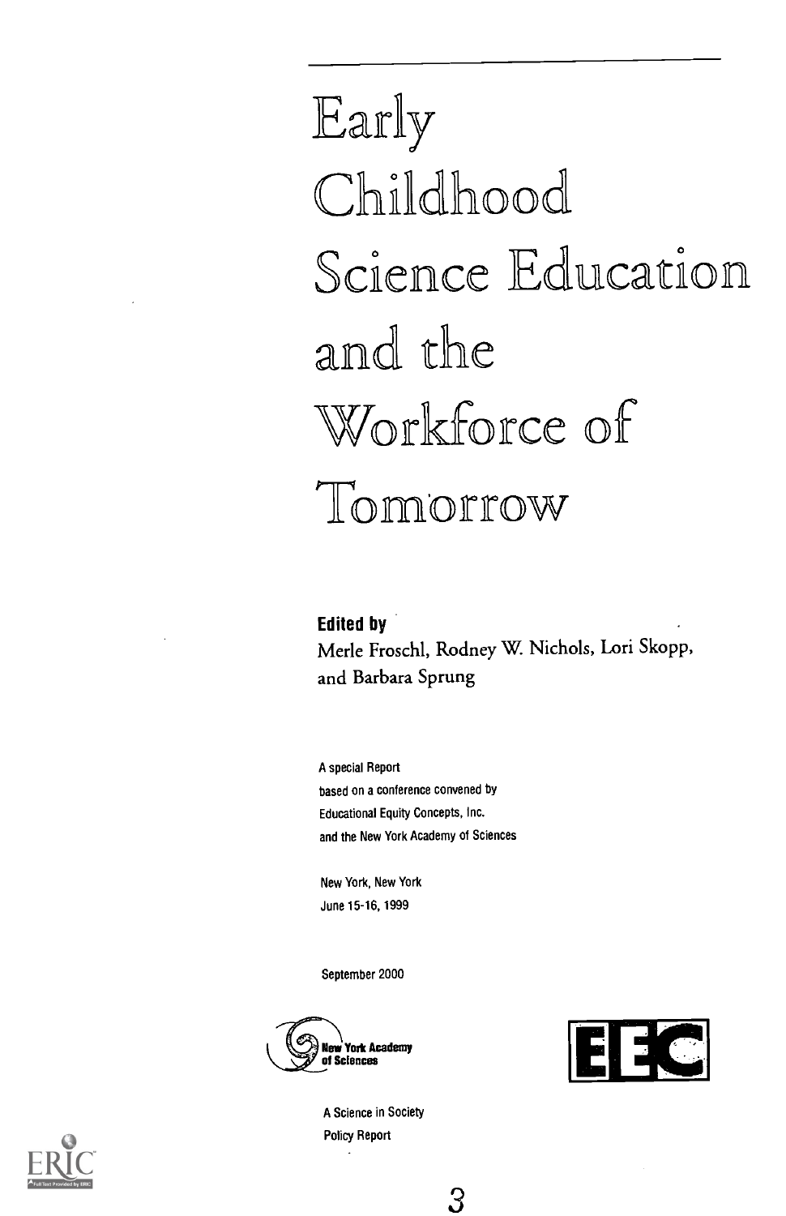# Early Childhood Science Education and the Workforce of Tomorrow

**Edited by**
Merle Froschl, Rodney W. Nichols, Lori Skopp, and Barbara Sprung

A special Report
based on a conference convened by
Educational Equity Concepts, Inc.
and the New York Academy of Sciences

New York, New York
June 15-16, 1999

September 2000

New York Academy of Sciences

EEC

A Science in Society
Policy Report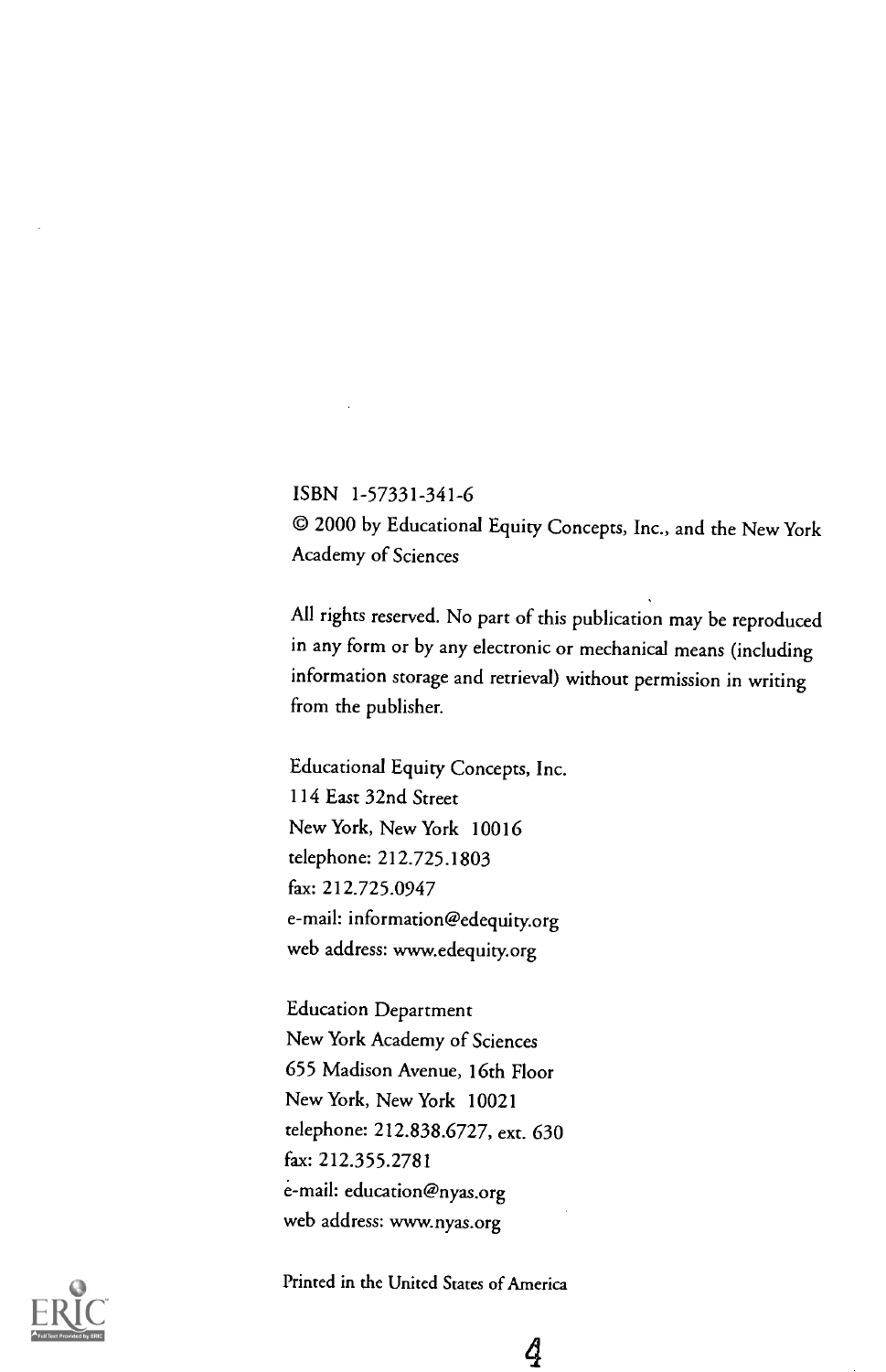ISBN 1-57331-341-6

© 2000 by Educational Equity Concepts, Inc., and the New York Academy of Sciences

All rights reserved. No part of this publication may be reproduced in any form or by any electronic or mechanical means (including information storage and retrieval) without permission in writing from the publisher.

Educational Equity Concepts, Inc.
114 East 32nd Street
New York, New York 10016
telephone: 212.725.1803
fax: 212.725.0947
e-mail: information@edequity.org
web address: www.edequity.org

Education Department
New York Academy of Sciences
655 Madison Avenue, 16th Floor
New York, New York 10021
telephone: 212.838.6727, ext. 630
fax: 212.355.2781
e-mail: education@nyas.org
web address: www.nyas.org

Printed in the United States of America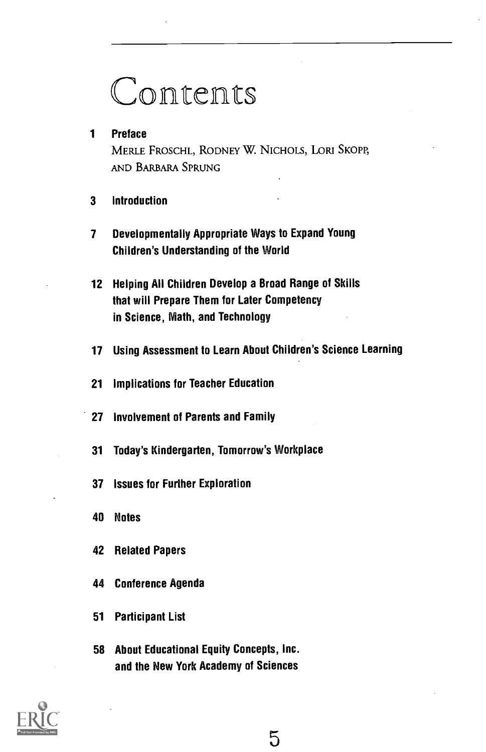# Contents

1 **Preface**
Merle Froschl, Rodney W. Nichols, Lori Skopp, and Barbara Sprung

3 **Introduction**

7 **Developmentally Appropriate Ways to Expand Young Children's Understanding of the World**

12 **Helping All Children Develop a Broad Range of Skills that will Prepare Them for Later Competency in Science, Math, and Technology**

17 **Using Assessment to Learn About Children's Science Learning**

21 **Implications for Teacher Education**

27 **Involvement of Parents and Family**

31 **Today's Kindergarten, Tomorrow's Workplace**

37 **Issues for Further Exploration**

40 **Notes**

42 **Related Papers**

44 **Conference Agenda**

51 **Participant List**

58 **About Educational Equity Concepts, Inc. and the New York Academy of Sciences**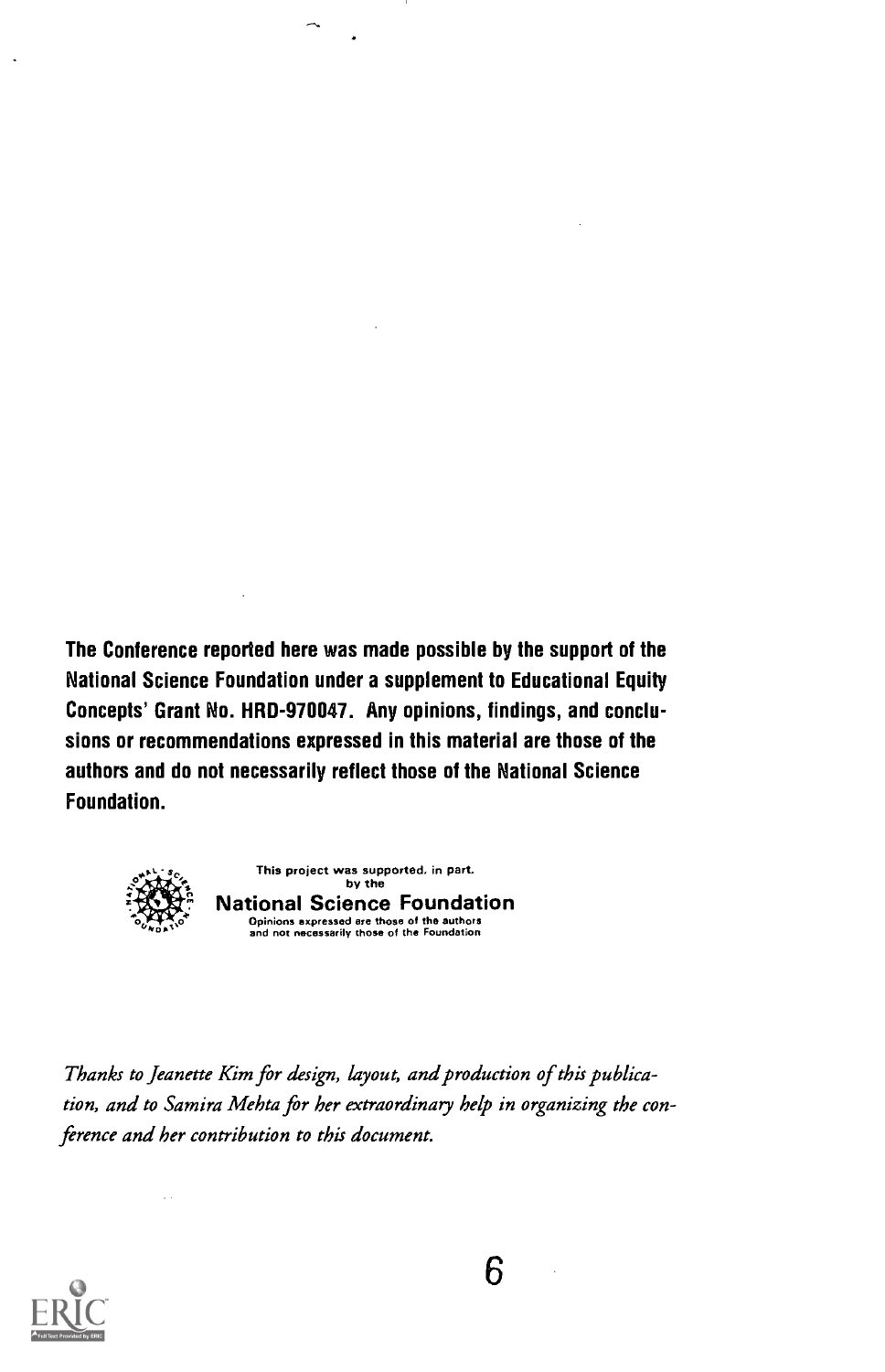**The Conference reported here was made possible by the support of the National Science Foundation under a supplement to Educational Equity Concepts' Grant No. HRD-970047. Any opinions, findings, and conclusions or recommendations expressed in this material are those of the authors and do not necessarily reflect those of the National Science Foundation.**

This project was supported, in part, by the

**National Science Foundation**

Opinions expressed are those of the authors and not necessarily those of the Foundation

*Thanks to Jeanette Kim for design, layout, and production of this publication, and to Samira Mehta for her extraordinary help in organizing the conference and her contribution to this document.*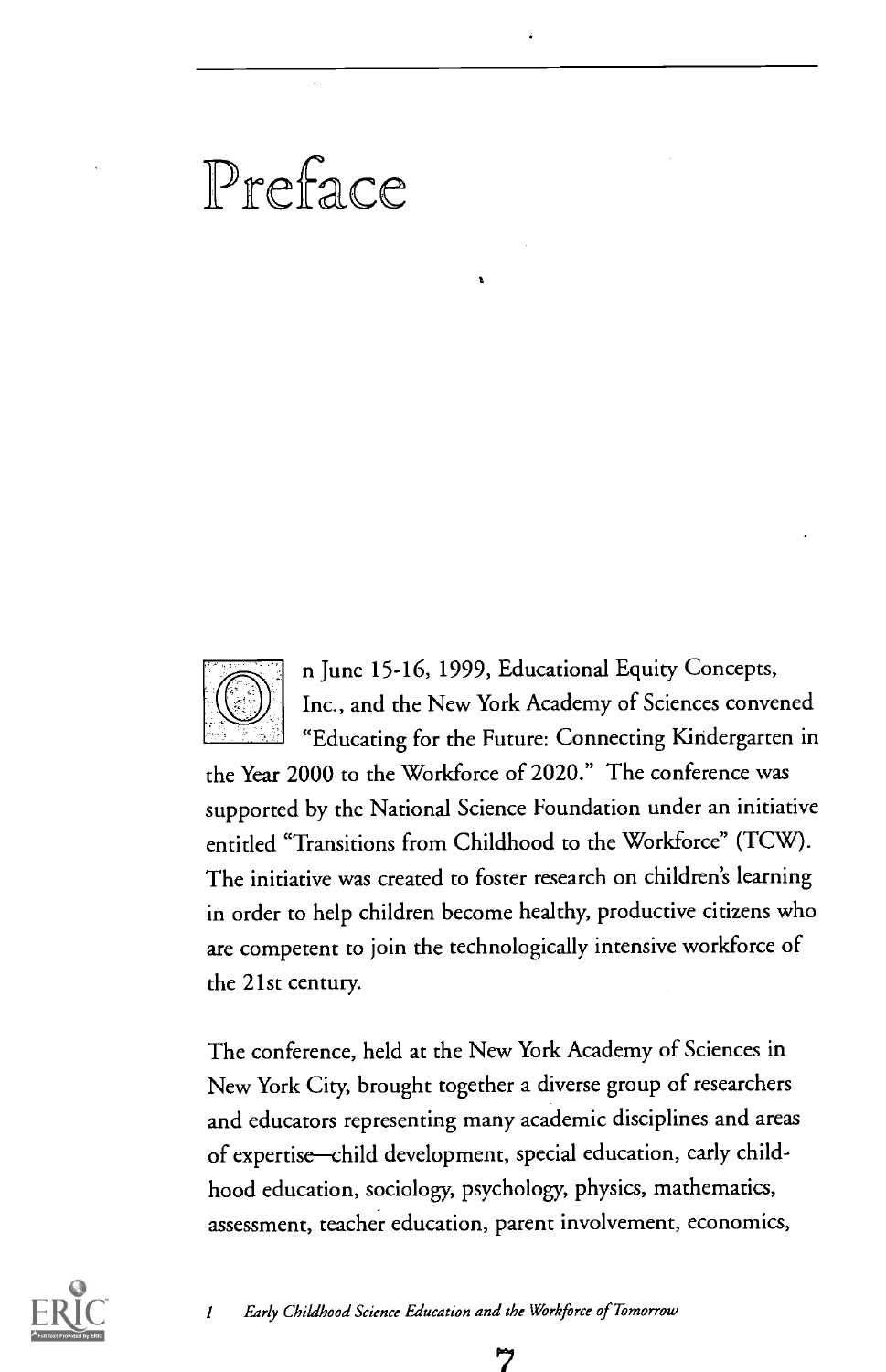# Preface

On June 15-16, 1999, Educational Equity Concepts, Inc., and the New York Academy of Sciences convened "Educating for the Future: Connecting Kindergarten in the Year 2000 to the Workforce of 2020." The conference was supported by the National Science Foundation under an initiative entitled "Transitions from Childhood to the Workforce" (TCW). The initiative was created to foster research on children's learning in order to help children become healthy, productive citizens who are competent to join the technologically intensive workforce of the 21st century.

The conference, held at the New York Academy of Sciences in New York City, brought together a diverse group of researchers and educators representing many academic disciplines and areas of expertise—child development, special education, early child-hood education, sociology, psychology, physics, mathematics, assessment, teacher education, parent involvement, economics,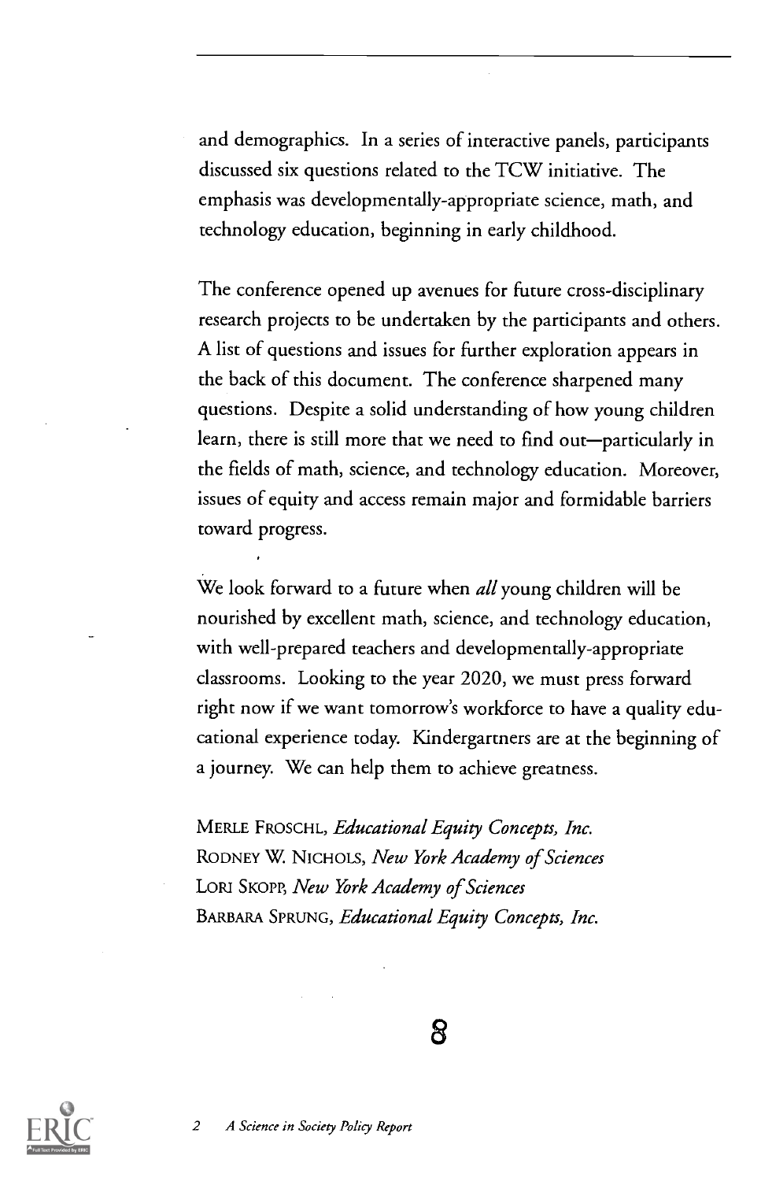and demographics. In a series of interactive panels, participants discussed six questions related to the TCW initiative. The emphasis was developmentally-appropriate science, math, and technology education, beginning in early childhood.

The conference opened up avenues for future cross-disciplinary research projects to be undertaken by the participants and others. A list of questions and issues for further exploration appears in the back of this document. The conference sharpened many questions. Despite a solid understanding of how young children learn, there is still more that we need to find out—particularly in the fields of math, science, and technology education. Moreover, issues of equity and access remain major and formidable barriers toward progress.

We look forward to a future when *all* young children will be nourished by excellent math, science, and technology education, with well-prepared teachers and developmentally-appropriate classrooms. Looking to the year 2020, we must press forward right now if we want tomorrow's workforce to have a quality educational experience today. Kindergartners are at the beginning of a journey. We can help them to achieve greatness.

MERLE FROSCHL, *Educational Equity Concepts, Inc.*
RODNEY W. NICHOLS, *New York Academy of Sciences*
LORI SKOPP, *New York Academy of Sciences*
BARBARA SPRUNG, *Educational Equity Concepts, Inc.*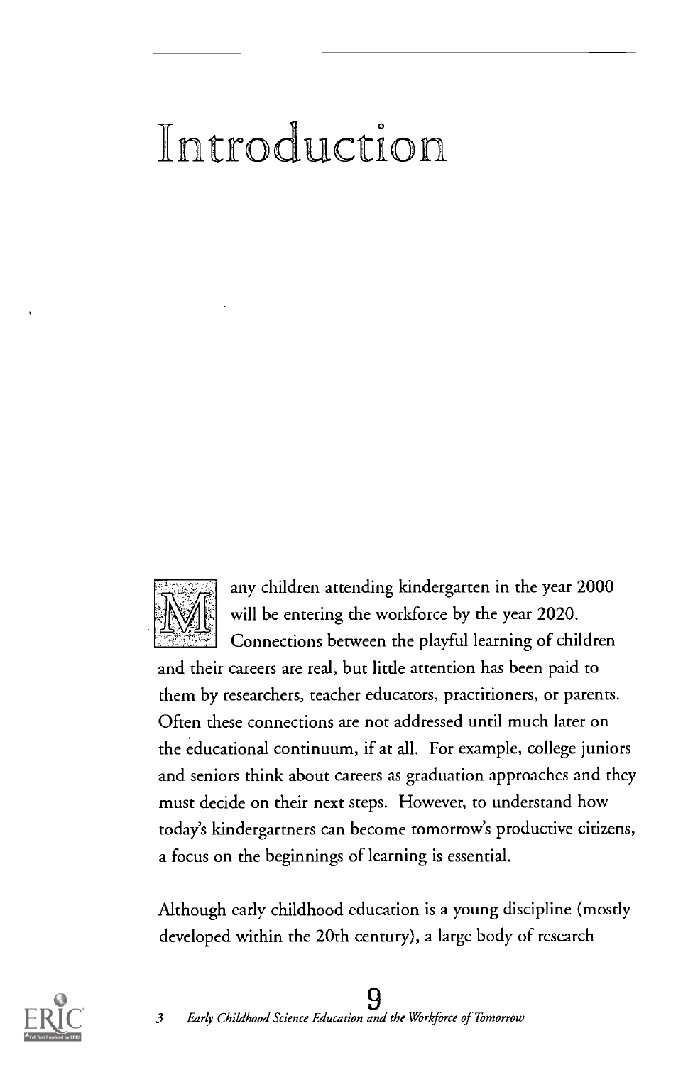# Introduction

Many children attending kindergarten in the year 2000 will be entering the workforce by the year 2020. Connections between the playful learning of children and their careers are real, but little attention has been paid to them by researchers, teacher educators, practitioners, or parents. Often these connections are not addressed until much later on the educational continuum, if at all. For example, college juniors and seniors think about careers as graduation approaches and they must decide on their next steps. However, to understand how today's kindergartners can become tomorrow's productive citizens, a focus on the beginnings of learning is essential.

Although early childhood education is a young discipline (mostly developed within the 20th century), a large body of research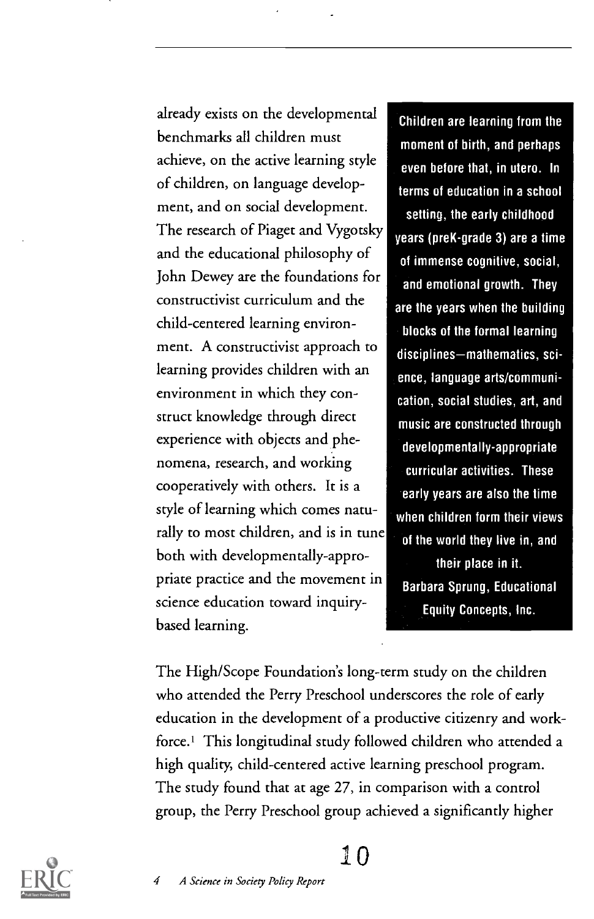already exists on the developmental benchmarks all children must achieve, on the active learning style of children, on language development, and on social development. The research of Piaget and Vygotsky and the educational philosophy of John Dewey are the foundations for constructivist curriculum and the child-centered learning environment. A constructivist approach to learning provides children with an environment in which they construct knowledge through direct experience with objects and phenomena, research, and working cooperatively with others. It is a style of learning which comes naturally to most children, and is in tune both with developmentally-appropriate practice and the movement in science education toward inquiry-based learning.

> **Children are learning from the moment of birth, and perhaps even before that, in utero. In terms of education in a school setting, the early childhood years (preK-grade 3) are a time of immense cognitive, social, and emotional growth. They are the years when the building blocks of the formal learning disciplines—mathematics, science, language arts/communication, social studies, art, and music are constructed through developmentally-appropriate curricular activities. These early years are also the time when children form their views of the world they live in, and their place in it.**
>
> **Barbara Sprung, Educational Equity Concepts, Inc.**

The High/Scope Foundation's long-term study on the children who attended the Perry Preschool underscores the role of early education in the development of a productive citizenry and workforce.[1] This longitudinal study followed children who attended a high quality, child-centered active learning preschool program. The study found that at age 27, in comparison with a control group, the Perry Preschool group achieved a significantly higher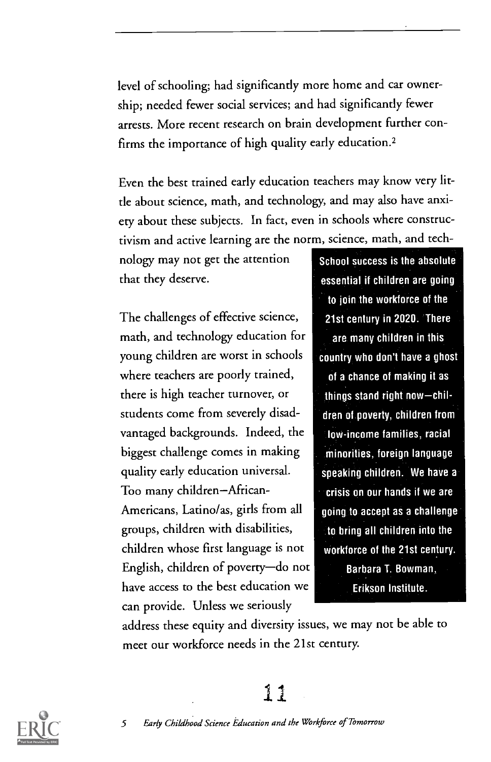level of schooling; had significantly more home and car ownership; needed fewer social services; and had significantly fewer arrests. More recent research on brain development further confirms the importance of high quality early education.[2]

Even the best trained early education teachers may know very little about science, math, and technology, and may also have anxiety about these subjects. In fact, even in schools where constructivism and active learning are the norm, science, math, and technology may not get the attention that they deserve.

The challenges of effective science, math, and technology education for young children are worst in schools where teachers are poorly trained, there is high teacher turnover, or students come from severely disadvantaged backgrounds. Indeed, the biggest challenge comes in making quality early education universal. Too many children—African-Americans, Latino/as, girls from all groups, children with disabilities, children whose first language is not English, children of poverty—do not have access to the best education we can provide. Unless we seriously address these equity and diversity issues, we may not be able to meet our workforce needs in the 21st century.

> **School success is the absolute essential if children are going to join the workforce of the 21st century in 2020. There are many children in this country who don't have a ghost of a chance of making it as things stand right now—children of poverty, children from low-income families, racial minorities, foreign language speaking children. We have a crisis on our hands if we are going to accept as a challenge to bring all children into the workforce of the 21st century.**
>
> **Barbara T. Bowman, Erikson Institute.**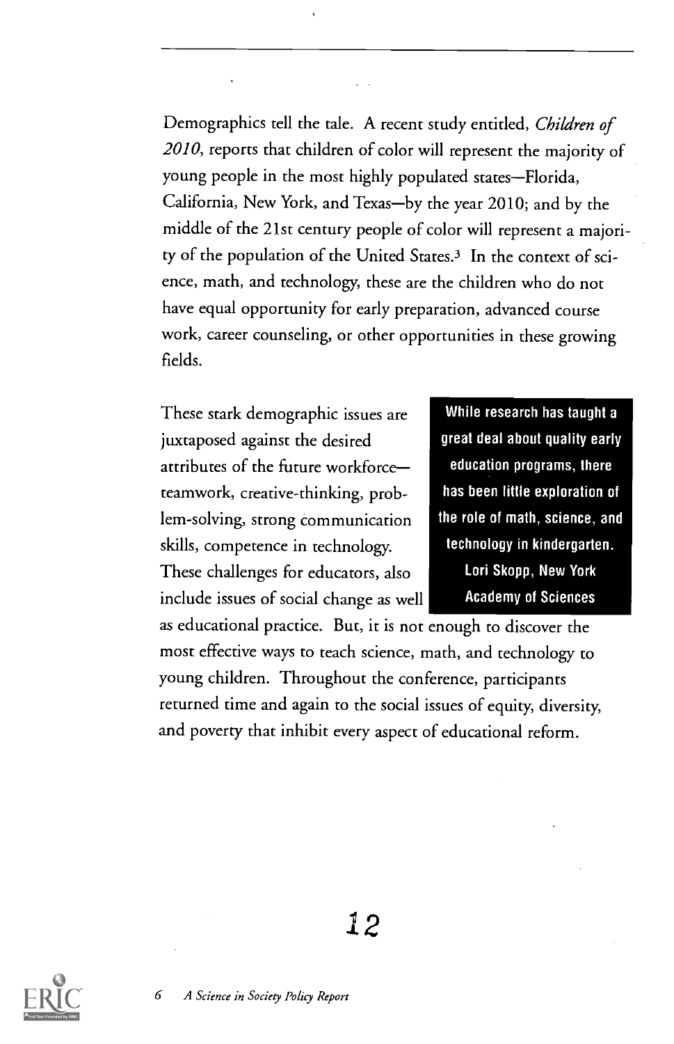Demographics tell the tale. A recent study entitled, *Children of 2010*, reports that children of color will represent the majority of young people in the most highly populated states—Florida, California, New York, and Texas—by the year 2010; and by the middle of the 21st century people of color will represent a majority of the population of the United States.[3] In the context of science, math, and technology, these are the children who do not have equal opportunity for early preparation, advanced course work, career counseling, or other opportunities in these growing fields.

These stark demographic issues are juxtaposed against the desired attributes of the future workforce—teamwork, creative-thinking, problem-solving, strong communication skills, competence in technology. These challenges for educators, also include issues of social change as well as educational practice. But, it is not enough to discover the most effective ways to teach science, math, and technology to young children. Throughout the conference, participants returned time and again to the social issues of equity, diversity, and poverty that inhibit every aspect of educational reform.

> **While research has taught a great deal about quality early education programs, there has been little exploration of the role of math, science, and technology in kindergarten.**
> **Lori Skopp, New York Academy of Sciences**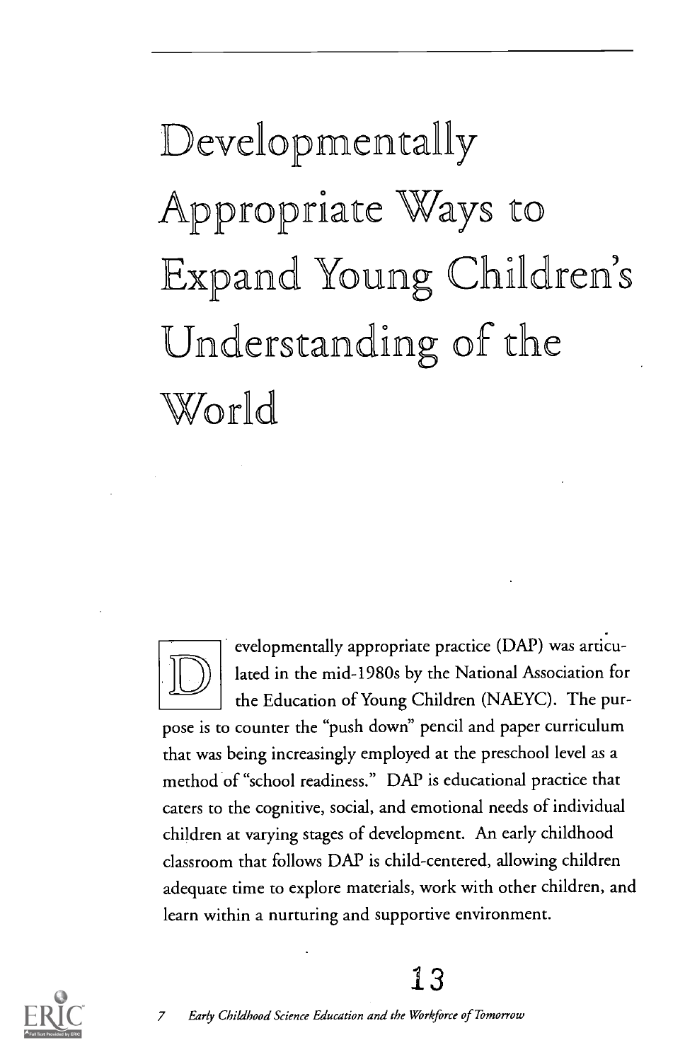# Developmentally Appropriate Ways to Expand Young Children's Understanding of the World

Developmentally appropriate practice (DAP) was articulated in the mid-1980s by the National Association for the Education of Young Children (NAEYC). The purpose is to counter the "push down" pencil and paper curriculum that was being increasingly employed at the preschool level as a method of "school readiness." DAP is educational practice that caters to the cognitive, social, and emotional needs of individual children at varying stages of development. An early childhood classroom that follows DAP is child-centered, allowing children adequate time to explore materials, work with other children, and learn within a nurturing and supportive environment.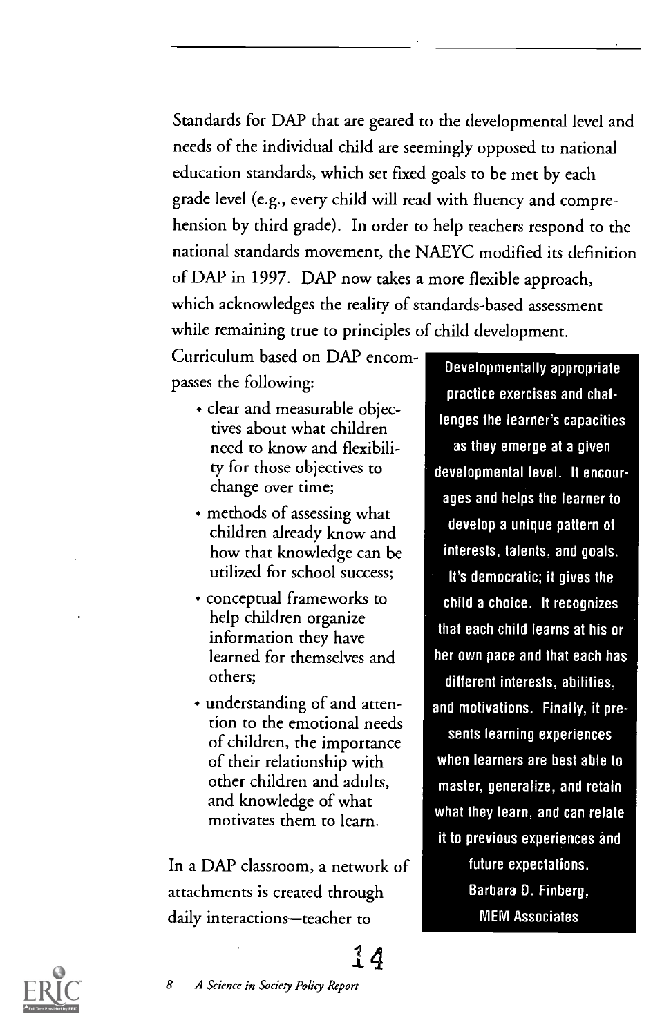Standards for DAP that are geared to the developmental level and needs of the individual child are seemingly opposed to national education standards, which set fixed goals to be met by each grade level (e.g., every child will read with fluency and comprehension by third grade). In order to help teachers respond to the national standards movement, the NAEYC modified its definition of DAP in 1997. DAP now takes a more flexible approach, which acknowledges the reality of standards-based assessment while remaining true to principles of child development.

Curriculum based on DAP encompasses the following:

- clear and measurable objectives about what children need to know and flexibility for those objectives to change over time;
- methods of assessing what children already know and how that knowledge can be utilized for school success;
- conceptual frameworks to help children organize information they have learned for themselves and others;
- understanding of and attention to the emotional needs of children, the importance of their relationship with other children and adults, and knowledge of what motivates them to learn.

> **Developmentally appropriate practice exercises and challenges the learner's capacities as they emerge at a given developmental level. It encourages and helps the learner to develop a unique pattern of interests, talents, and goals. It's democratic; it gives the child a choice. It recognizes that each child learns at his or her own pace and that each has different interests, abilities, and motivations. Finally, it presents learning experiences when learners are best able to master, generalize, and retain what they learn, and can relate it to previous experiences and future expectations.**
>
> **Barbara D. Finberg, MEM Associates**

In a DAP classroom, a network of attachments is created through daily interactions—teacher to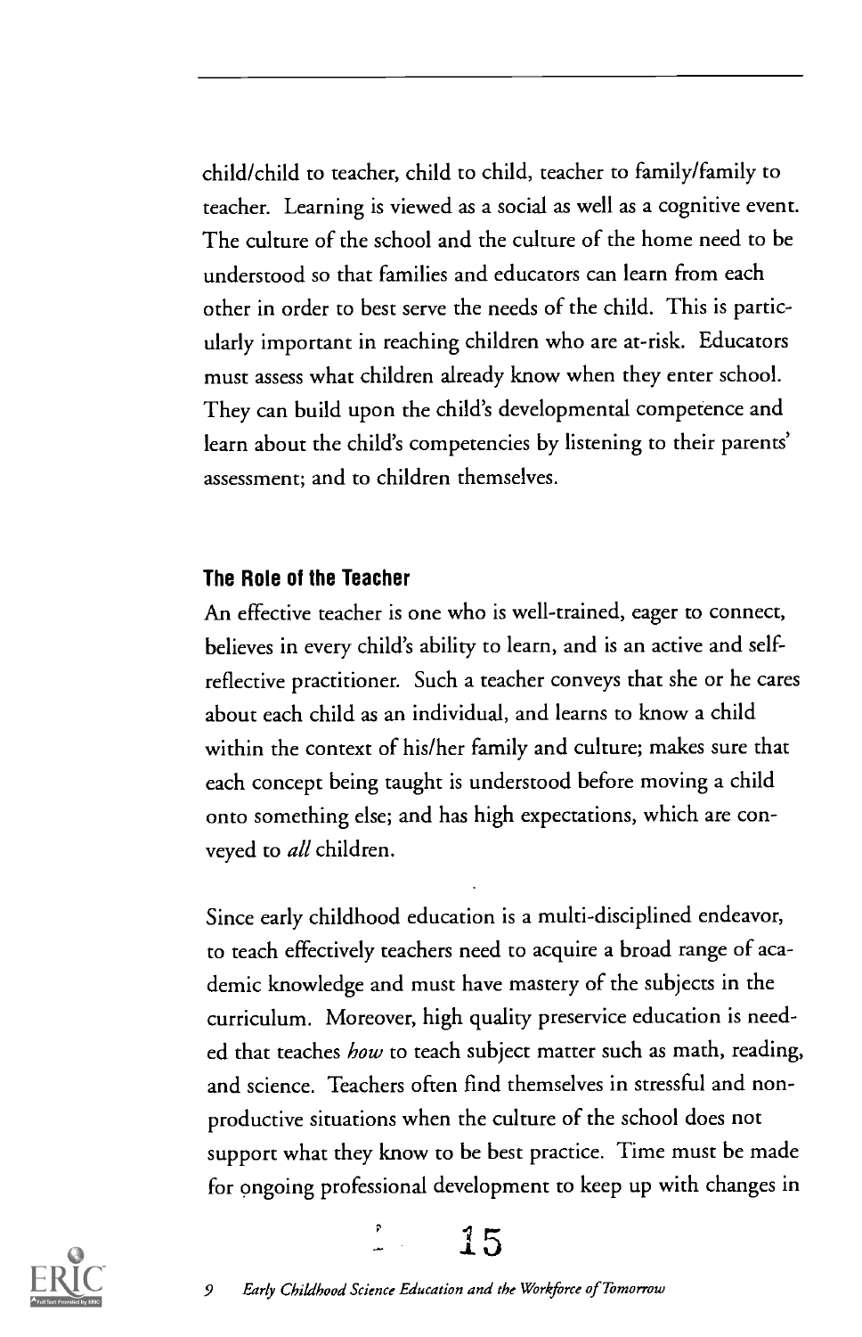child/child to teacher, child to child, teacher to family/family to teacher. Learning is viewed as a social as well as a cognitive event. The culture of the school and the culture of the home need to be understood so that families and educators can learn from each other in order to best serve the needs of the child. This is particularly important in reaching children who are at-risk. Educators must assess what children already know when they enter school. They can build upon the child's developmental competence and learn about the child's competencies by listening to their parents' assessment; and to children themselves.

### The Role of the Teacher

An effective teacher is one who is well-trained, eager to connect, believes in every child's ability to learn, and is an active and self-reflective practitioner. Such a teacher conveys that she or he cares about each child as an individual, and learns to know a child within the context of his/her family and culture; makes sure that each concept being taught is understood before moving a child onto something else; and has high expectations, which are conveyed to *all* children.

Since early childhood education is a multi-disciplined endeavor, to teach effectively teachers need to acquire a broad range of academic knowledge and must have mastery of the subjects in the curriculum. Moreover, high quality preservice education is needed that teaches *how* to teach subject matter such as math, reading, and science. Teachers often find themselves in stressful and non-productive situations when the culture of the school does not support what they know to be best practice. Time must be made for ongoing professional development to keep up with changes in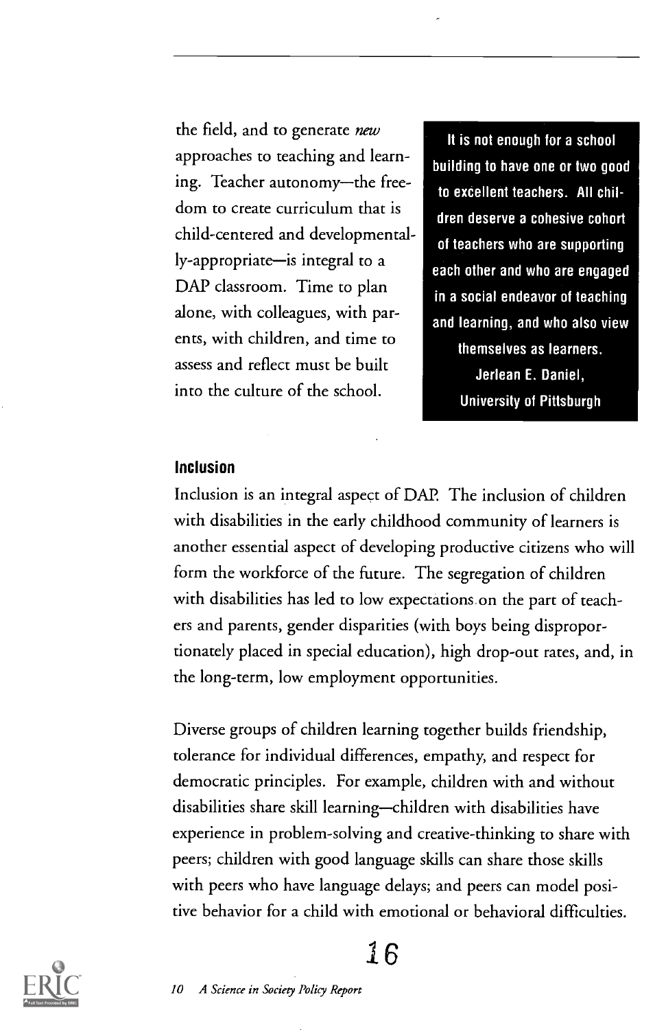the field, and to generate *new* approaches to teaching and learning. Teacher autonomy—the freedom to create curriculum that is child-centered and developmentally-appropriate—is integral to a DAP classroom. Time to plan alone, with colleagues, with parents, with children, and time to assess and reflect must be built into the culture of the school.

> **It is not enough for a school building to have one or two good to excellent teachers. All children deserve a cohesive cohort of teachers who are supporting each other and who are engaged in a social endeavor of teaching and learning, and who also view themselves as learners.**
>
> **Jerlean E. Daniel, University of Pittsburgh**

### Inclusion

Inclusion is an integral aspect of DAP. The inclusion of children with disabilities in the early childhood community of learners is another essential aspect of developing productive citizens who will form the workforce of the future. The segregation of children with disabilities has led to low expectations on the part of teachers and parents, gender disparities (with boys being disproportionately placed in special education), high drop-out rates, and, in the long-term, low employment opportunities.

Diverse groups of children learning together builds friendship, tolerance for individual differences, empathy, and respect for democratic principles. For example, children with and without disabilities share skill learning—children with disabilities have experience in problem-solving and creative-thinking to share with peers; children with good language skills can share those skills with peers who have language delays; and peers can model positive behavior for a child with emotional or behavioral difficulties.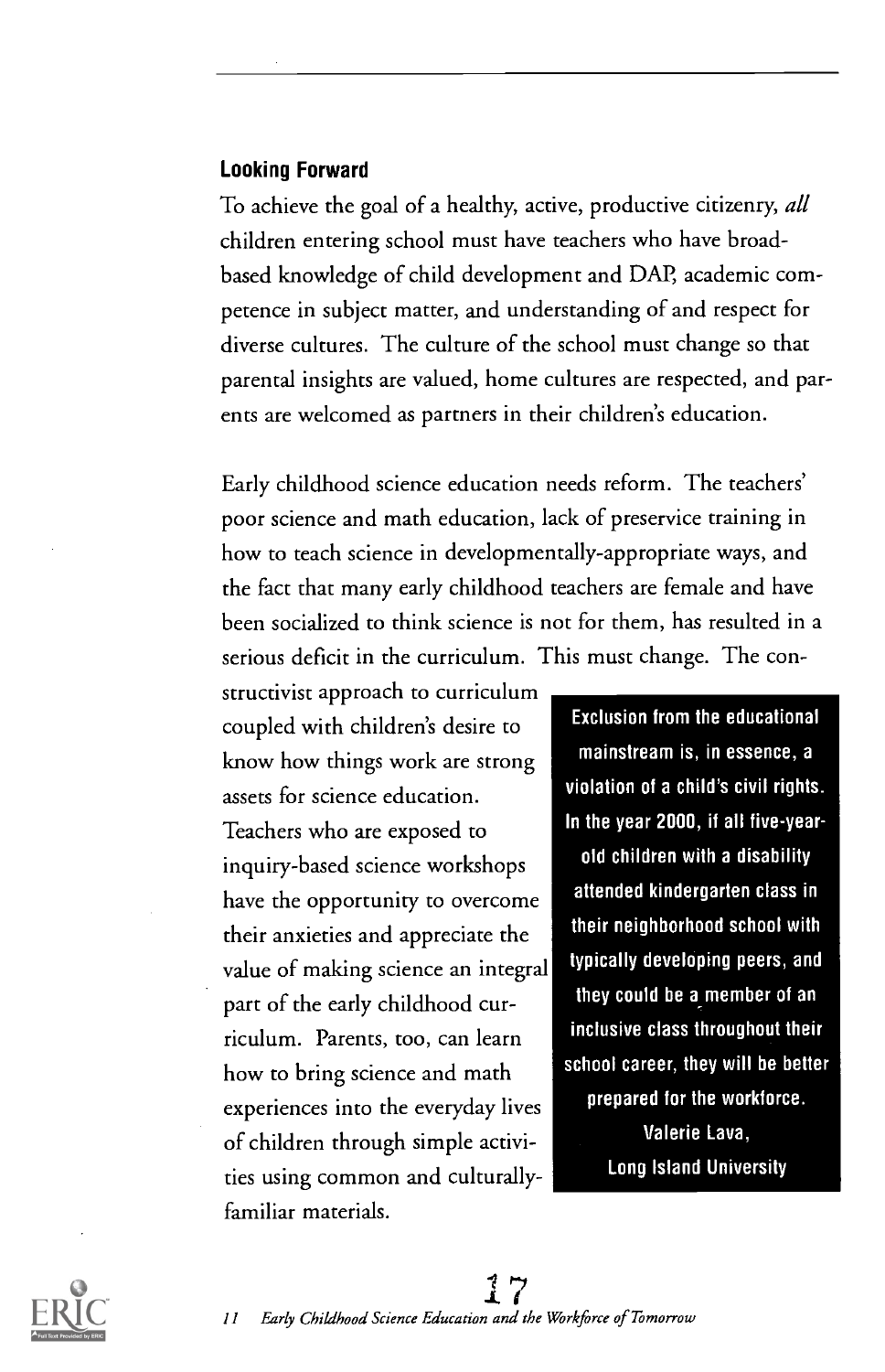### Looking Forward

To achieve the goal of a healthy, active, productive citizenry, *all* children entering school must have teachers who have broad-based knowledge of child development and DAP, academic competence in subject matter, and understanding of and respect for diverse cultures. The culture of the school must change so that parental insights are valued, home cultures are respected, and parents are welcomed as partners in their children's education.

Early childhood science education needs reform. The teachers' poor science and math education, lack of preservice training in how to teach science in developmentally-appropriate ways, and the fact that many early childhood teachers are female and have been socialized to think science is not for them, has resulted in a serious deficit in the curriculum. This must change. The constructivist approach to curriculum coupled with children's desire to know how things work are strong assets for science education. Teachers who are exposed to inquiry-based science workshops have the opportunity to overcome their anxieties and appreciate the value of making science an integral part of the early childhood curriculum. Parents, too, can learn how to bring science and math experiences into the everyday lives of children through simple activities using common and culturally-familiar materials.

> **Exclusion from the educational mainstream is, in essence, a violation of a child's civil rights. In the year 2000, if all five-year-old children with a disability attended kindergarten class in their neighborhood school with typically developing peers, and they could be a member of an inclusive class throughout their school career, they will be better prepared for the workforce.**
>
> **Valerie Lava, Long Island University**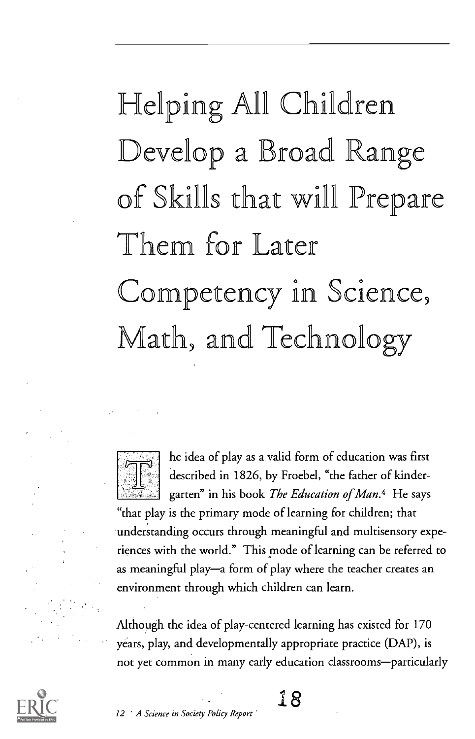# Helping All Children Develop a Broad Range of Skills that will Prepare Them for Later Competency in Science, Math, and Technology

The idea of play as a valid form of education was first described in 1826, by Froebel, "the father of kindergarten" in his book *The Education of Man*.[4] He says "that play is the primary mode of learning for children; that understanding occurs through meaningful and multisensory experiences with the world." This mode of learning can be referred to as meaningful play—a form of play where the teacher creates an environment through which children can learn.

Although the idea of play-centered learning has existed for 170 years, play, and developmentally appropriate practice (DAP), is not yet common in many early education classrooms—particularly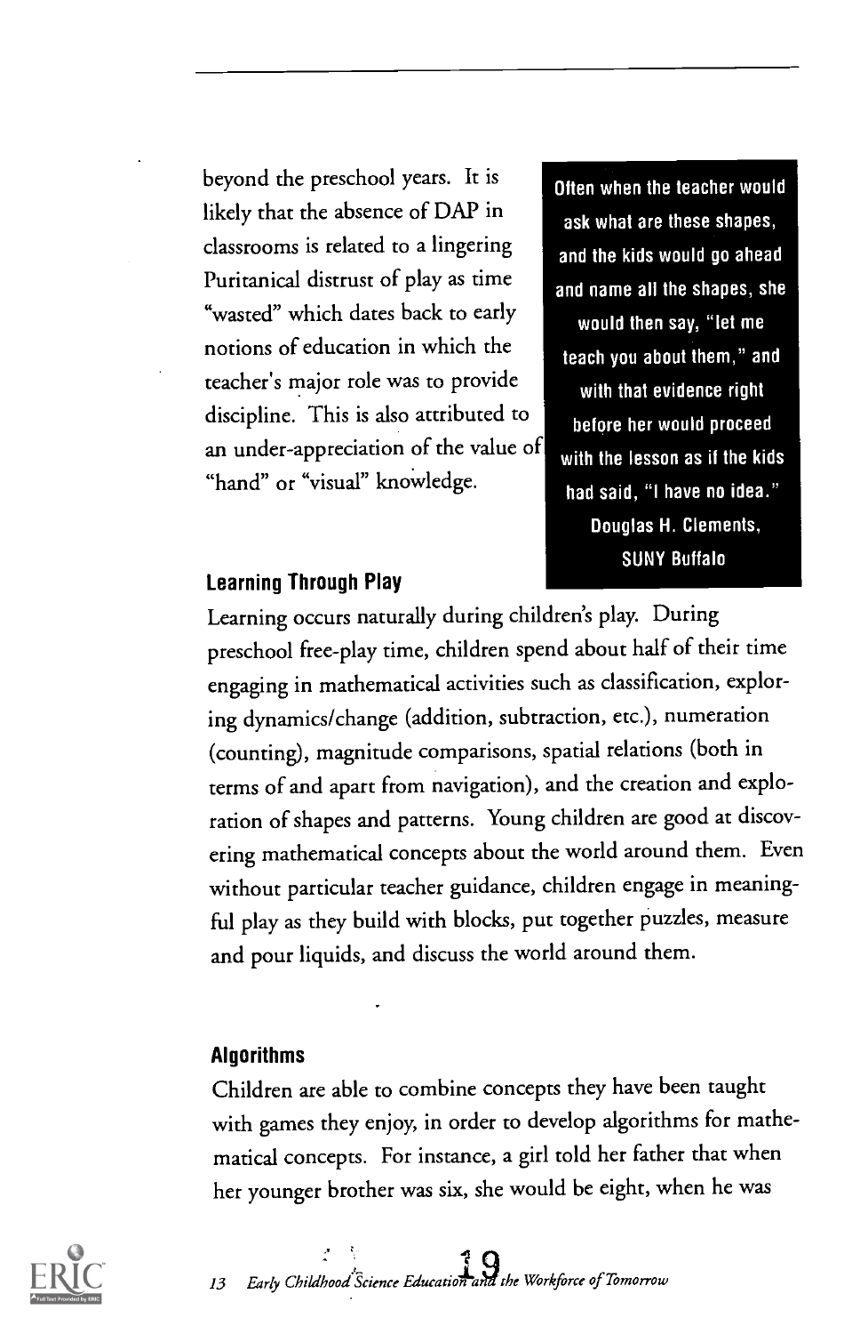beyond the preschool years. It is likely that the absence of DAP in classrooms is related to a lingering Puritanical distrust of play as time "wasted" which dates back to early notions of education in which the teacher's major role was to provide discipline. This is also attributed to an under-appreciation of the value of "hand" or "visual" knowledge.

> **Often when the teacher would ask what are these shapes, and the kids would go ahead and name all the shapes, she would then say, "let me teach you about them," and with that evidence right before her would proceed with the lesson as if the kids had said, "I have no idea."**
> **Douglas H. Clements, SUNY Buffalo**

### Learning Through Play

Learning occurs naturally during children's play. During preschool free-play time, children spend about half of their time engaging in mathematical activities such as classification, exploring dynamics/change (addition, subtraction, etc.), numeration (counting), magnitude comparisons, spatial relations (both in terms of and apart from navigation), and the creation and exploration of shapes and patterns. Young children are good at discovering mathematical concepts about the world around them. Even without particular teacher guidance, children engage in meaningful play as they build with blocks, put together puzzles, measure and pour liquids, and discuss the world around them.

### Algorithms

Children are able to combine concepts they have been taught with games they enjoy, in order to develop algorithms for mathematical concepts. For instance, a girl told her father that when her younger brother was six, she would be eight, when he was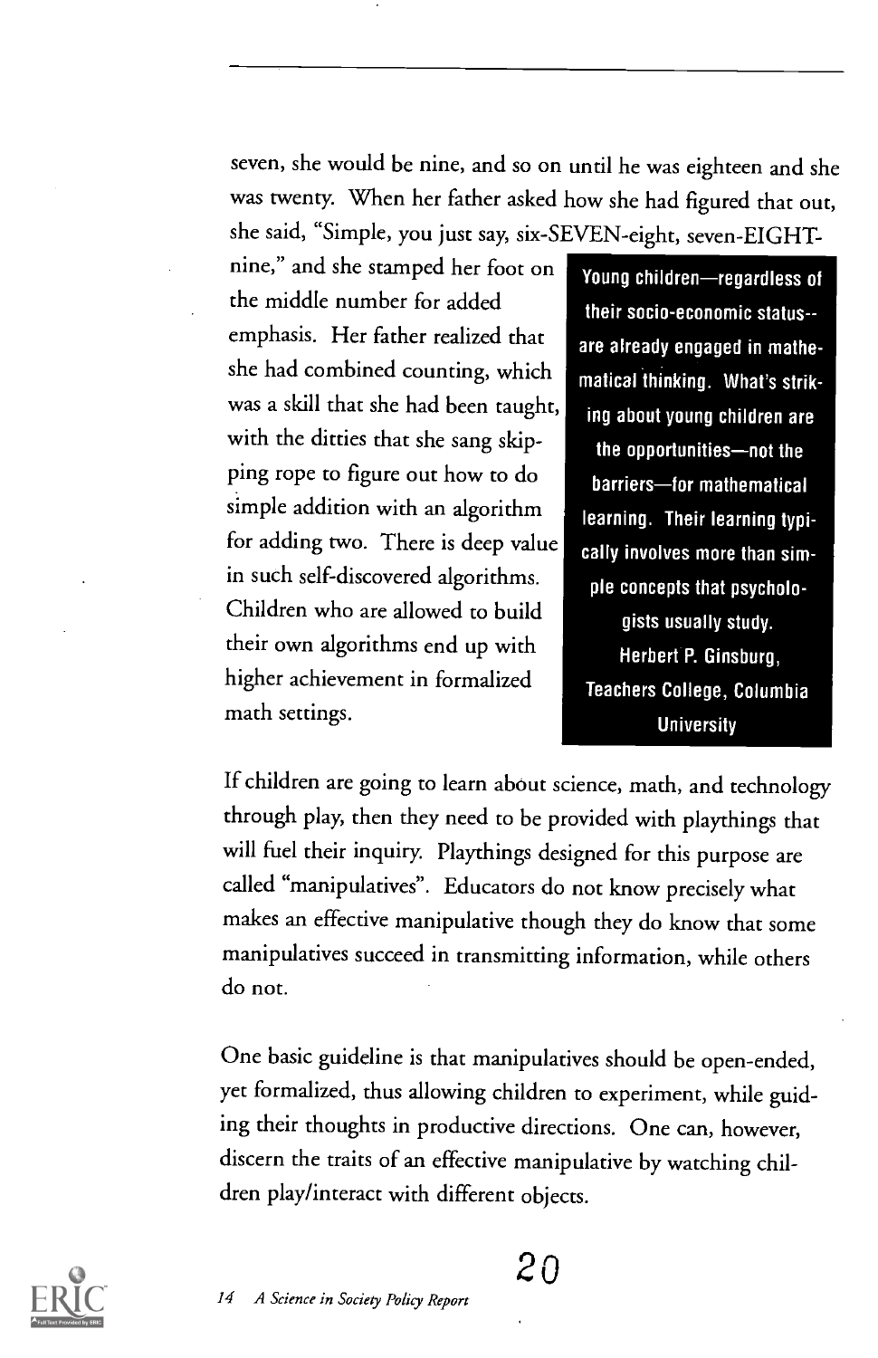seven, she would be nine, and so on until he was eighteen and she was twenty. When her father asked how she had figured that out, she said, "Simple, you just say, six-SEVEN-eight, seven-EIGHT-nine," and she stamped her foot on the middle number for added emphasis. Her father realized that she had combined counting, which was a skill that she had been taught, with the ditties that she sang skipping rope to figure out how to do simple addition with an algorithm for adding two. There is deep value in such self-discovered algorithms. Children who are allowed to build their own algorithms end up with higher achievement in formalized math settings.

> **Young children—regardless of their socio-economic status--are already engaged in mathematical thinking. What's striking about young children are the opportunities—not the barriers—for mathematical learning. Their learning typically involves more than simple concepts that psychologists usually study.**
> **Herbert P. Ginsburg, Teachers College, Columbia University**

If children are going to learn about science, math, and technology through play, then they need to be provided with playthings that will fuel their inquiry. Playthings designed for this purpose are called "manipulatives". Educators do not know precisely what makes an effective manipulative though they do know that some manipulatives succeed in transmitting information, while others do not.

One basic guideline is that manipulatives should be open-ended, yet formalized, thus allowing children to experiment, while guiding their thoughts in productive directions. One can, however, discern the traits of an effective manipulative by watching children play/interact with different objects.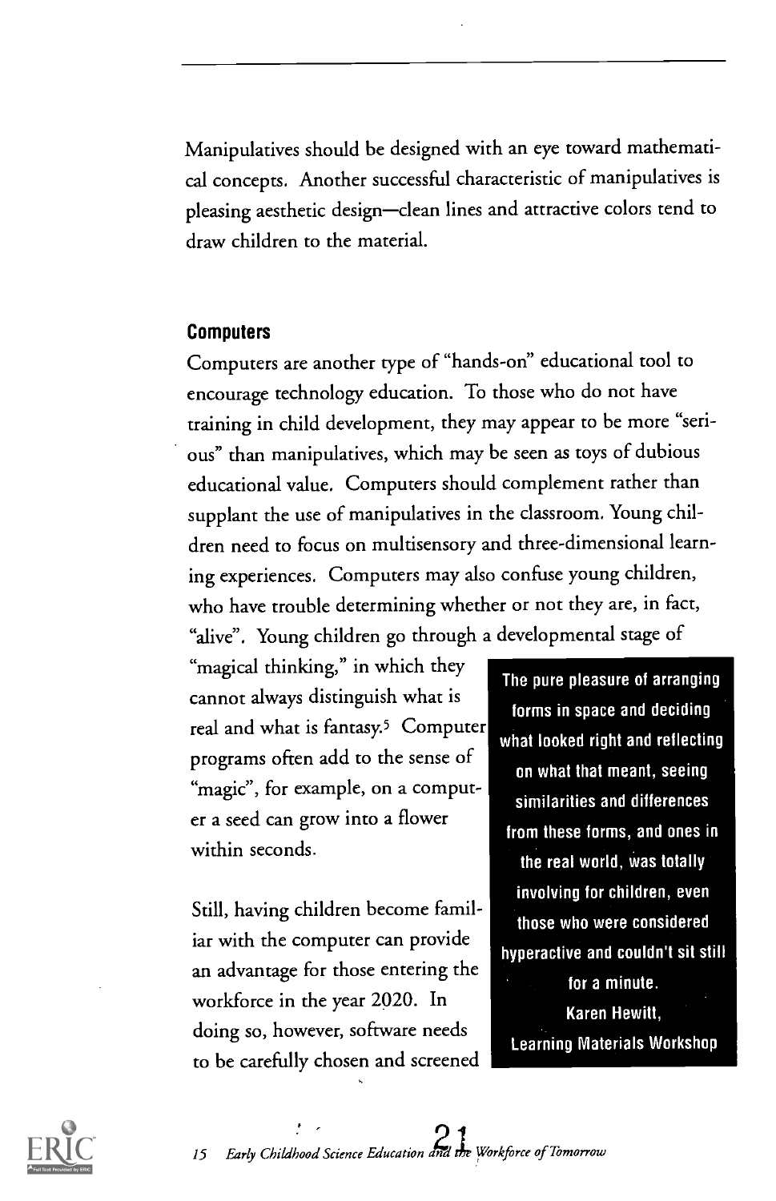Manipulatives should be designed with an eye toward mathematical concepts. Another successful characteristic of manipulatives is pleasing aesthetic design—clean lines and attractive colors tend to draw children to the material.

### Computers

Computers are another type of "hands-on" educational tool to encourage technology education. To those who do not have training in child development, they may appear to be more "serious" than manipulatives, which may be seen as toys of dubious educational value. Computers should complement rather than supplant the use of manipulatives in the classroom. Young children need to focus on multisensory and three-dimensional learning experiences. Computers may also confuse young children, who have trouble determining whether or not they are, in fact, "alive". Young children go through a developmental stage of "magical thinking," in which they cannot always distinguish what is real and what is fantasy.[5] Computer programs often add to the sense of "magic", for example, on a computer a seed can grow into a flower within seconds.

Still, having children become familiar with the computer can provide an advantage for those entering the workforce in the year 2020. In doing so, however, software needs to be carefully chosen and screened

> **The pure pleasure of arranging forms in space and deciding what looked right and reflecting on what that meant, seeing similarities and differences from these forms, and ones in the real world, was totally involving for children, even those who were considered hyperactive and couldn't sit still for a minute.**
>
> **Karen Hewitt, Learning Materials Workshop**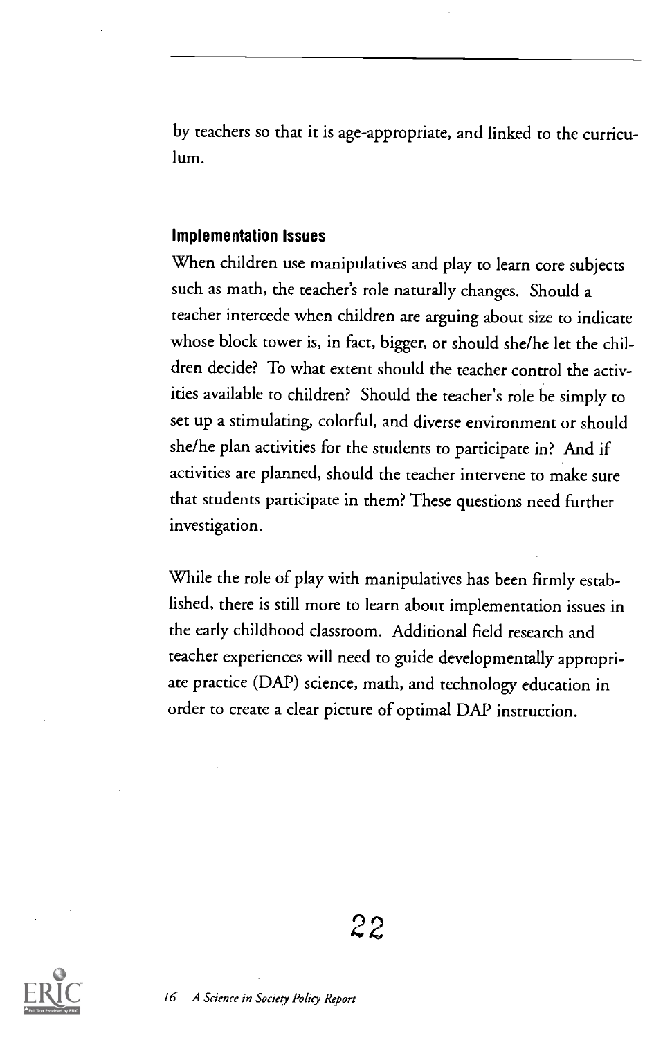by teachers so that it is age-appropriate, and linked to the curriculum.

### Implementation Issues

When children use manipulatives and play to learn core subjects such as math, the teacher's role naturally changes. Should a teacher intercede when children are arguing about size to indicate whose block tower is, in fact, bigger, or should she/he let the children decide? To what extent should the teacher control the activities available to children? Should the teacher's role be simply to set up a stimulating, colorful, and diverse environment or should she/he plan activities for the students to participate in? And if activities are planned, should the teacher intervene to make sure that students participate in them? These questions need further investigation.

While the role of play with manipulatives has been firmly established, there is still more to learn about implementation issues in the early childhood classroom. Additional field research and teacher experiences will need to guide developmentally appropriate practice (DAP) science, math, and technology education in order to create a clear picture of optimal DAP instruction.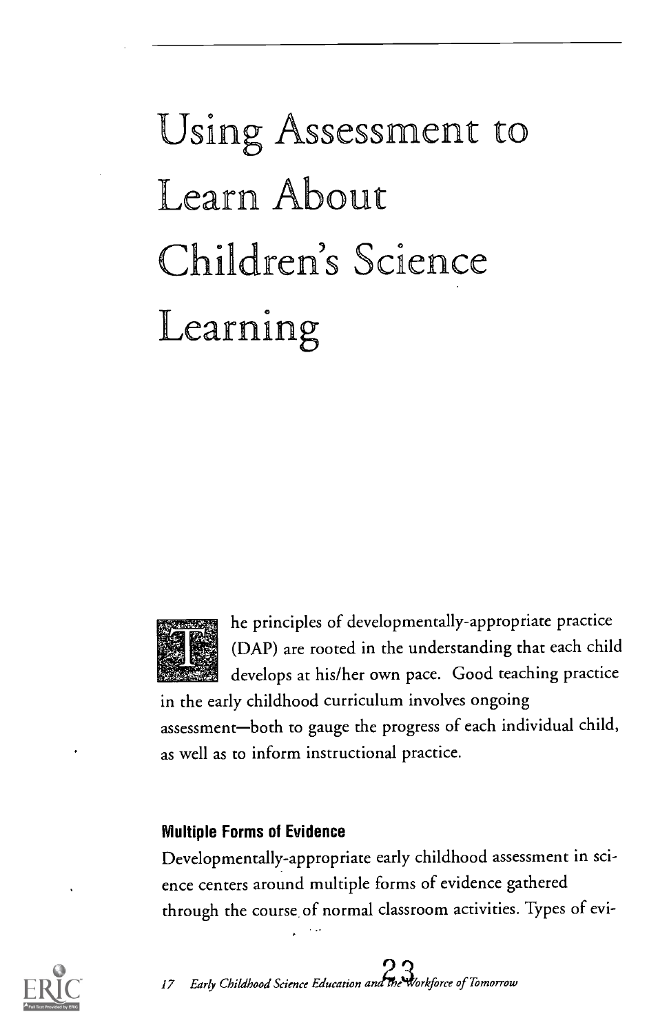# Using Assessment to Learn About Children's Science Learning

The principles of developmentally-appropriate practice (DAP) are rooted in the understanding that each child develops at his/her own pace. Good teaching practice in the early childhood curriculum involves ongoing assessment—both to gauge the progress of each individual child, as well as to inform instructional practice.

### Multiple Forms of Evidence

Developmentally-appropriate early childhood assessment in science centers around multiple forms of evidence gathered through the course of normal classroom activities. Types of evi-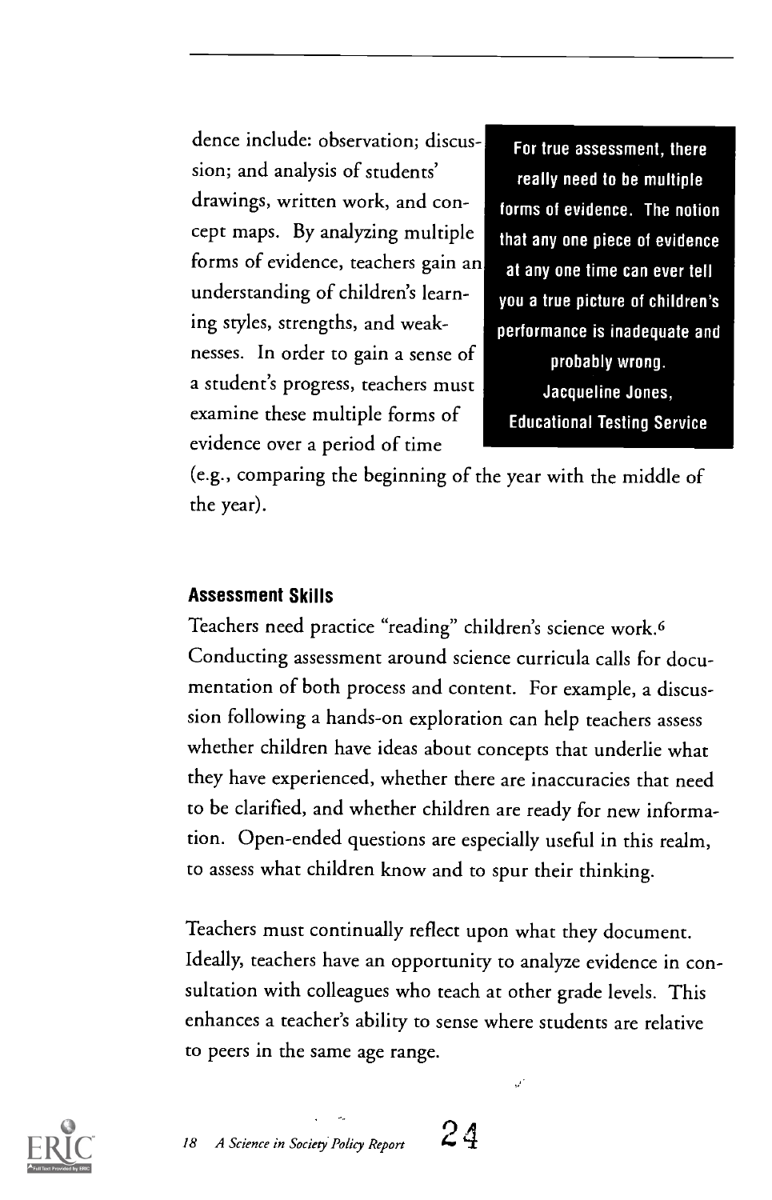dence include: observation; discussion; and analysis of students' drawings, written work, and concept maps. By analyzing multiple forms of evidence, teachers gain an understanding of children's learning styles, strengths, and weaknesses. In order to gain a sense of a student's progress, teachers must examine these multiple forms of evidence over a period of time (e.g., comparing the beginning of the year with the middle of the year).

> **For true assessment, there really need to be multiple forms of evidence. The notion that any one piece of evidence at any one time can ever tell you a true picture of children's performance is inadequate and probably wrong.**
> **Jacqueline Jones, Educational Testing Service**

### Assessment Skills

Teachers need practice "reading" children's science work.[6] Conducting assessment around science curricula calls for documentation of both process and content. For example, a discussion following a hands-on exploration can help teachers assess whether children have ideas about concepts that underlie what they have experienced, whether there are inaccuracies that need to be clarified, and whether children are ready for new information. Open-ended questions are especially useful in this realm, to assess what children know and to spur their thinking.

Teachers must continually reflect upon what they document. Ideally, teachers have an opportunity to analyze evidence in consultation with colleagues who teach at other grade levels. This enhances a teacher's ability to sense where students are relative to peers in the same age range.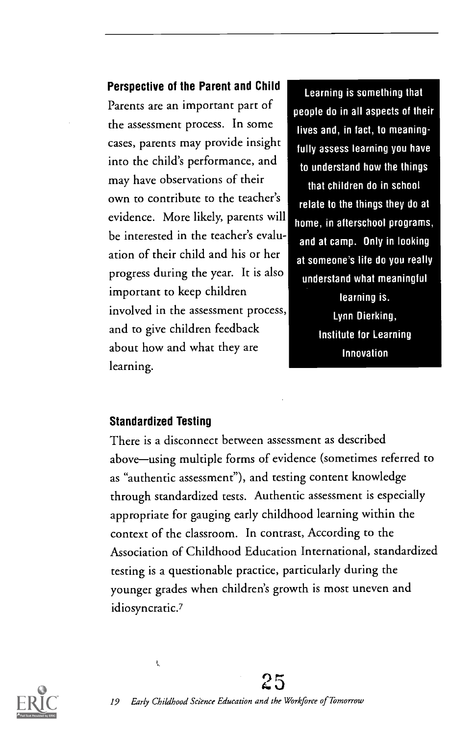### Perspective of the Parent and Child

Parents are an important part of the assessment process. In some cases, parents may provide insight into the child's performance, and may have observations of their own to contribute to the teacher's evidence. More likely, parents will be interested in the teacher's evaluation of their child and his or her progress during the year. It is also important to keep children involved in the assessment process, and to give children feedback about how and what they are learning.

> **Learning is something that people do in all aspects of their lives and, in fact, to meaningfully assess learning you have to understand how the things that children do in school relate to the things they do at home, in afterschool programs, and at camp. Only in looking at someone's life do you really understand what meaningful learning is.**
> **Lynn Dierking, Institute for Learning Innovation**

### Standardized Testing

There is a disconnect between assessment as described above—using multiple forms of evidence (sometimes referred to as "authentic assessment"), and testing content knowledge through standardized tests. Authentic assessment is especially appropriate for gauging early childhood learning within the context of the classroom. In contrast, According to the Association of Childhood Education International, standardized testing is a questionable practice, particularly during the younger grades when children's growth is most uneven and idiosyncratic.[7]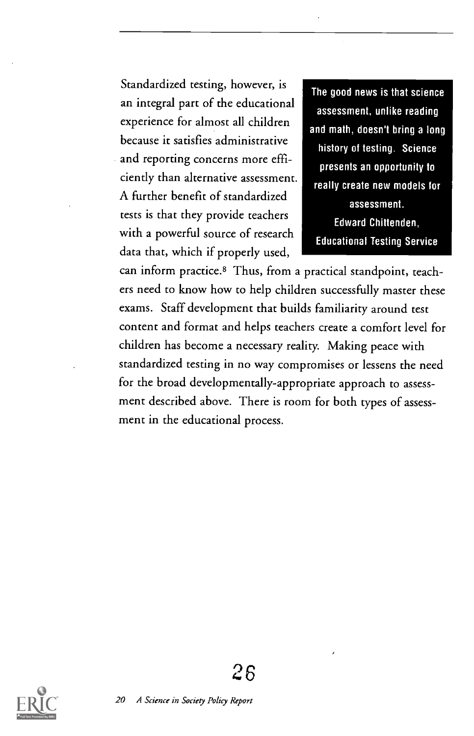Standardized testing, however, is an integral part of the educational experience for almost all children because it satisfies administrative and reporting concerns more efficiently than alternative assessment. A further benefit of standardized tests is that they provide teachers with a powerful source of research data that, which if properly used, can inform practice.[8] Thus, from a practical standpoint, teachers need to know how to help children successfully master these exams. Staff development that builds familiarity around test content and format and helps teachers create a comfort level for children has become a necessary reality. Making peace with standardized testing in no way compromises or lessens the need for the broad developmentally-appropriate approach to assessment described above. There is room for both types of assessment in the educational process.

> **The good news is that science assessment, unlike reading and math, doesn't bring a long history of testing. Science presents an opportunity to really create new models for assessment.**
> **Edward Chittenden, Educational Testing Service**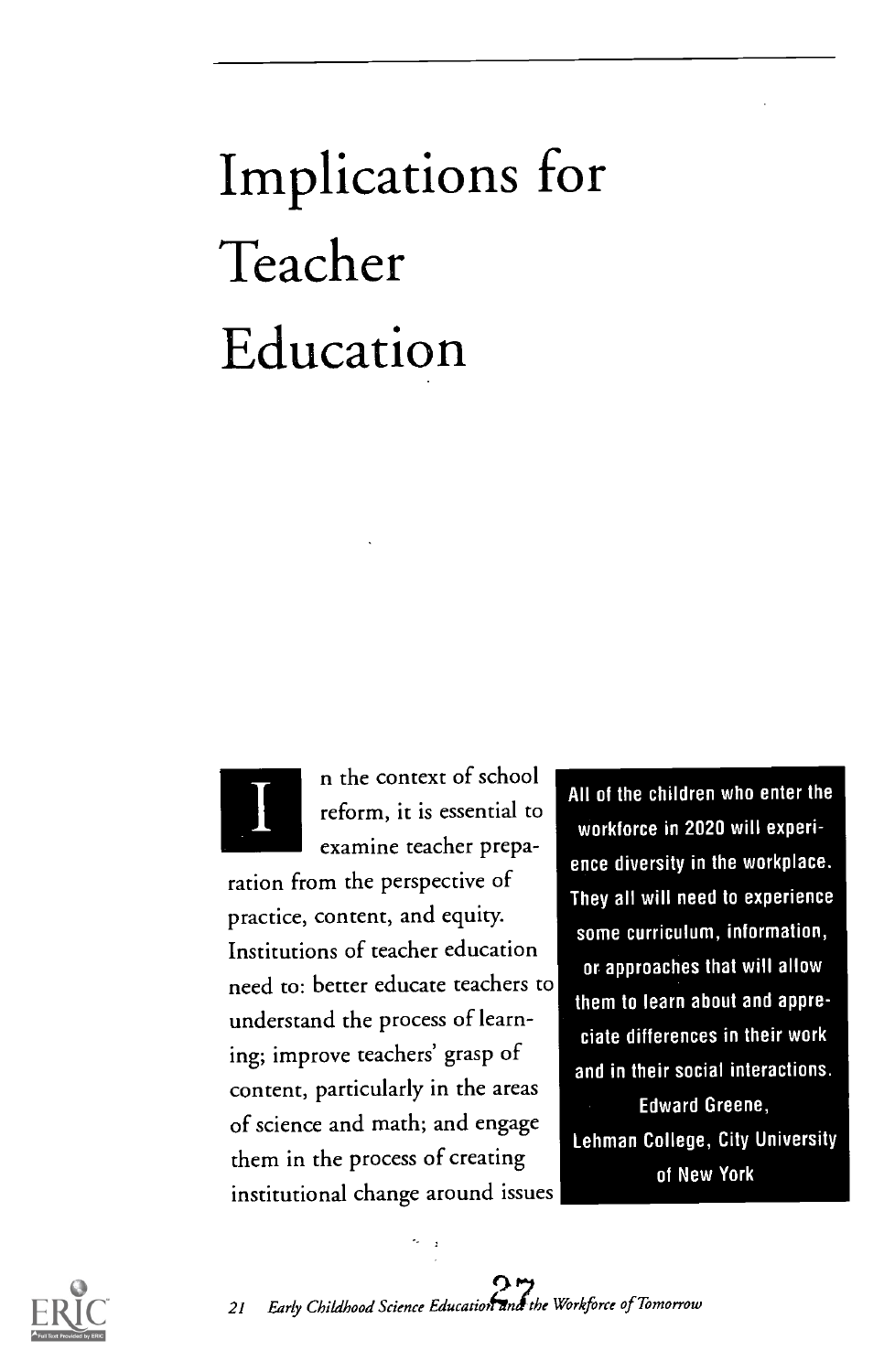# Implications for Teacher Education

In the context of school reform, it is essential to examine teacher preparation from the perspective of practice, content, and equity. Institutions of teacher education need to: better educate teachers to understand the process of learning; improve teachers' grasp of content, particularly in the areas of science and math; and engage them in the process of creating institutional change around issues

> **All of the children who enter the workforce in 2020 will experience diversity in the workplace. They all will need to experience some curriculum, information, or approaches that will allow them to learn about and appreciate differences in their work and in their social interactions.**
>
> **Edward Greene, Lehman College, City University of New York**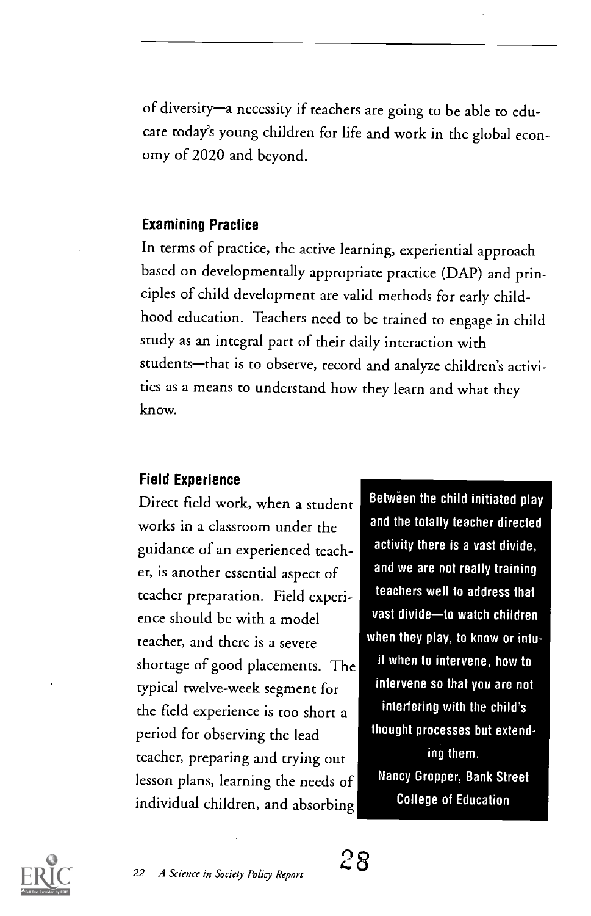of diversity—a necessity if teachers are going to be able to educate today's young children for life and work in the global economy of 2020 and beyond.

### Examining Practice

In terms of practice, the active learning, experiential approach based on developmentally appropriate practice (DAP) and principles of child development are valid methods for early childhood education. Teachers need to be trained to engage in child study as an integral part of their daily interaction with students—that is to observe, record and analyze children's activities as a means to understand how they learn and what they know.

### Field Experience

Direct field work, when a student works in a classroom under the guidance of an experienced teacher, is another essential aspect of teacher preparation. Field experience should be with a model teacher, and there is a severe shortage of good placements. The typical twelve-week segment for the field experience is too short a period for observing the lead teacher, preparing and trying out lesson plans, learning the needs of individual children, and absorbing

> **Between the child initiated play and the totally teacher directed activity there is a vast divide, and we are not really training teachers well to address that vast divide—to watch children when they play, to know or intuit when to intervene, how to intervene so that you are not interfering with the child's thought processes but extending them.**
>
> **Nancy Gropper, Bank Street College of Education**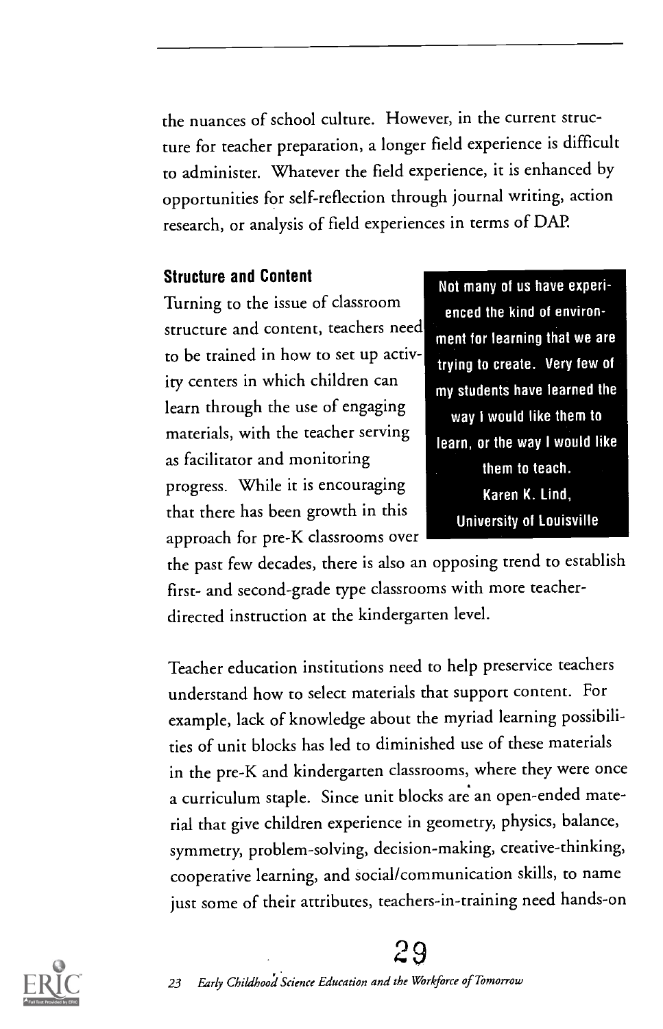the nuances of school culture. However, in the current structure for teacher preparation, a longer field experience is difficult to administer. Whatever the field experience, it is enhanced by opportunities for self-reflection through journal writing, action research, or analysis of field experiences in terms of DAP.

### Structure and Content

Turning to the issue of classroom structure and content, teachers need to be trained in how to set up activity centers in which children can learn through the use of engaging materials, with the teacher serving as facilitator and monitoring progress. While it is encouraging that there has been growth in this approach for pre-K classrooms over the past few decades, there is also an opposing trend to establish first- and second-grade type classrooms with more teacher-directed instruction at the kindergarten level.

> **Not many of us have experienced the kind of environment for learning that we are trying to create. Very few of my students have learned the way I would like them to learn, or the way I would like them to teach.**
> **Karen K. Lind, University of Louisville**

Teacher education institutions need to help preservice teachers understand how to select materials that support content. For example, lack of knowledge about the myriad learning possibilities of unit blocks has led to diminished use of these materials in the pre-K and kindergarten classrooms, where they were once a curriculum staple. Since unit blocks are an open-ended material that give children experience in geometry, physics, balance, symmetry, problem-solving, decision-making, creative-thinking, cooperative learning, and social/communication skills, to name just some of their attributes, teachers-in-training need hands-on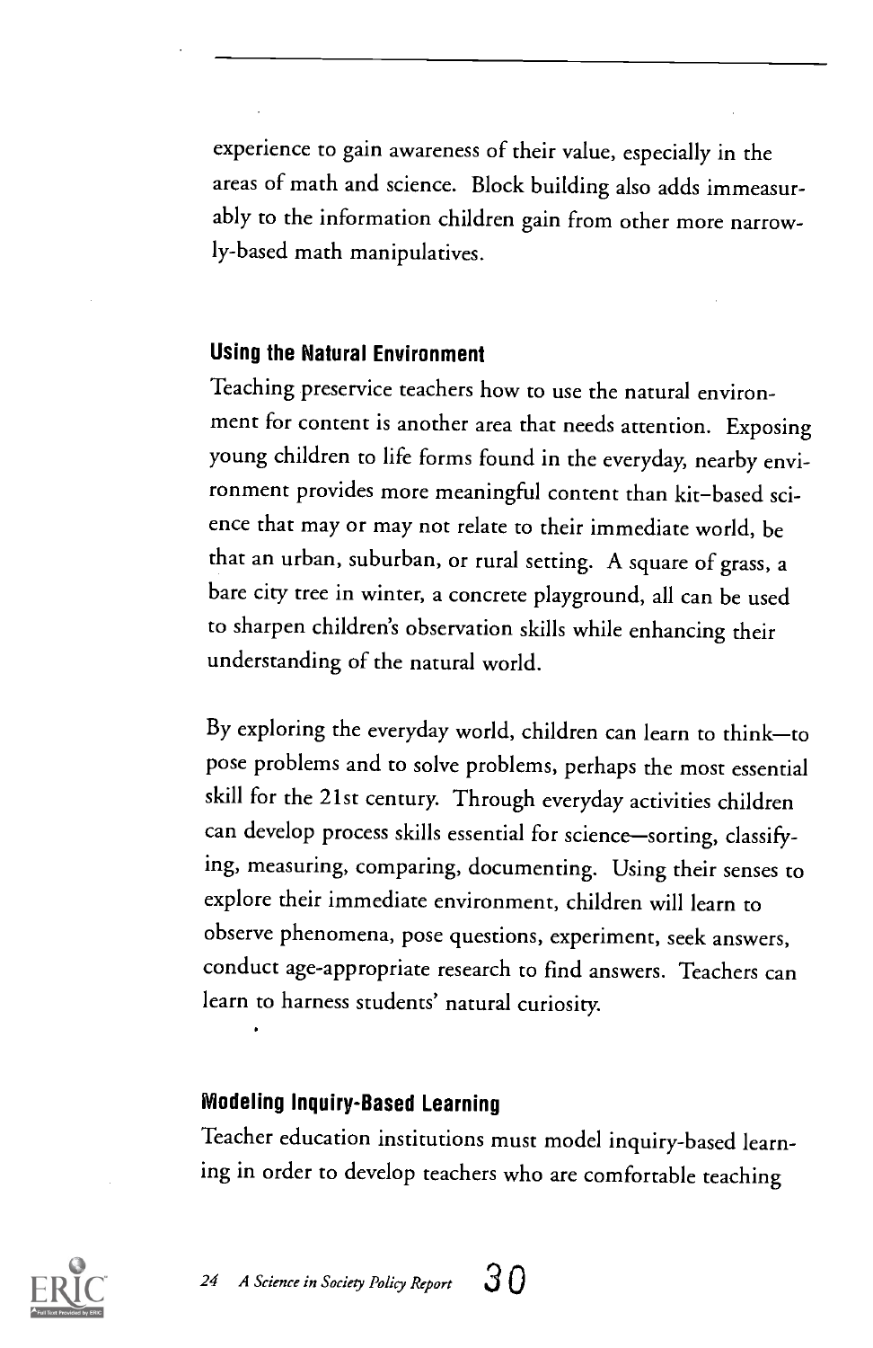experience to gain awareness of their value, especially in the areas of math and science. Block building also adds immeasurably to the information children gain from other more narrowly-based math manipulatives.

### Using the Natural Environment

Teaching preservice teachers how to use the natural environment for content is another area that needs attention. Exposing young children to life forms found in the everyday, nearby environment provides more meaningful content than kit-based science that may or may not relate to their immediate world, be that an urban, suburban, or rural setting. A square of grass, a bare city tree in winter, a concrete playground, all can be used to sharpen children's observation skills while enhancing their understanding of the natural world.

By exploring the everyday world, children can learn to think—to pose problems and to solve problems, perhaps the most essential skill for the 21st century. Through everyday activities children can develop process skills essential for science—sorting, classifying, measuring, comparing, documenting. Using their senses to explore their immediate environment, children will learn to observe phenomena, pose questions, experiment, seek answers, conduct age-appropriate research to find answers. Teachers can learn to harness students' natural curiosity.

### Modeling Inquiry-Based Learning

Teacher education institutions must model inquiry-based learning in order to develop teachers who are comfortable teaching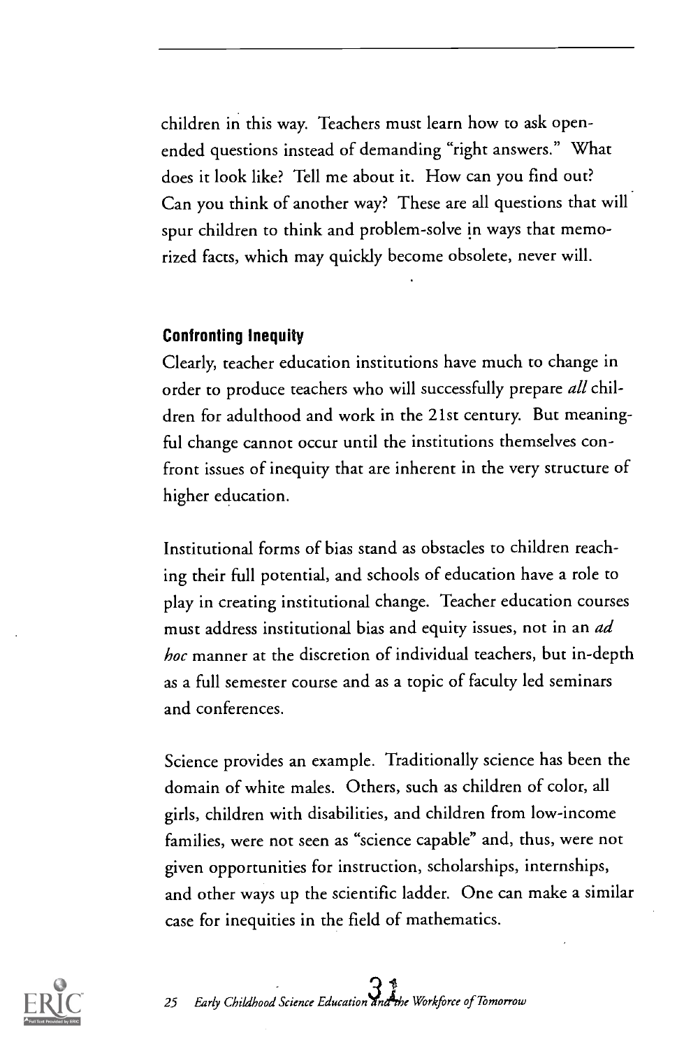children in this way. Teachers must learn how to ask open-ended questions instead of demanding "right answers." What does it look like? Tell me about it. How can you find out? Can you think of another way? These are all questions that will spur children to think and problem-solve in ways that memorized facts, which may quickly become obsolete, never will.

### Confronting Inequity

Clearly, teacher education institutions have much to change in order to produce teachers who will successfully prepare *all* children for adulthood and work in the 21st century. But meaningful change cannot occur until the institutions themselves confront issues of inequity that are inherent in the very structure of higher education.

Institutional forms of bias stand as obstacles to children reaching their full potential, and schools of education have a role to play in creating institutional change. Teacher education courses must address institutional bias and equity issues, not in an *ad hoc* manner at the discretion of individual teachers, but in-depth as a full semester course and as a topic of faculty led seminars and conferences.

Science provides an example. Traditionally science has been the domain of white males. Others, such as children of color, all girls, children with disabilities, and children from low-income families, were not seen as "science capable" and, thus, were not given opportunities for instruction, scholarships, internships, and other ways up the scientific ladder. One can make a similar case for inequities in the field of mathematics.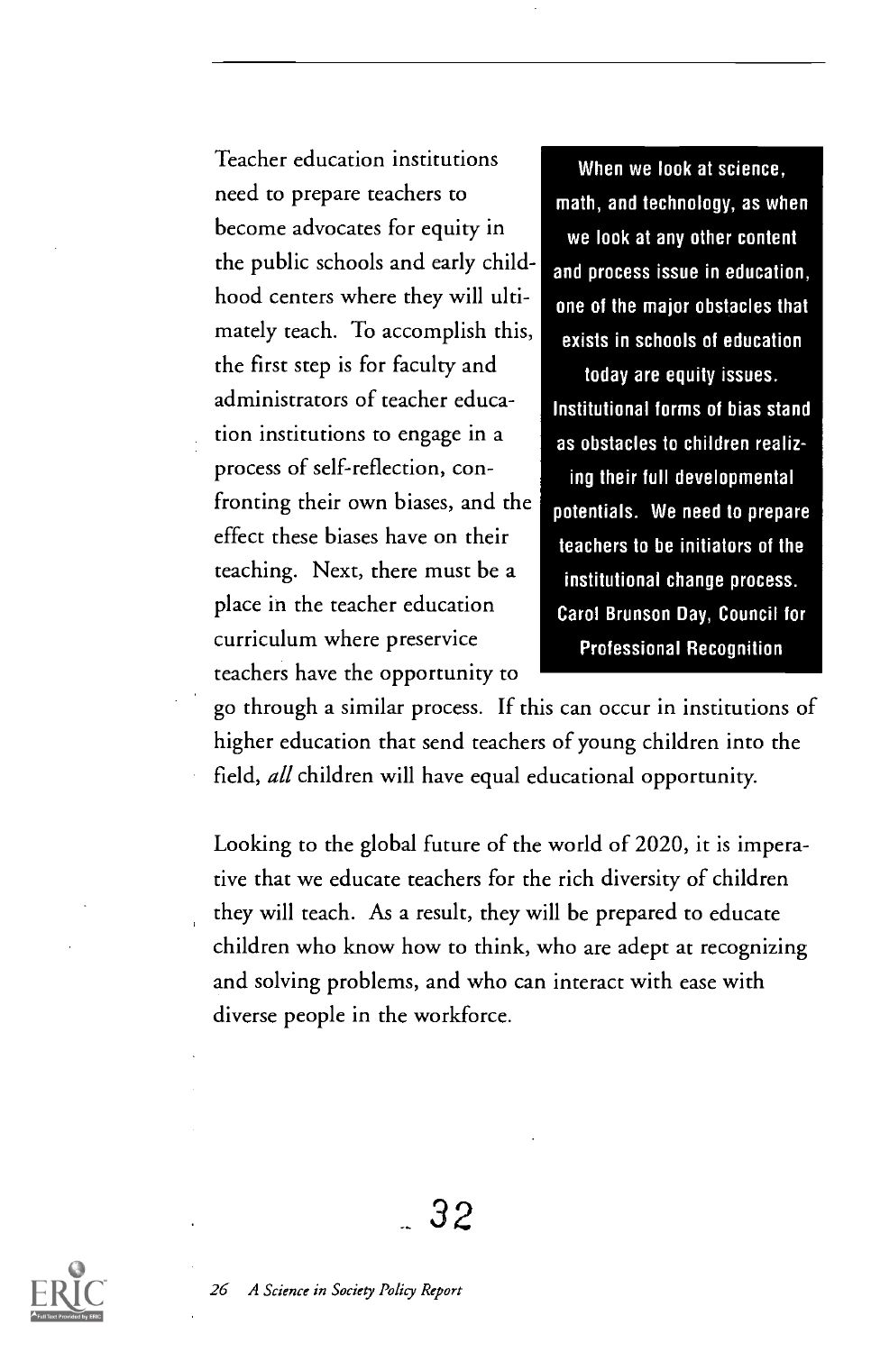Teacher education institutions need to prepare teachers to become advocates for equity in the public schools and early childhood centers where they will ultimately teach. To accomplish this, the first step is for faculty and administrators of teacher education institutions to engage in a process of self-reflection, confronting their own biases, and the effect these biases have on their teaching. Next, there must be a place in the teacher education curriculum where preservice teachers have the opportunity to go through a similar process. If this can occur in institutions of higher education that send teachers of young children into the field, *all* children will have equal educational opportunity.

> **When we look at science, math, and technology, as when we look at any other content and process issue in education, one of the major obstacles that exists in schools of education today are equity issues. Institutional forms of bias stand as obstacles to children realizing their full developmental potentials. We need to prepare teachers to be initiators of the institutional change process. Carol Brunson Day, Council for Professional Recognition**

Looking to the global future of the world of 2020, it is imperative that we educate teachers for the rich diversity of children they will teach. As a result, they will be prepared to educate children who know how to think, who are adept at recognizing and solving problems, and who can interact with ease with diverse people in the workforce.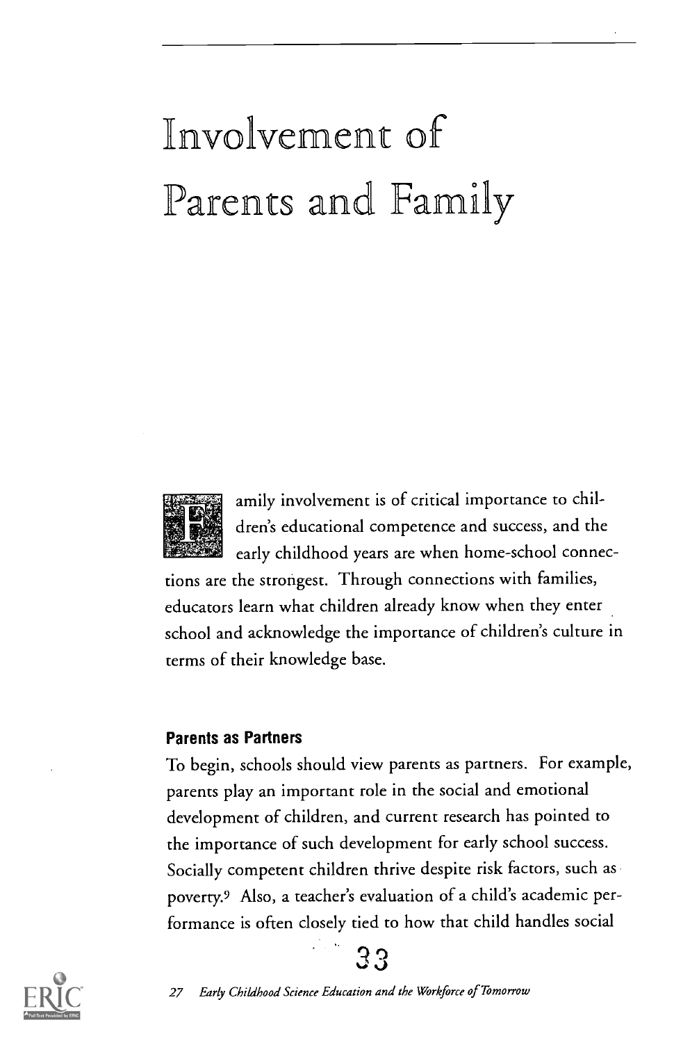# Involvement of Parents and Family

Family involvement is of critical importance to children's educational competence and success, and the early childhood years are when home-school connections are the strongest. Through connections with families, educators learn what children already know when they enter school and acknowledge the importance of children's culture in terms of their knowledge base.

### Parents as Partners

To begin, schools should view parents as partners. For example, parents play an important role in the social and emotional development of children, and current research has pointed to the importance of such development for early school success. Socially competent children thrive despite risk factors, such as poverty.[9] Also, a teacher's evaluation of a child's academic performance is often closely tied to how that child handles social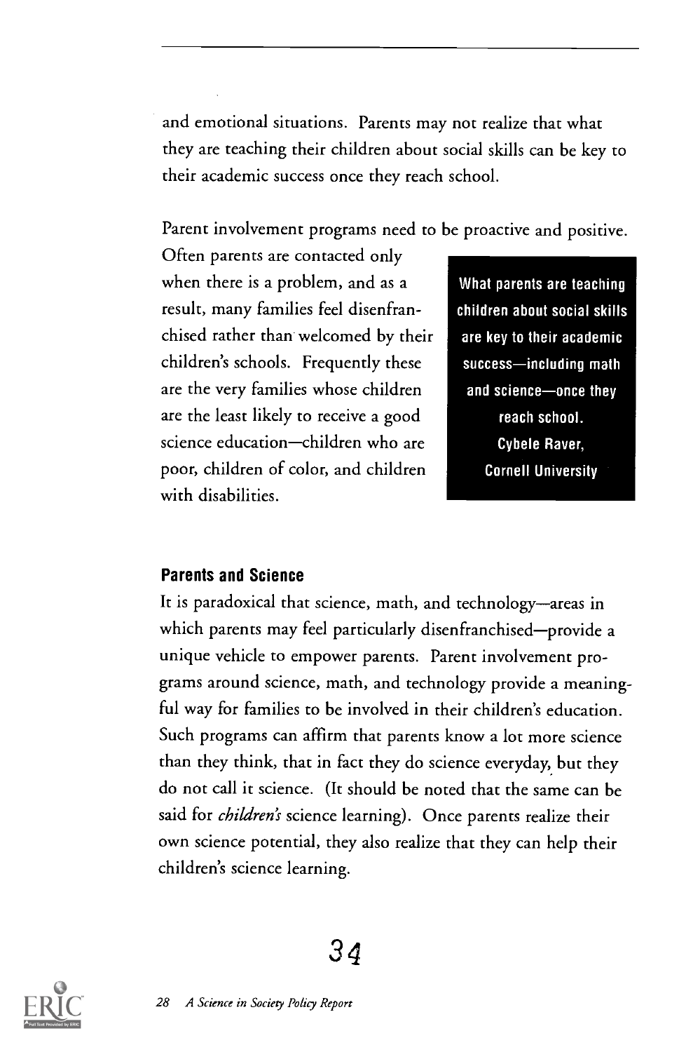and emotional situations. Parents may not realize that what they are teaching their children about social skills can be key to their academic success once they reach school.

Parent involvement programs need to be proactive and positive. Often parents are contacted only when there is a problem, and as a result, many families feel disenfranchised rather than welcomed by their children's schools. Frequently these are the very families whose children are the least likely to receive a good science education—children who are poor, children of color, and children with disabilities.

> **What parents are teaching children about social skills are key to their academic success—including math and science—once they reach school.**
> **Cybele Raver, Cornell University**

### Parents and Science

It is paradoxical that science, math, and technology—areas in which parents may feel particularly disenfranchised—provide a unique vehicle to empower parents. Parent involvement programs around science, math, and technology provide a meaningful way for families to be involved in their children's education. Such programs can affirm that parents know a lot more science than they think, that in fact they do science everyday, but they do not call it science. (It should be noted that the same can be said for *children's* science learning). Once parents realize their own science potential, they also realize that they can help their children's science learning.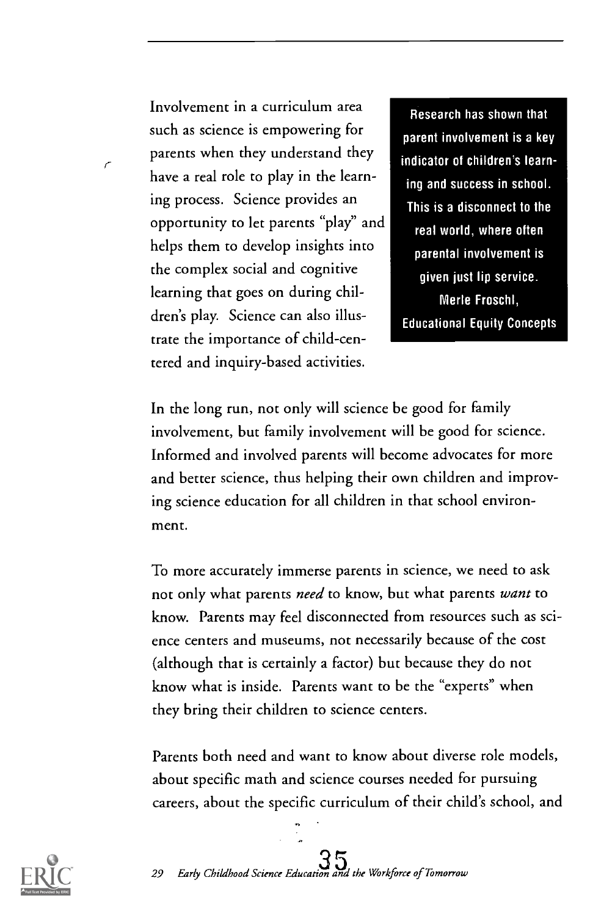Involvement in a curriculum area such as science is empowering for parents when they understand they have a real role to play in the learning process. Science provides an opportunity to let parents "play" and helps them to develop insights into the complex social and cognitive learning that goes on during children's play. Science can also illustrate the importance of child-centered and inquiry-based activities.

> **Research has shown that parent involvement is a key indicator of children's learning and success in school. This is a disconnect to the real world, where often parental involvement is given just lip service.**
> **Merle Froschl, Educational Equity Concepts**

In the long run, not only will science be good for family involvement, but family involvement will be good for science. Informed and involved parents will become advocates for more and better science, thus helping their own children and improving science education for all children in that school environment.

To more accurately immerse parents in science, we need to ask not only what parents *need* to know, but what parents *want* to know. Parents may feel disconnected from resources such as science centers and museums, not necessarily because of the cost (although that is certainly a factor) but because they do not know what is inside. Parents want to be the "experts" when they bring their children to science centers.

Parents both need and want to know about diverse role models, about specific math and science courses needed for pursuing careers, about the specific curriculum of their child's school, and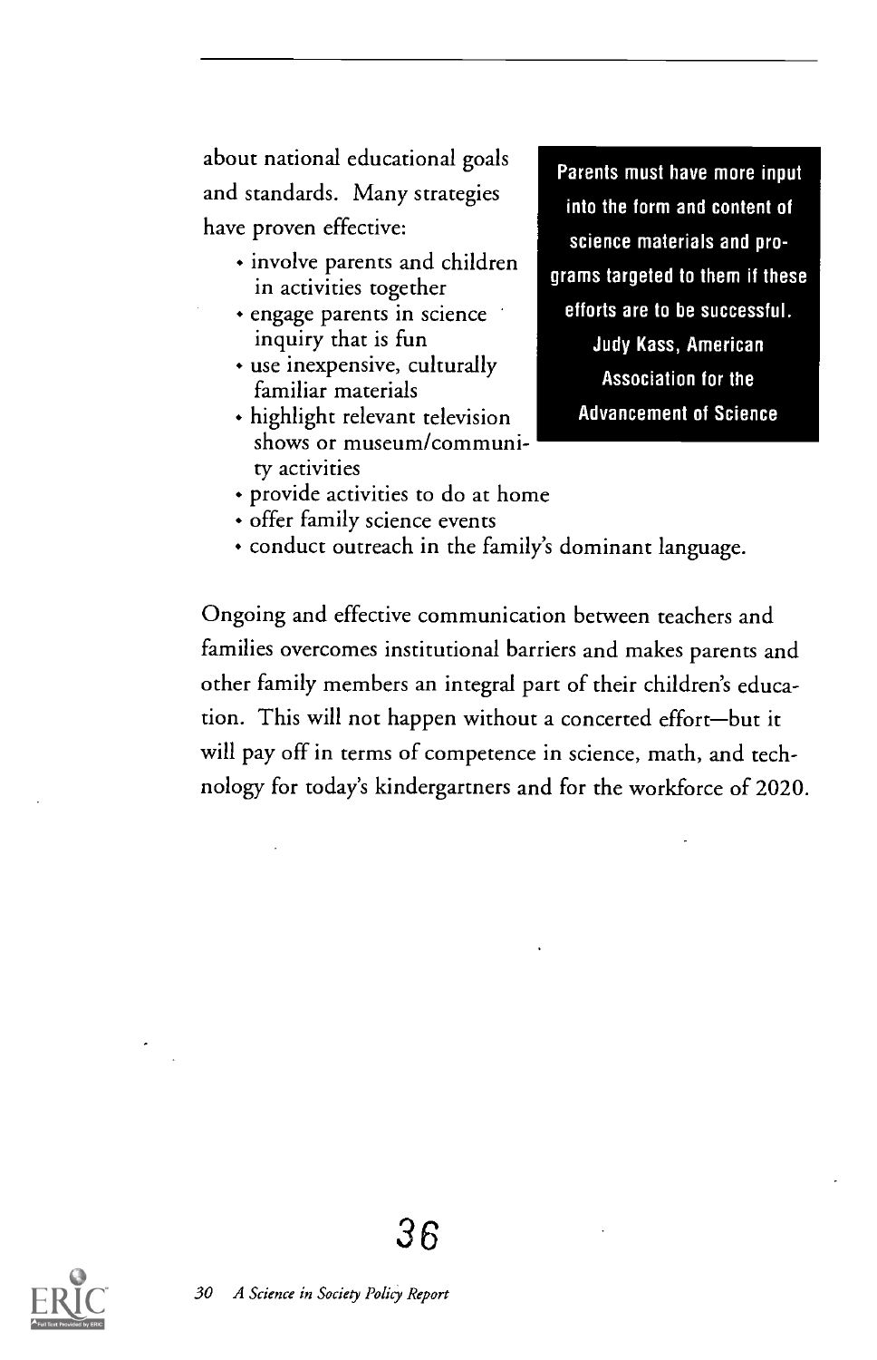about national educational goals and standards. Many strategies have proven effective:

- involve parents and children in activities together
- engage parents in science inquiry that is fun
- use inexpensive, culturally familiar materials
- highlight relevant television shows or museum/community activities
- provide activities to do at home
- offer family science events
- conduct outreach in the family's dominant language.

> **Parents must have more input into the form and content of science materials and programs targeted to them if these efforts are to be successful.**
> **Judy Kass, American Association for the Advancement of Science**

Ongoing and effective communication between teachers and families overcomes institutional barriers and makes parents and other family members an integral part of their children's education. This will not happen without a concerted effort—but it will pay off in terms of competence in science, math, and technology for today's kindergartners and for the workforce of 2020.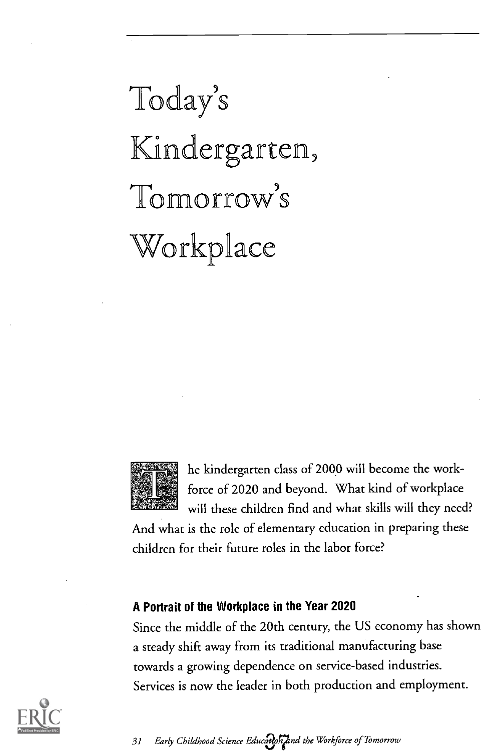# Today's Kindergarten, Tomorrow's Workplace

The kindergarten class of 2000 will become the work-force of 2020 and beyond. What kind of workplace will these children find and what skills will they need? And what is the role of elementary education in preparing these children for their future roles in the labor force?

### A Portrait of the Workplace in the Year 2020

Since the middle of the 20th century, the US economy has shown a steady shift away from its traditional manufacturing base towards a growing dependence on service-based industries. Services is now the leader in both production and employment.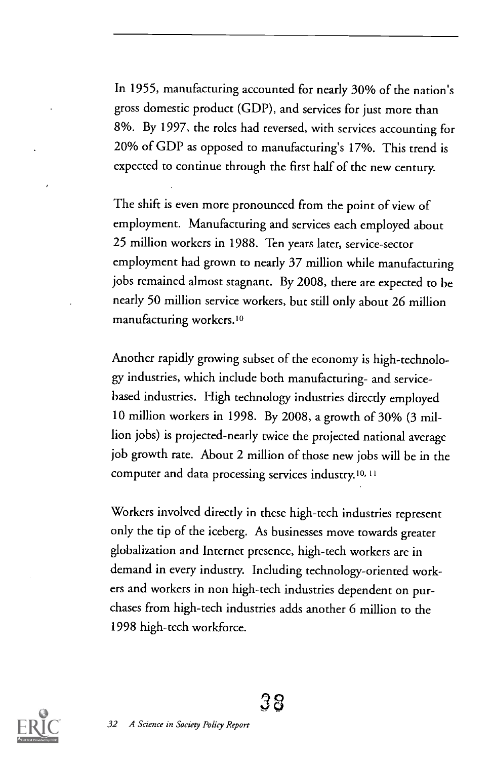In 1955, manufacturing accounted for nearly 30% of the nation's gross domestic product (GDP), and services for just more than 8%. By 1997, the roles had reversed, with services accounting for 20% of GDP as opposed to manufacturing's 17%. This trend is expected to continue through the first half of the new century.

The shift is even more pronounced from the point of view of employment. Manufacturing and services each employed about 25 million workers in 1988. Ten years later, service-sector employment had grown to nearly 37 million while manufacturing jobs remained almost stagnant. By 2008, there are expected to be nearly 50 million service workers, but still only about 26 million manufacturing workers.[10]

Another rapidly growing subset of the economy is high-technology industries, which include both manufacturing- and service-based industries. High technology industries directly employed 10 million workers in 1998. By 2008, a growth of 30% (3 million jobs) is projected-nearly twice the projected national average job growth rate. About 2 million of those new jobs will be in the computer and data processing services industry.[10, 11]

Workers involved directly in these high-tech industries represent only the tip of the iceberg. As businesses move towards greater globalization and Internet presence, high-tech workers are in demand in every industry. Including technology-oriented workers and workers in non high-tech industries dependent on purchases from high-tech industries adds another 6 million to the 1998 high-tech workforce.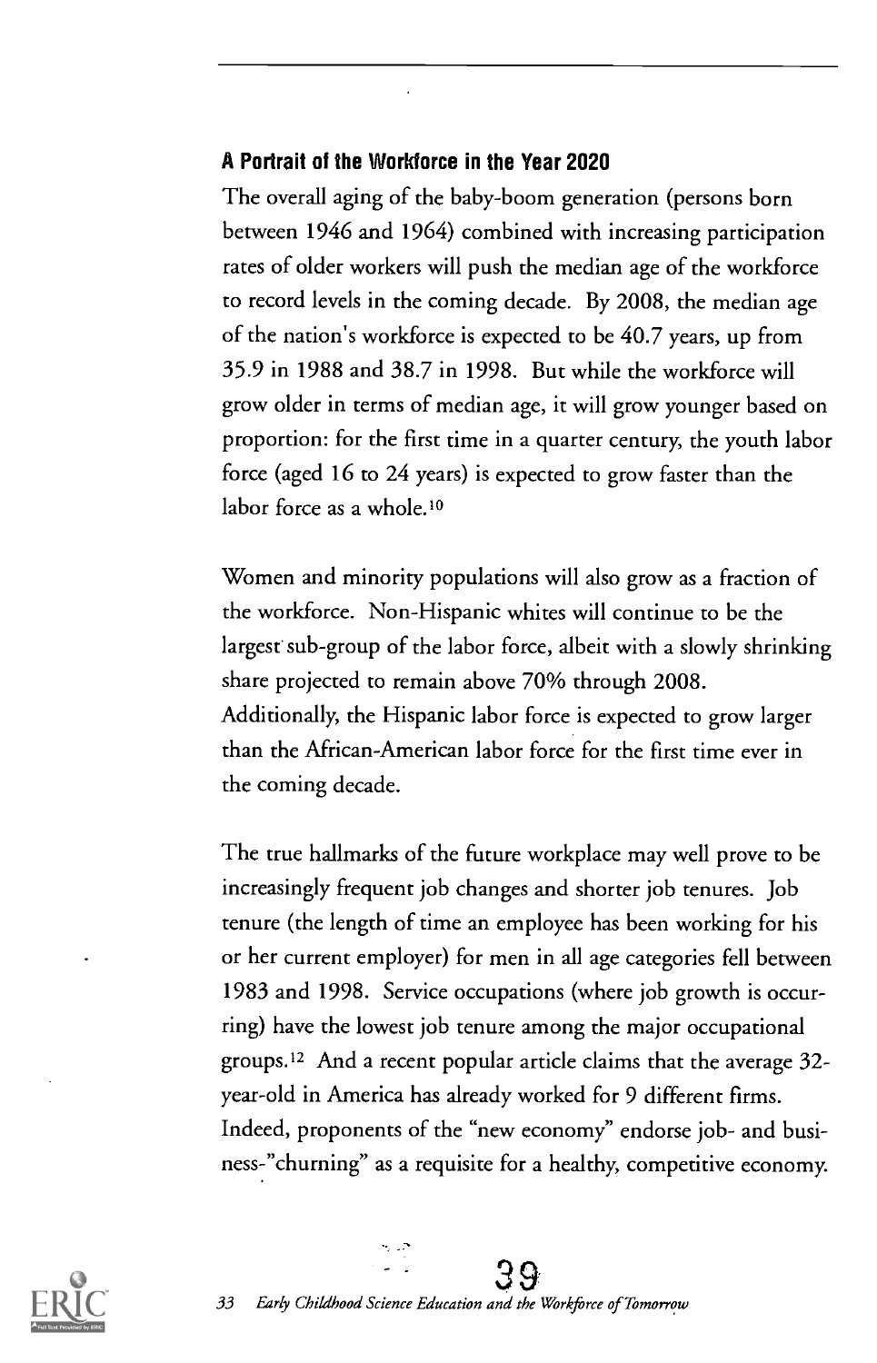### A Portrait of the Workforce in the Year 2020

The overall aging of the baby-boom generation (persons born between 1946 and 1964) combined with increasing participation rates of older workers will push the median age of the workforce to record levels in the coming decade. By 2008, the median age of the nation's workforce is expected to be 40.7 years, up from 35.9 in 1988 and 38.7 in 1998. But while the workforce will grow older in terms of median age, it will grow younger based on proportion: for the first time in a quarter century, the youth labor force (aged 16 to 24 years) is expected to grow faster than the labor force as a whole.[10]

Women and minority populations will also grow as a fraction of the workforce. Non-Hispanic whites will continue to be the largest sub-group of the labor force, albeit with a slowly shrinking share projected to remain above 70% through 2008. Additionally, the Hispanic labor force is expected to grow larger than the African-American labor force for the first time ever in the coming decade.

The true hallmarks of the future workplace may well prove to be increasingly frequent job changes and shorter job tenures. Job tenure (the length of time an employee has been working for his or her current employer) for men in all age categories fell between 1983 and 1998. Service occupations (where job growth is occurring) have the lowest job tenure among the major occupational groups.[12] And a recent popular article claims that the average 32-year-old in America has already worked for 9 different firms. Indeed, proponents of the "new economy" endorse job- and business-"churning" as a requisite for a healthy, competitive economy.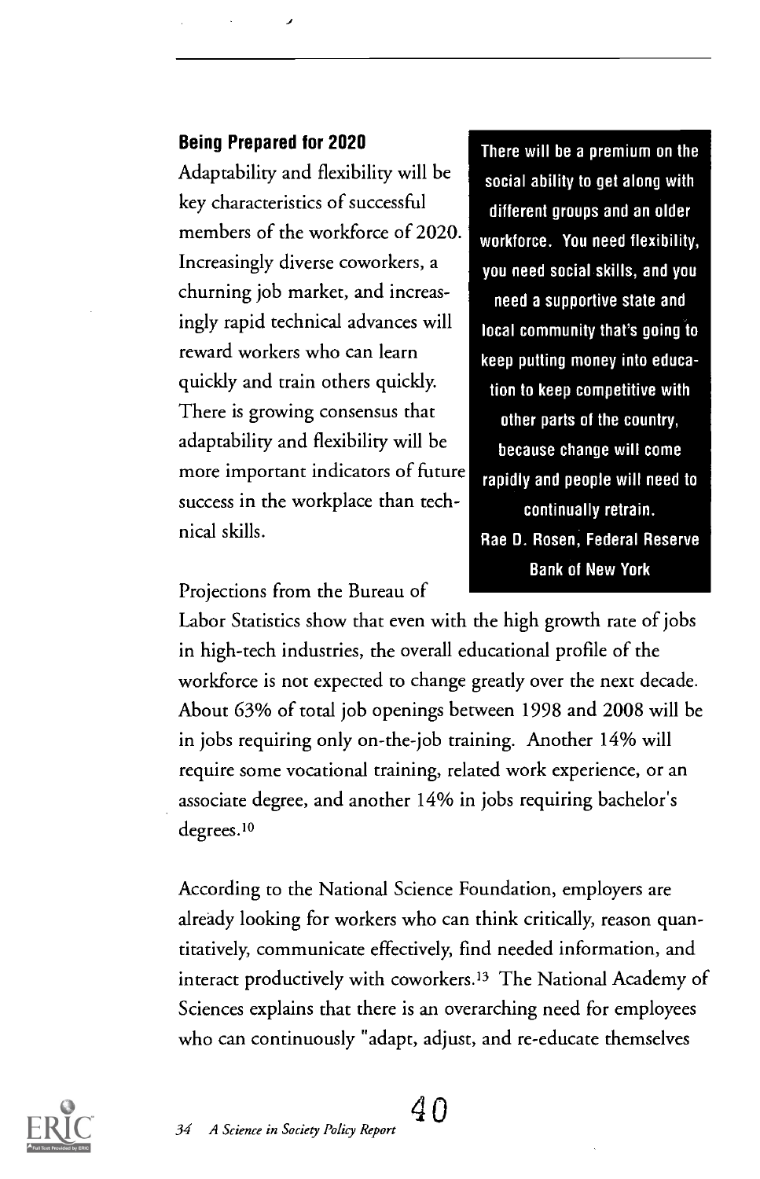### Being Prepared for 2020

Adaptability and flexibility will be key characteristics of successful members of the workforce of 2020. Increasingly diverse coworkers, a churning job market, and increasingly rapid technical advances will reward workers who can learn quickly and train others quickly. There is growing consensus that adaptability and flexibility will be more important indicators of future success in the workplace than technical skills.

> **There will be a premium on the social ability to get along with different groups and an older workforce. You need flexibility, you need social skills, and you need a supportive state and local community that's going to keep putting money into education to keep competitive with other parts of the country, because change will come rapidly and people will need to continually retrain.**
> **Rae D. Rosen, Federal Reserve Bank of New York**

Projections from the Bureau of Labor Statistics show that even with the high growth rate of jobs in high-tech industries, the overall educational profile of the workforce is not expected to change greatly over the next decade. About 63% of total job openings between 1998 and 2008 will be in jobs requiring only on-the-job training. Another 14% will require some vocational training, related work experience, or an associate degree, and another 14% in jobs requiring bachelor's degrees.[10]

According to the National Science Foundation, employers are already looking for workers who can think critically, reason quantitatively, communicate effectively, find needed information, and interact productively with coworkers.[13] The National Academy of Sciences explains that there is an overarching need for employees who can continuously "adapt, adjust, and re-educate themselves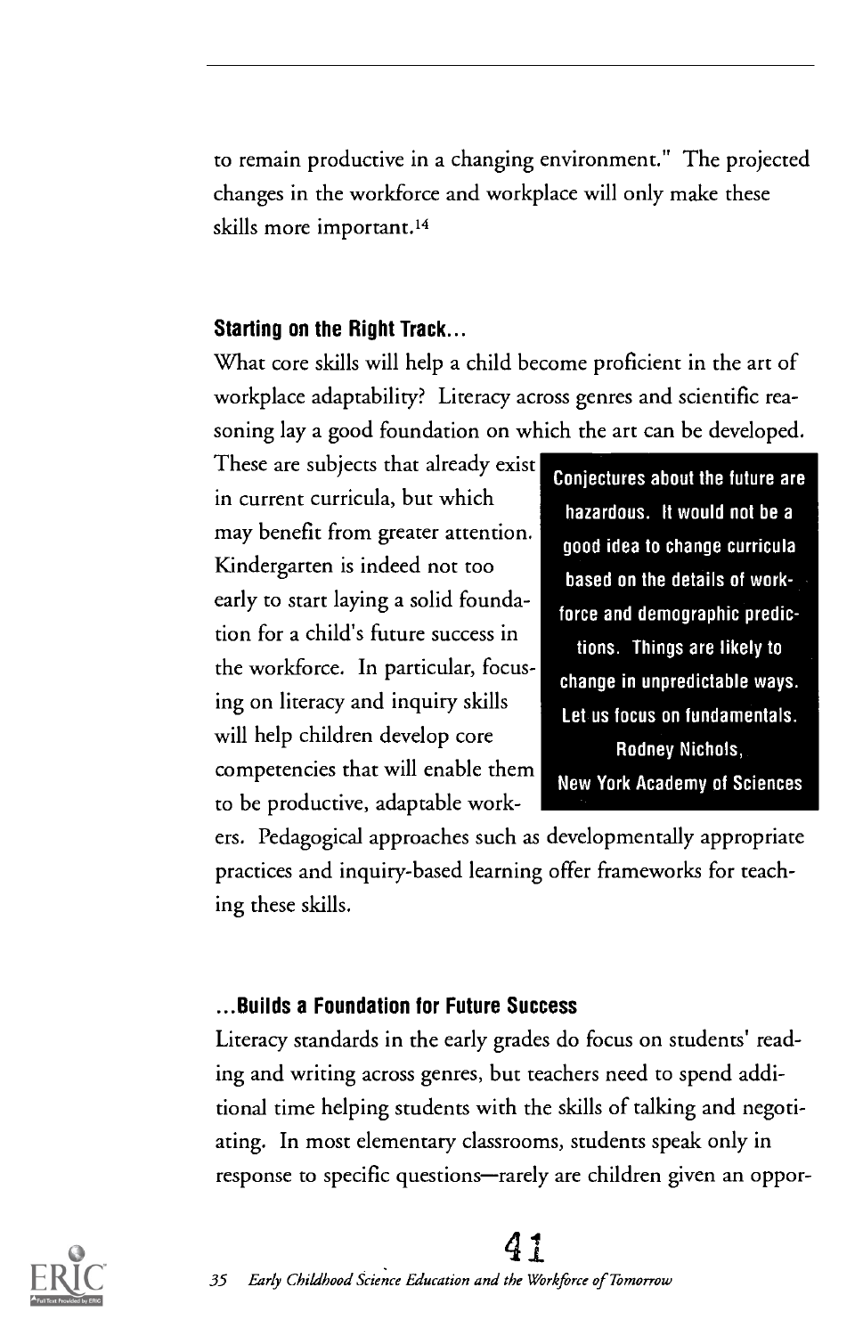to remain productive in a changing environment." The projected changes in the workforce and workplace will only make these skills more important.[14]

### Starting on the Right Track...

What core skills will help a child become proficient in the art of workplace adaptability? Literacy across genres and scientific reasoning lay a good foundation on which the art can be developed. These are subjects that already exist in current curricula, but which may benefit from greater attention. Kindergarten is indeed not too early to start laying a solid foundation for a child's future success in the workforce. In particular, focusing on literacy and inquiry skills will help children develop core competencies that will enable them to be productive, adaptable workers. Pedagogical approaches such as developmentally appropriate practices and inquiry-based learning offer frameworks for teaching these skills.

> **Conjectures about the future are hazardous. It would not be a good idea to change curricula based on the details of workforce and demographic predictions. Things are likely to change in unpredictable ways. Let us focus on fundamentals.**
>
> **Rodney Nichols,**
> **New York Academy of Sciences**

### ...Builds a Foundation for Future Success

Literacy standards in the early grades do focus on students' reading and writing across genres, but teachers need to spend additional time helping students with the skills of talking and negotiating. In most elementary classrooms, students speak only in response to specific questions—rarely are children given an oppor-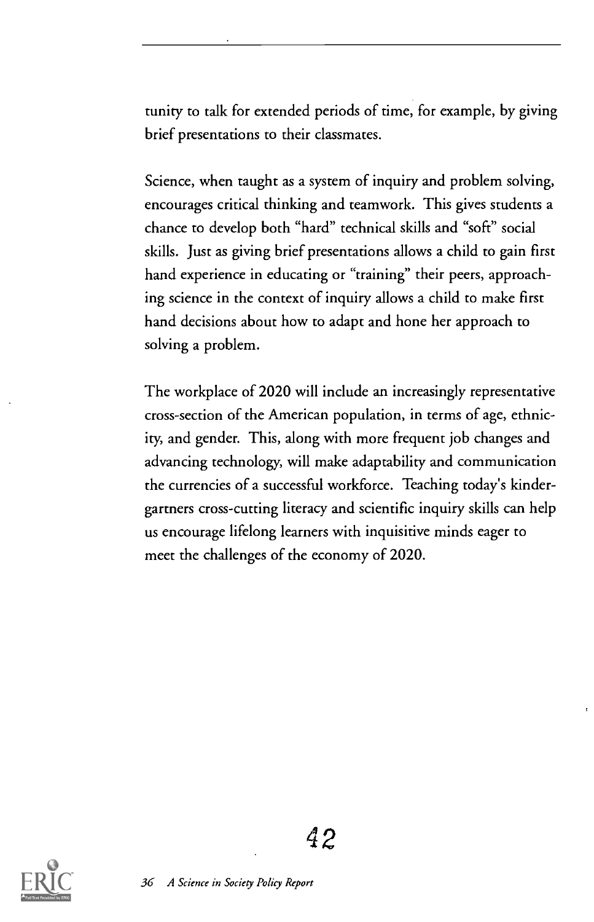tunity to talk for extended periods of time, for example, by giving brief presentations to their classmates.

Science, when taught as a system of inquiry and problem solving, encourages critical thinking and teamwork. This gives students a chance to develop both "hard" technical skills and "soft" social skills. Just as giving brief presentations allows a child to gain first hand experience in educating or "training" their peers, approaching science in the context of inquiry allows a child to make first hand decisions about how to adapt and hone her approach to solving a problem.

The workplace of 2020 will include an increasingly representative cross-section of the American population, in terms of age, ethnicity, and gender. This, along with more frequent job changes and advancing technology, will make adaptability and communication the currencies of a successful workforce. Teaching today's kindergartners cross-cutting literacy and scientific inquiry skills can help us encourage lifelong learners with inquisitive minds eager to meet the challenges of the economy of 2020.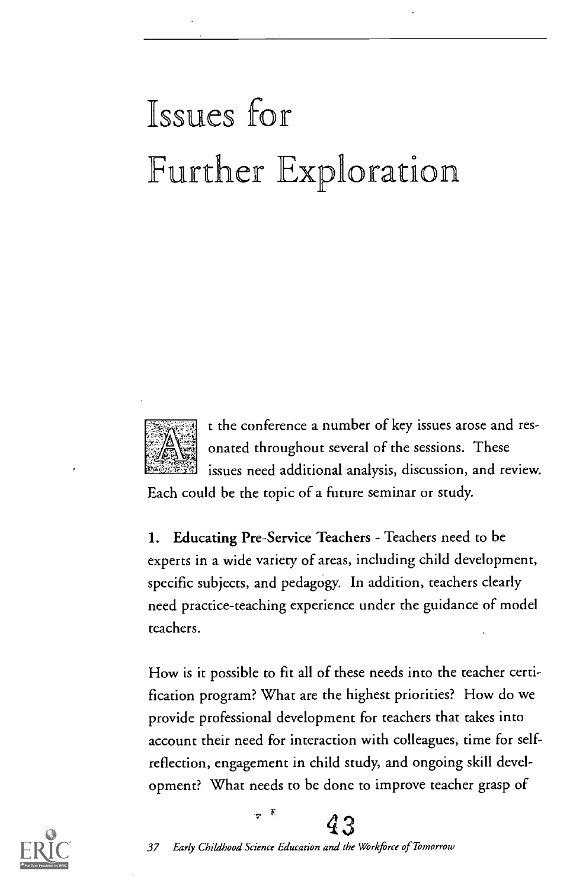# Issues for Further Exploration

At the conference a number of key issues arose and resonated throughout several of the sessions. These issues need additional analysis, discussion, and review. Each could be the topic of a future seminar or study.

**1. Educating Pre-Service Teachers** - Teachers need to be experts in a wide variety of areas, including child development, specific subjects, and pedagogy. In addition, teachers clearly need practice-teaching experience under the guidance of model teachers.

How is it possible to fit all of these needs into the teacher certification program? What are the highest priorities? How do we provide professional development for teachers that takes into account their need for interaction with colleagues, time for self-reflection, engagement in child study, and ongoing skill development? What needs to be done to improve teacher grasp of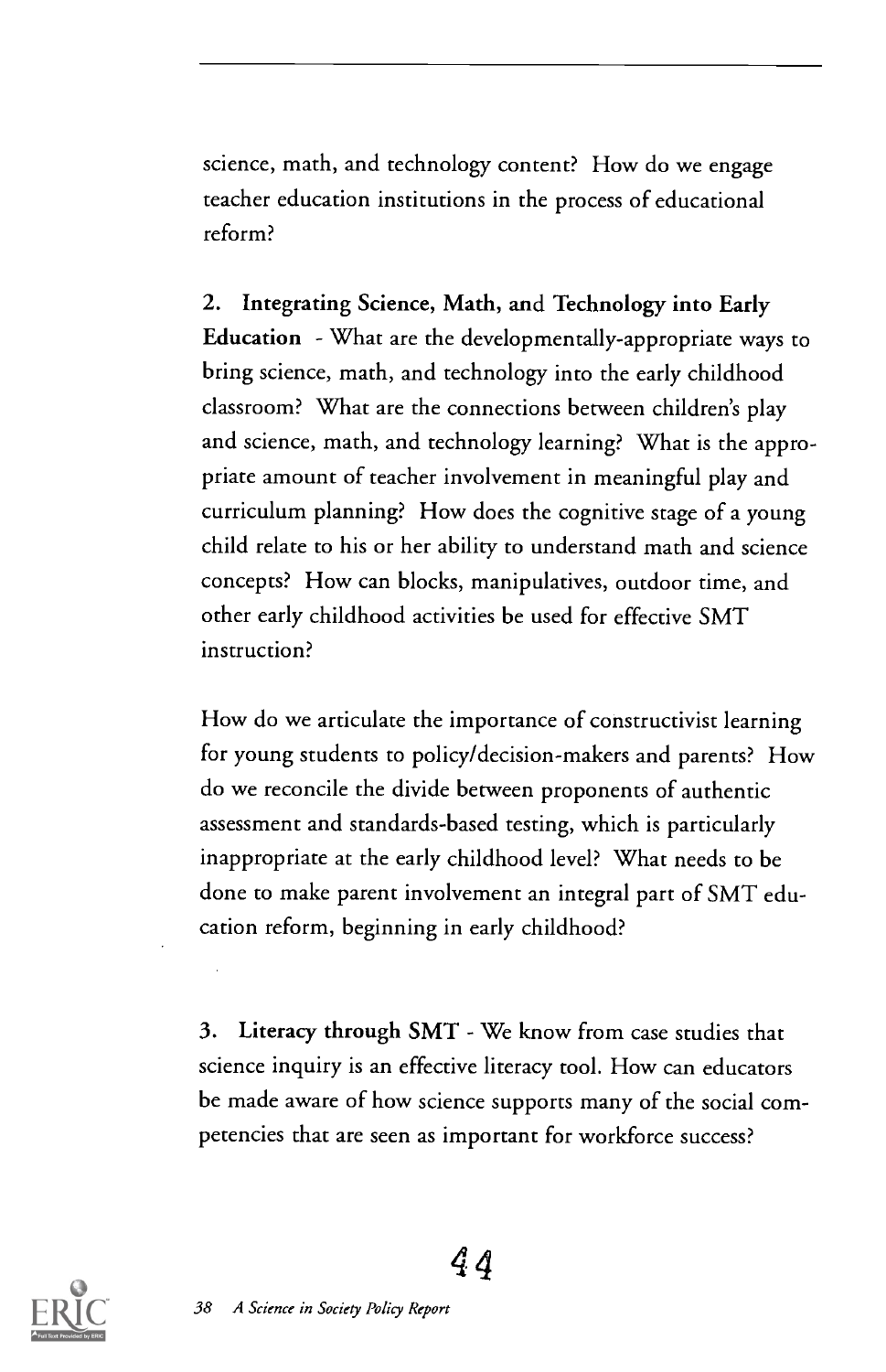science, math, and technology content? How do we engage teacher education institutions in the process of educational reform?

**2. Integrating Science, Math, and Technology into Early Education** - What are the developmentally-appropriate ways to bring science, math, and technology into the early childhood classroom? What are the connections between children's play and science, math, and technology learning? What is the appropriate amount of teacher involvement in meaningful play and curriculum planning? How does the cognitive stage of a young child relate to his or her ability to understand math and science concepts? How can blocks, manipulatives, outdoor time, and other early childhood activities be used for effective SMT instruction?

How do we articulate the importance of constructivist learning for young students to policy/decision-makers and parents? How do we reconcile the divide between proponents of authentic assessment and standards-based testing, which is particularly inappropriate at the early childhood level? What needs to be done to make parent involvement an integral part of SMT education reform, beginning in early childhood?

**3. Literacy through SMT** - We know from case studies that science inquiry is an effective literacy tool. How can educators be made aware of how science supports many of the social competencies that are seen as important for workforce success?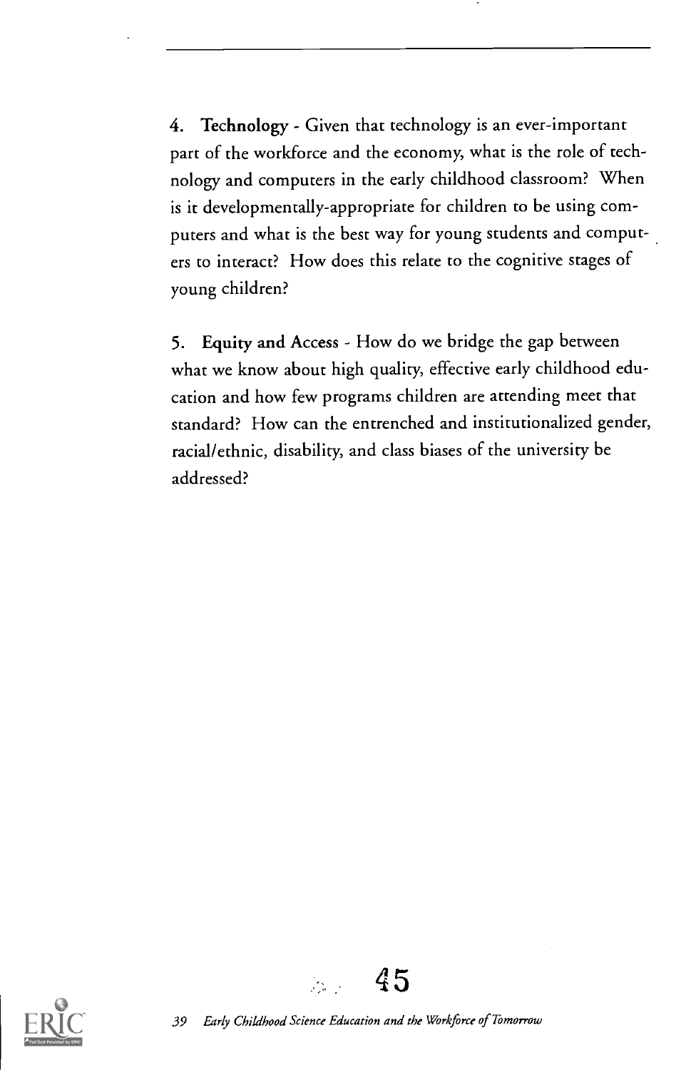4. **Technology** - Given that technology is an ever-important part of the workforce and the economy, what is the role of technology and computers in the early childhood classroom? When is it developmentally-appropriate for children to be using computers and what is the best way for young students and computers to interact? How does this relate to the cognitive stages of young children?

5. **Equity and Access** - How do we bridge the gap between what we know about high quality, effective early childhood education and how few programs children are attending meet that standard? How can the entrenched and institutionalized gender, racial/ethnic, disability, and class biases of the university be addressed?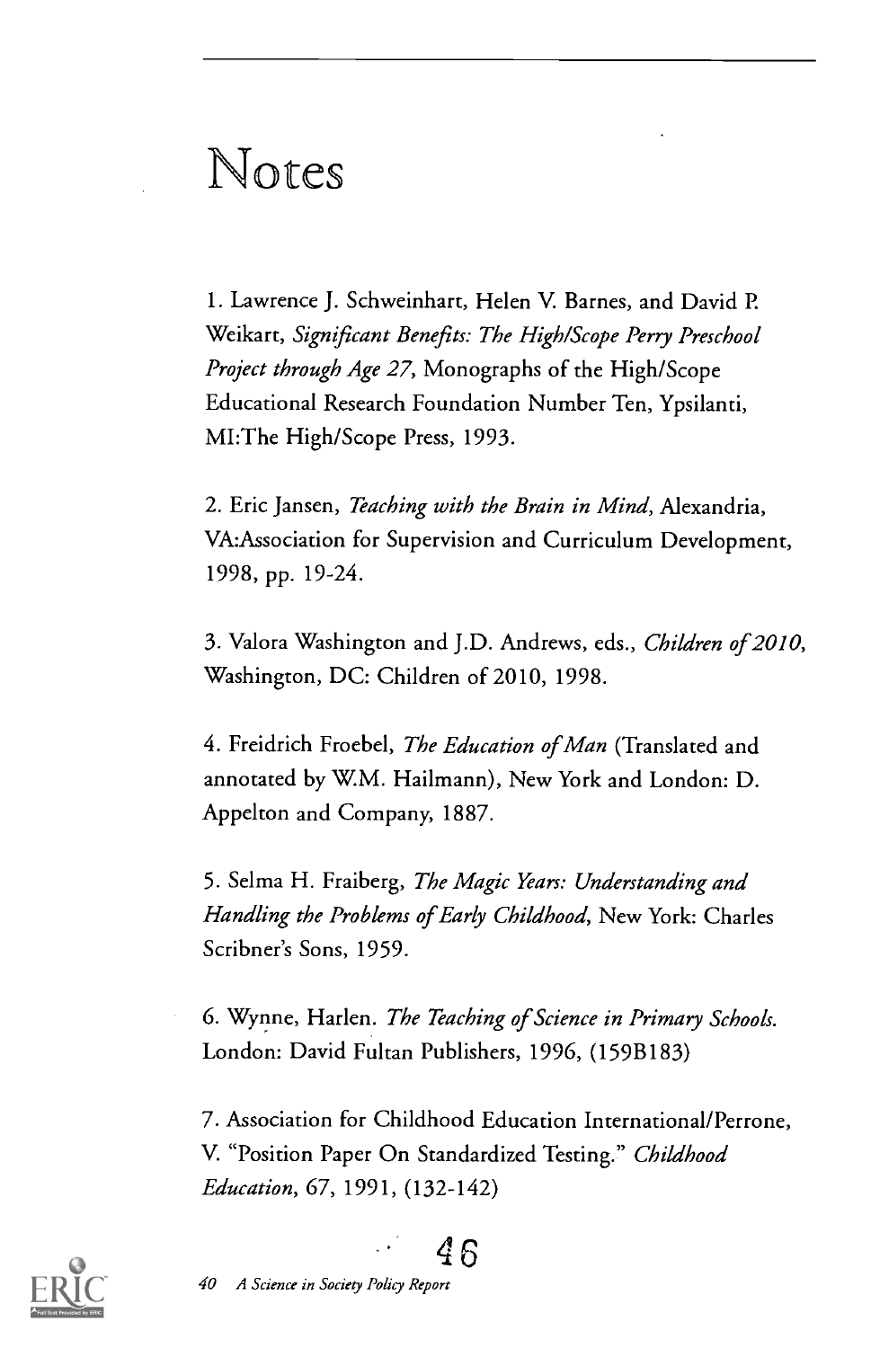# Notes

1. Lawrence J. Schweinhart, Helen V. Barnes, and David P. Weikart, *Significant Benefits: The High/Scope Perry Preschool Project through Age 27*, Monographs of the High/Scope Educational Research Foundation Number Ten, Ypsilanti, MI:The High/Scope Press, 1993.

2. Eric Jansen, *Teaching with the Brain in Mind*, Alexandria, VA:Association for Supervision and Curriculum Development, 1998, pp. 19-24.

3. Valora Washington and J.D. Andrews, eds., *Children of 2010*, Washington, DC: Children of 2010, 1998.

4. Freidrich Froebel, *The Education of Man* (Translated and annotated by W.M. Hailmann), New York and London: D. Appelton and Company, 1887.

5. Selma H. Fraiberg, *The Magic Years: Understanding and Handling the Problems of Early Childhood*, New York: Charles Scribner's Sons, 1959.

6. Wynne, Harlen. *The Teaching of Science in Primary Schools.* London: David Fultan Publishers, 1996, (159B183)

7. Association for Childhood Education International/Perrone, V. "Position Paper On Standardized Testing." *Childhood Education*, 67, 1991, (132-142)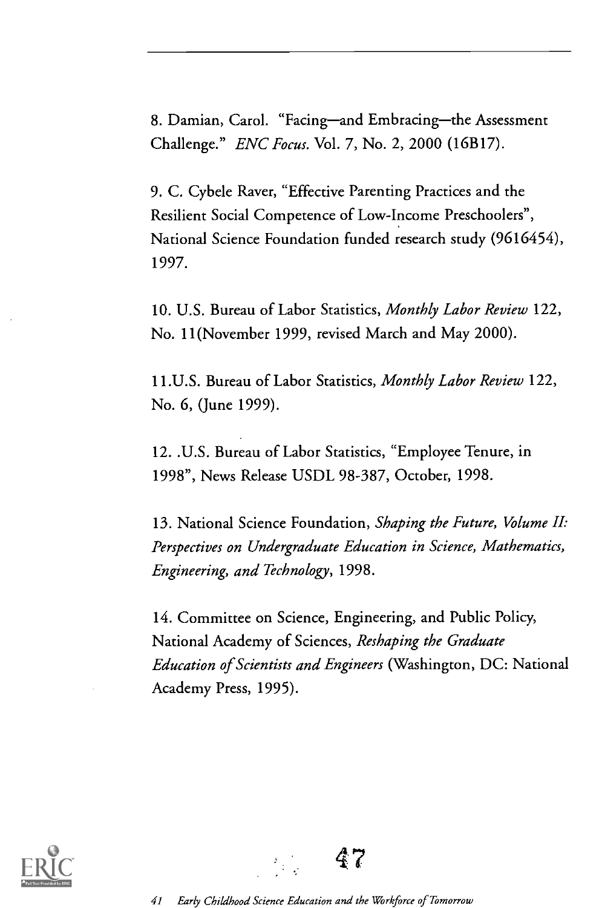8. Damian, Carol. "Facing—and Embracing—the Assessment Challenge." *ENC Focus.* Vol. 7, No. 2, 2000 (16B17).

9. C. Cybele Raver, "Effective Parenting Practices and the Resilient Social Competence of Low-Income Preschoolers", National Science Foundation funded research study (9616454), 1997.

10. U.S. Bureau of Labor Statistics, *Monthly Labor Review* 122, No. 11(November 1999, revised March and May 2000).

11.U.S. Bureau of Labor Statistics, *Monthly Labor Review* 122, No. 6, (June 1999).

12. .U.S. Bureau of Labor Statistics, "Employee Tenure, in 1998", News Release USDL 98-387, October, 1998.

13. National Science Foundation, *Shaping the Future, Volume II: Perspectives on Undergraduate Education in Science, Mathematics, Engineering, and Technology*, 1998.

14. Committee on Science, Engineering, and Public Policy, National Academy of Sciences, *Reshaping the Graduate Education of Scientists and Engineers* (Washington, DC: National Academy Press, 1995).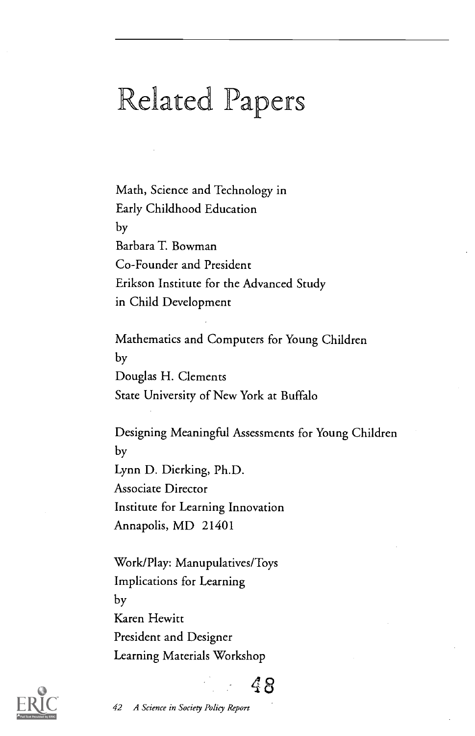# Related Papers

Math, Science and Technology in
Early Childhood Education
by
Barbara T. Bowman
Co-Founder and President
Erikson Institute for the Advanced Study
in Child Development

Mathematics and Computers for Young Children
by
Douglas H. Clements
State University of New York at Buffalo

Designing Meaningful Assessments for Young Children
by
Lynn D. Dierking, Ph.D.
Associate Director
Institute for Learning Innovation
Annapolis, MD 21401

Work/Play: Manupulatives/Toys
Implications for Learning
by
Karen Hewitt
President and Designer
Learning Materials Workshop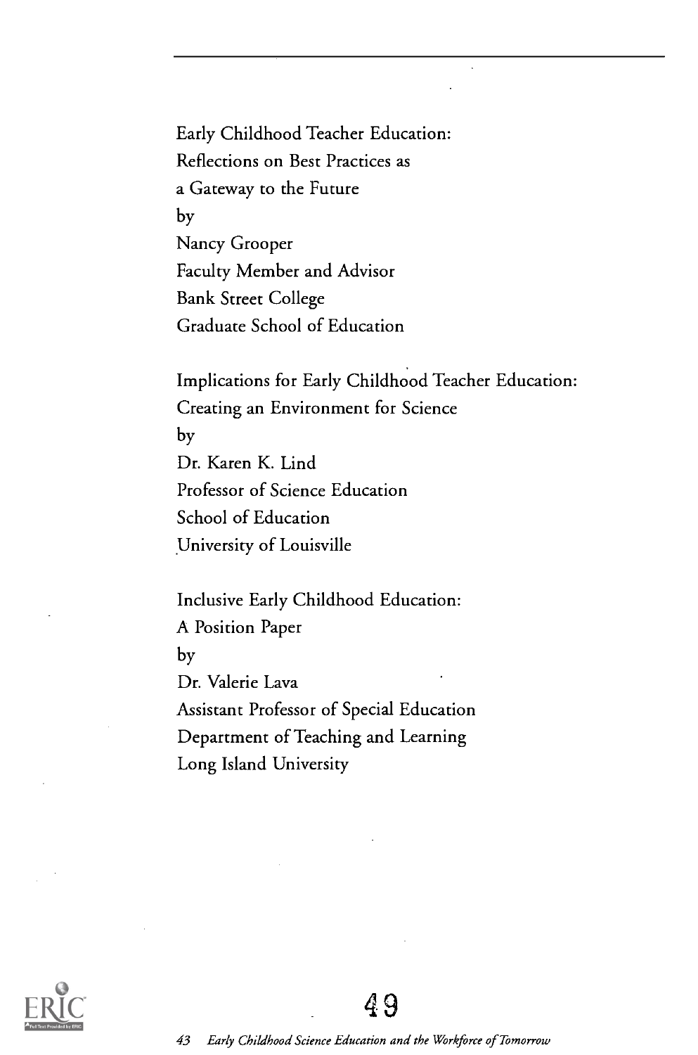Early Childhood Teacher Education:
Reflections on Best Practices as
a Gateway to the Future
by
Nancy Grooper
Faculty Member and Advisor
Bank Street College
Graduate School of Education

Implications for Early Childhood Teacher Education:
Creating an Environment for Science
by
Dr. Karen K. Lind
Professor of Science Education
School of Education
University of Louisville

Inclusive Early Childhood Education:
A Position Paper
by
Dr. Valerie Lava
Assistant Professor of Special Education
Department of Teaching and Learning
Long Island University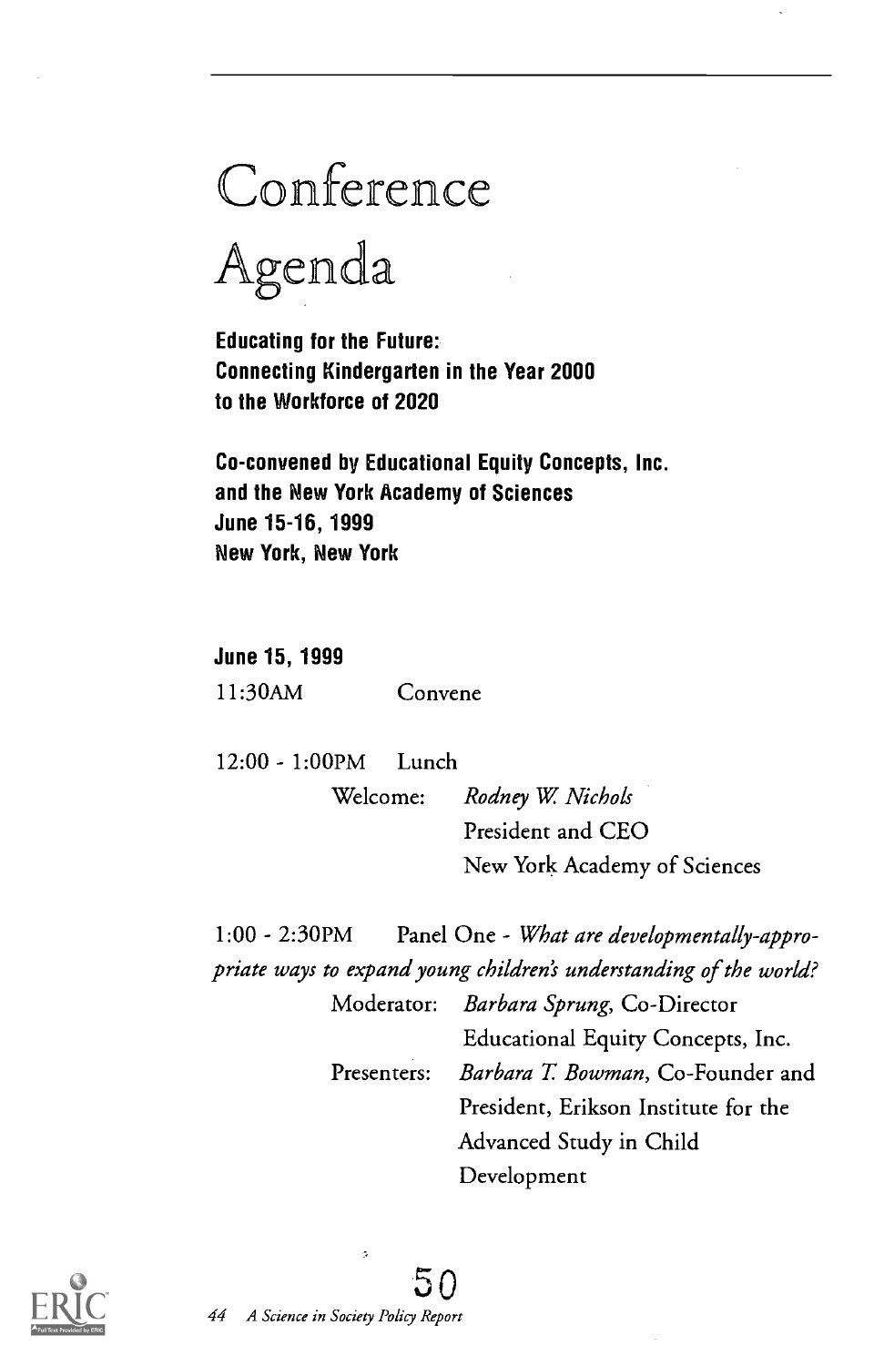# Conference Agenda

**Educating for the Future:**
**Connecting Kindergarten in the Year 2000 to the Workforce of 2020**

**Co-convened by Educational Equity Concepts, Inc. and the New York Academy of Sciences**
**June 15-16, 1999**
**New York, New York**

**June 15, 1999**

11:30AM Convene

12:00 - 1:00PM Lunch

Welcome: *Rodney W. Nichols*
President and CEO
New York Academy of Sciences

1:00 - 2:30PM Panel One - *What are developmentally-appropriate ways to expand young children's understanding of the world?*

Moderator: *Barbara Sprung*, Co-Director
Educational Equity Concepts, Inc.

Presenters: *Barbara T. Bowman*, Co-Founder and President, Erikson Institute for the Advanced Study in Child Development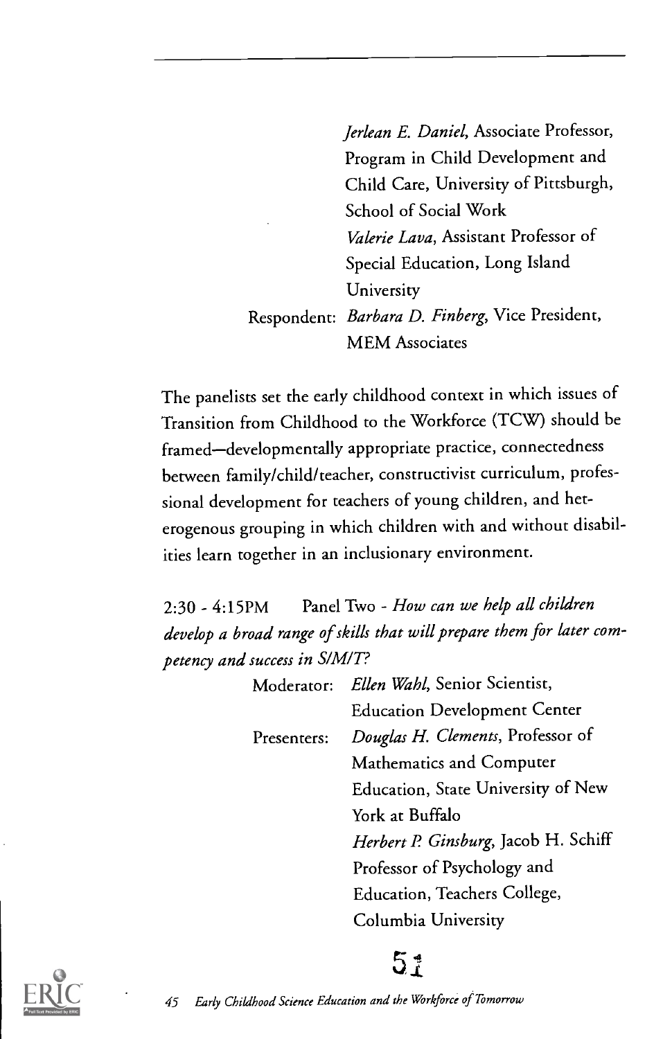*Jerlean E. Daniel*, Associate Professor, Program in Child Development and Child Care, University of Pittsburgh, School of Social Work

*Valerie Lava*, Assistant Professor of Special Education, Long Island University

Respondent: *Barbara D. Finberg*, Vice President, MEM Associates

The panelists set the early childhood context in which issues of Transition from Childhood to the Workforce (TCW) should be framed—developmentally appropriate practice, connectedness between family/child/teacher, constructivist curriculum, professional development for teachers of young children, and heterogenous grouping in which children with and without disabilities learn together in an inclusionary environment.

2:30 - 4:15PM Panel Two - *How can we help all children develop a broad range of skills that will prepare them for later competency and success in S/M/T?*

Moderator: *Ellen Wahl*, Senior Scientist, Education Development Center

Presenters: *Douglas H. Clements*, Professor of Mathematics and Computer Education, State University of New York at Buffalo

*Herbert P. Ginsburg*, Jacob H. Schiff Professor of Psychology and Education, Teachers College, Columbia University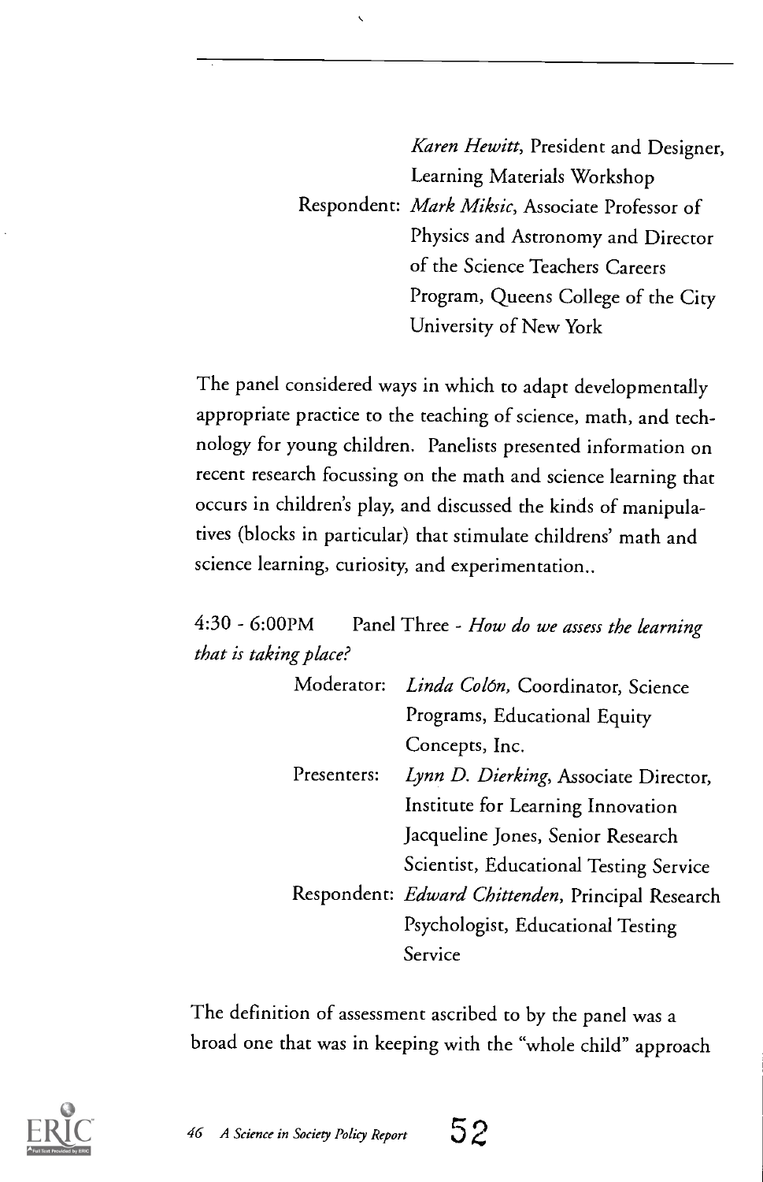*Karen Hewitt*, President and Designer, Learning Materials Workshop

Respondent: *Mark Miksic*, Associate Professor of Physics and Astronomy and Director of the Science Teachers Careers Program, Queens College of the City University of New York

The panel considered ways in which to adapt developmentally appropriate practice to the teaching of science, math, and technology for young children. Panelists presented information on recent research focussing on the math and science learning that occurs in children's play, and discussed the kinds of manipulatives (blocks in particular) that stimulate childrens' math and science learning, curiosity, and experimentation..

4:30 - 6:00PM Panel Three - *How do we assess the learning that is taking place?*

Moderator: *Linda Colón*, Coordinator, Science Programs, Educational Equity Concepts, Inc.

Presenters: *Lynn D. Dierking*, Associate Director, Institute for Learning Innovation
Jacqueline Jones, Senior Research Scientist, Educational Testing Service

Respondent: *Edward Chittenden*, Principal Research Psychologist, Educational Testing Service

The definition of assessment ascribed to by the panel was a broad one that was in keeping with the "whole child" approach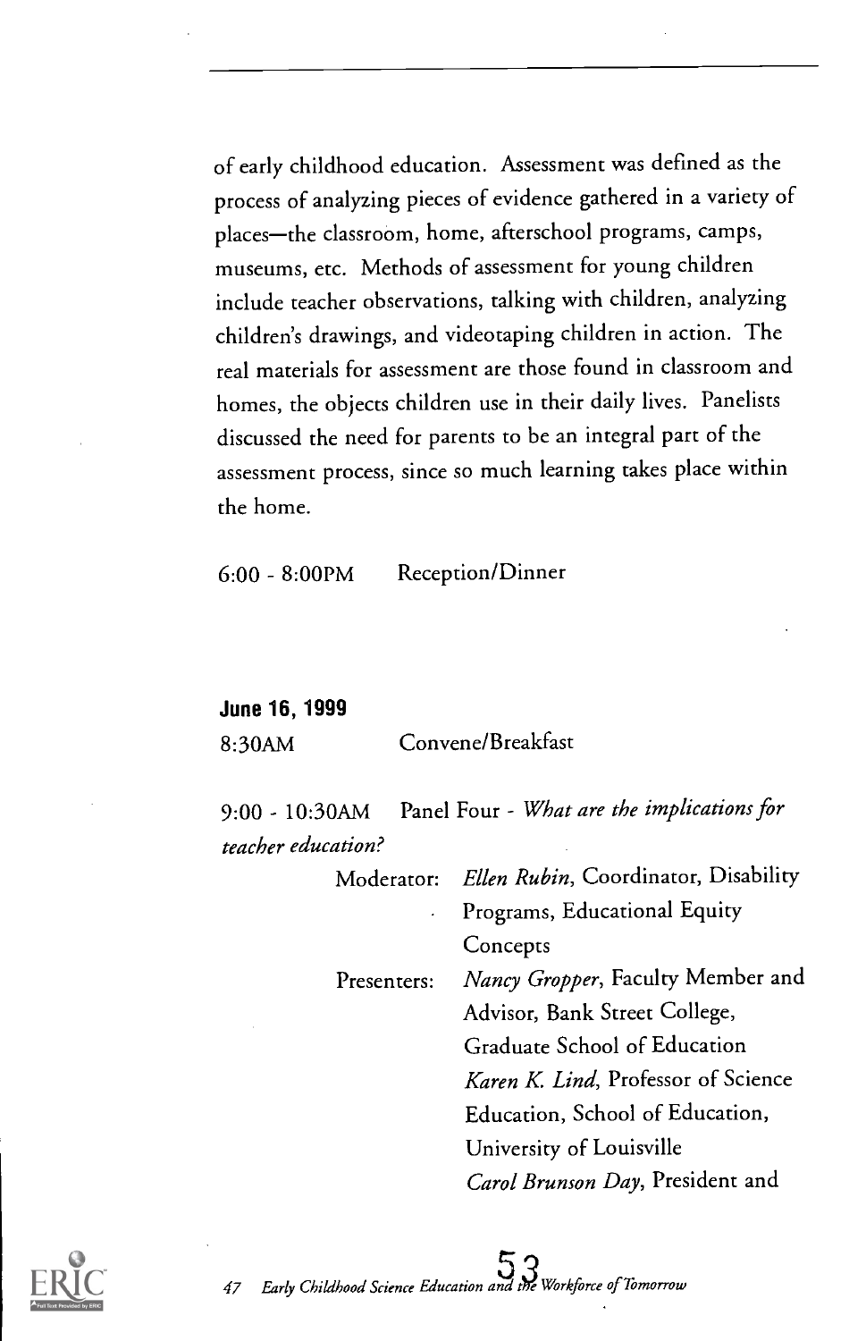of early childhood education. Assessment was defined as the process of analyzing pieces of evidence gathered in a variety of places—the classroom, home, afterschool programs, camps, museums, etc. Methods of assessment for young children include teacher observations, talking with children, analyzing children's drawings, and videotaping children in action. The real materials for assessment are those found in classroom and homes, the objects children use in their daily lives. Panelists discussed the need for parents to be an integral part of the assessment process, since so much learning takes place within the home.

6:00 - 8:00PM Reception/Dinner

**June 16, 1999**

8:30AM Convene/Breakfast

9:00 - 10:30AM Panel Four - *What are the implications for teacher education?*

Moderator: *Ellen Rubin*, Coordinator, Disability Programs, Educational Equity Concepts

Presenters: *Nancy Gropper*, Faculty Member and Advisor, Bank Street College, Graduate School of Education

*Karen K. Lind*, Professor of Science Education, School of Education, University of Louisville

*Carol Brunson Day*, President and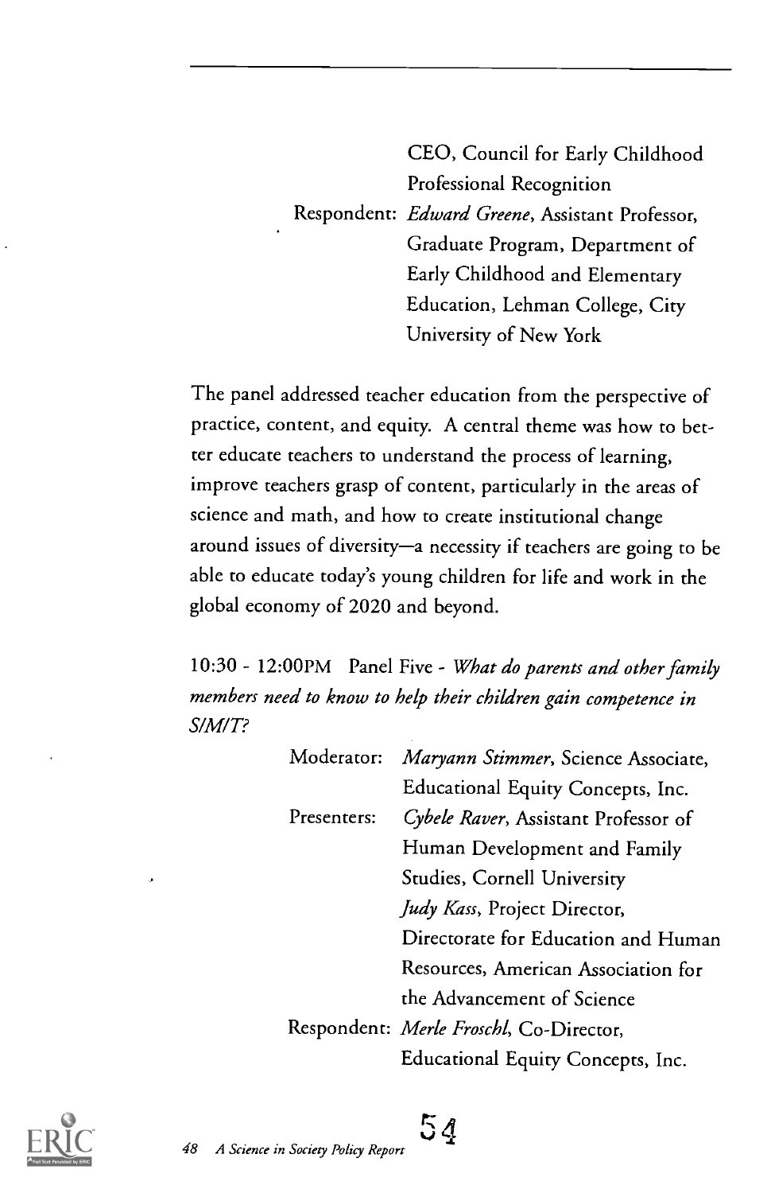CEO, Council for Early Childhood Professional Recognition

Respondent: *Edward Greene*, Assistant Professor, Graduate Program, Department of Early Childhood and Elementary Education, Lehman College, City University of New York

The panel addressed teacher education from the perspective of practice, content, and equity. A central theme was how to better educate teachers to understand the process of learning, improve teachers grasp of content, particularly in the areas of science and math, and how to create institutional change around issues of diversity—a necessity if teachers are going to be able to educate today's young children for life and work in the global economy of 2020 and beyond.

10:30 - 12:00PM Panel Five - *What do parents and other family members need to know to help their children gain competence in S/M/T?*

Moderator: *Maryann Stimmer*, Science Associate, Educational Equity Concepts, Inc.

Presenters: *Cybele Raver*, Assistant Professor of Human Development and Family Studies, Cornell University

*Judy Kass*, Project Director, Directorate for Education and Human Resources, American Association for the Advancement of Science

Respondent: *Merle Froschl*, Co-Director, Educational Equity Concepts, Inc.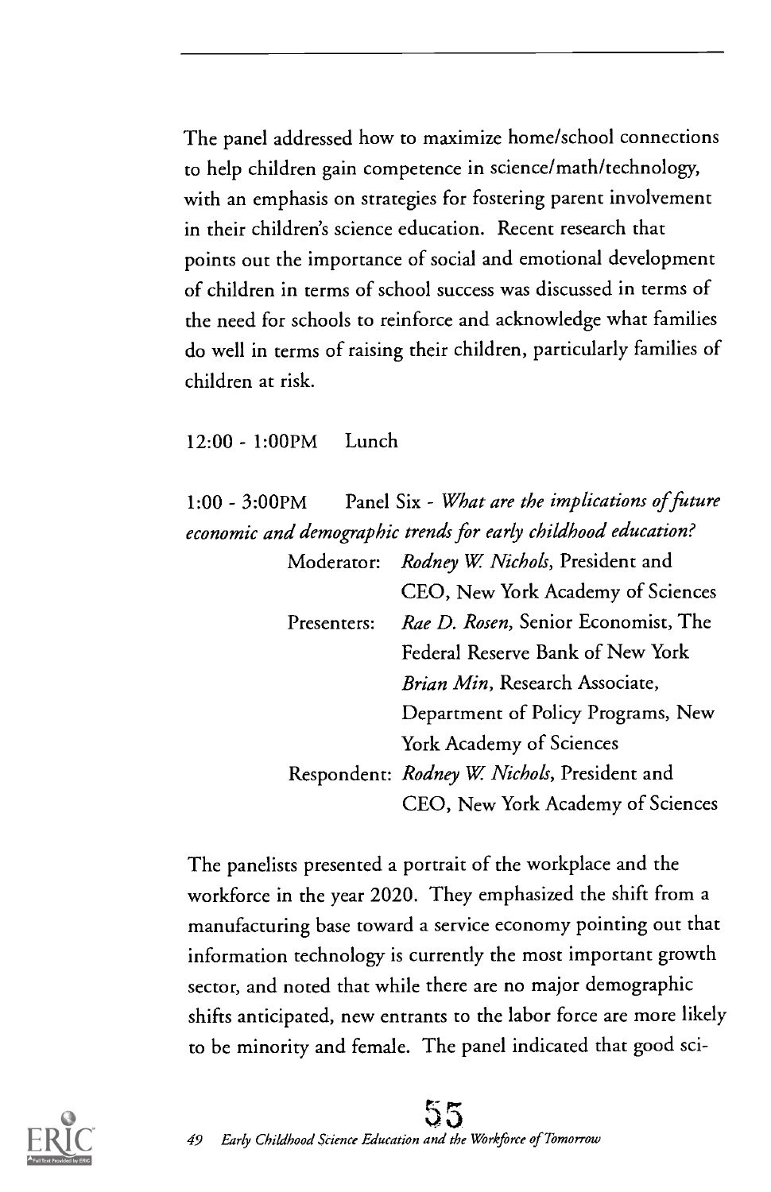The panel addressed how to maximize home/school connections to help children gain competence in science/math/technology, with an emphasis on strategies for fostering parent involvement in their children's science education. Recent research that points out the importance of social and emotional development of children in terms of school success was discussed in terms of the need for schools to reinforce and acknowledge what families do well in terms of raising their children, particularly families of children at risk.

12:00 - 1:00PM Lunch

1:00 - 3:00PM Panel Six - *What are the implications of future economic and demographic trends for early childhood education?*

Moderator: *Rodney W. Nichols*, President and CEO, New York Academy of Sciences

Presenters: *Rae D. Rosen*, Senior Economist, The Federal Reserve Bank of New York

*Brian Min*, Research Associate, Department of Policy Programs, New York Academy of Sciences

Respondent: *Rodney W. Nichols*, President and CEO, New York Academy of Sciences

The panelists presented a portrait of the workplace and the workforce in the year 2020. They emphasized the shift from a manufacturing base toward a service economy pointing out that information technology is currently the most important growth sector, and noted that while there are no major demographic shifts anticipated, new entrants to the labor force are more likely to be minority and female. The panel indicated that good sci-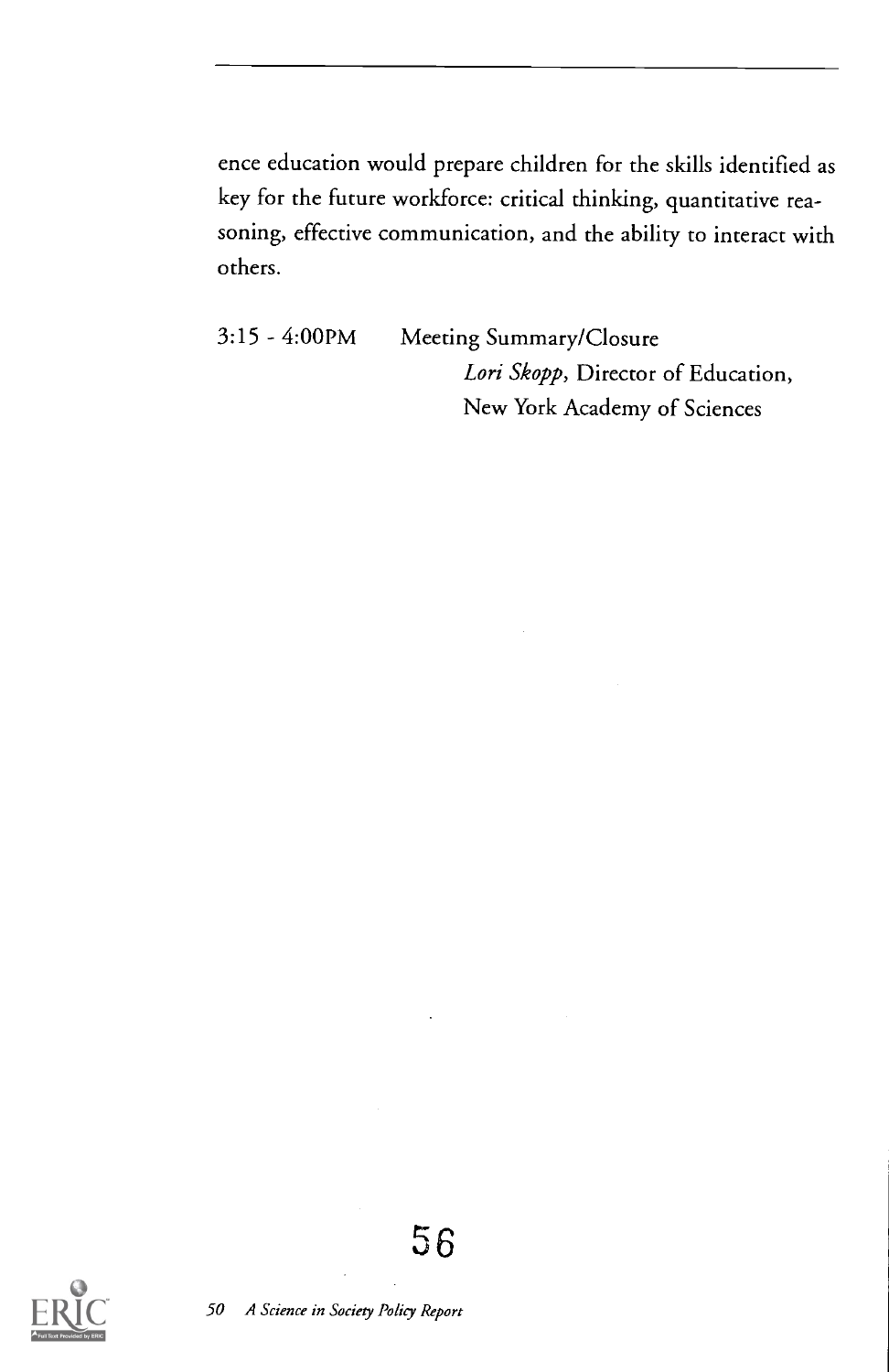ence education would prepare children for the skills identified as key for the future workforce: critical thinking, quantitative reasoning, effective communication, and the ability to interact with others.

3:15 - 4:00PM Meeting Summary/Closure
*Lori Skopp*, Director of Education,
New York Academy of Sciences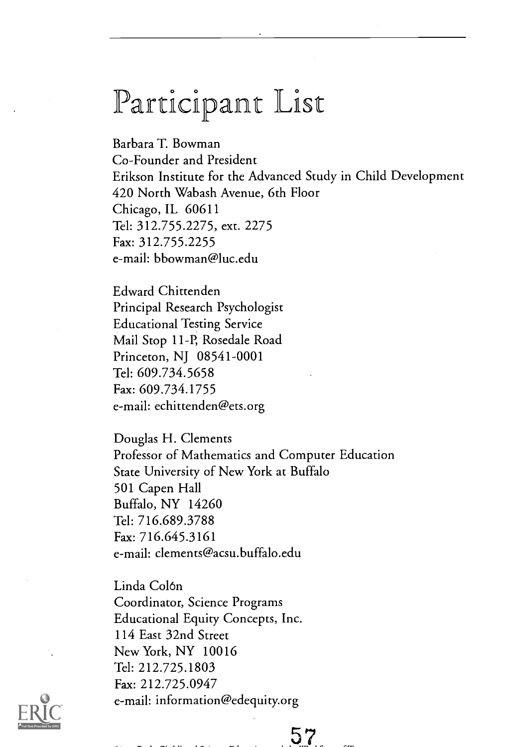# Participant List

Barbara T. Bowman
Co-Founder and President
Erikson Institute for the Advanced Study in Child Development
420 North Wabash Avenue, 6th Floor
Chicago, IL 60611
Tel: 312.755.2275, ext. 2275
Fax: 312.755.2255
e-mail: bbowman@luc.edu

Edward Chittenden
Principal Research Psychologist
Educational Testing Service
Mail Stop 11-P, Rosedale Road
Princeton, NJ 08541-0001
Tel: 609.734.5658
Fax: 609.734.1755
e-mail: echittenden@ets.org

Douglas H. Clements
Professor of Mathematics and Computer Education
State University of New York at Buffalo
501 Capen Hall
Buffalo, NY 14260
Tel: 716.689.3788
Fax: 716.645.3161
e-mail: clements@acsu.buffalo.edu

Linda Colón
Coordinator, Science Programs
Educational Equity Concepts, Inc.
114 East 32nd Street
New York, NY 10016
Tel: 212.725.1803
Fax: 212.725.0947
e-mail: information@edequity.org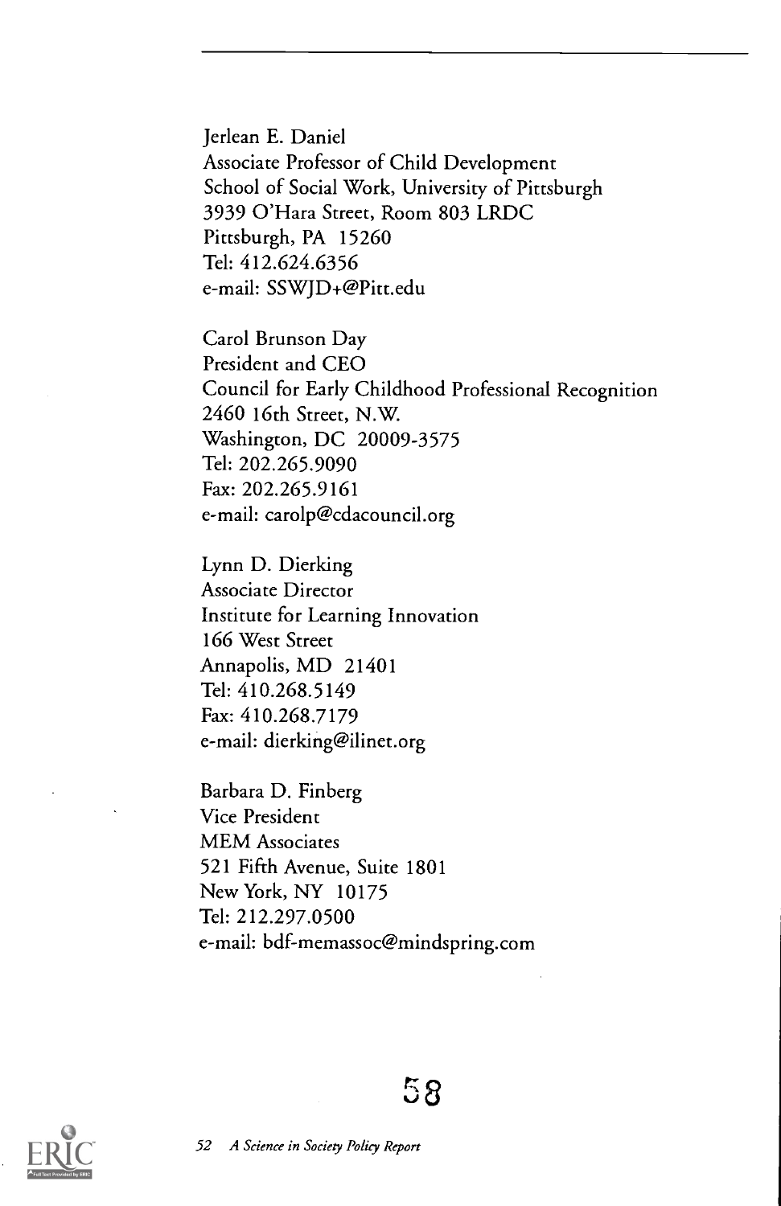Jerlean E. Daniel
Associate Professor of Child Development
School of Social Work, University of Pittsburgh
3939 O'Hara Street, Room 803 LRDC
Pittsburgh, PA 15260
Tel: 412.624.6356
e-mail: SSWJD+@Pitt.edu

Carol Brunson Day
President and CEO
Council for Early Childhood Professional Recognition
2460 16th Street, N.W.
Washington, DC 20009-3575
Tel: 202.265.9090
Fax: 202.265.9161
e-mail: carolp@cdacouncil.org

Lynn D. Dierking
Associate Director
Institute for Learning Innovation
166 West Street
Annapolis, MD 21401
Tel: 410.268.5149
Fax: 410.268.7179
e-mail: dierking@ilinet.org

Barbara D. Finberg
Vice President
MEM Associates
521 Fifth Avenue, Suite 1801
New York, NY 10175
Tel: 212.297.0500
e-mail: bdf-memassoc@mindspring.com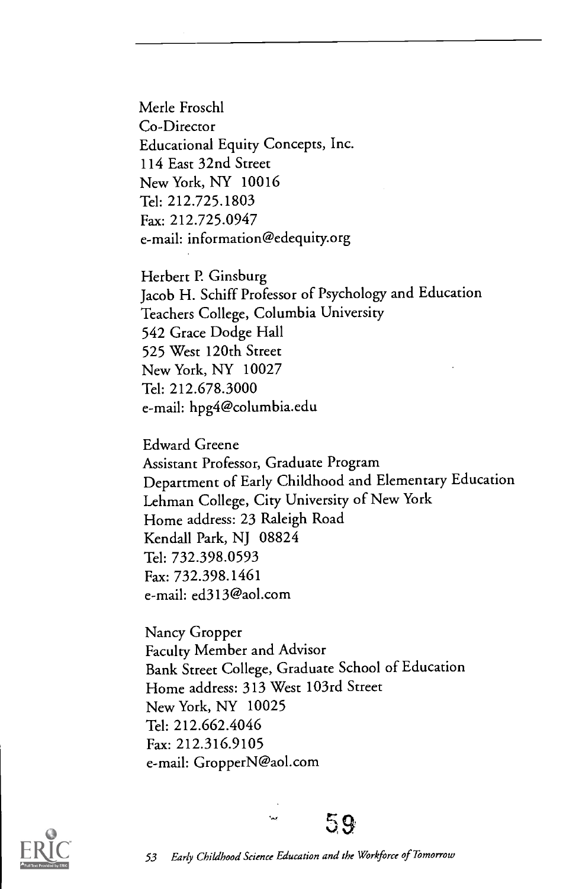Merle Froschl
Co-Director
Educational Equity Concepts, Inc.
114 East 32nd Street
New York, NY 10016
Tel: 212.725.1803
Fax: 212.725.0947
e-mail: information@edequity.org

Herbert P. Ginsburg
Jacob H. Schiff Professor of Psychology and Education
Teachers College, Columbia University
542 Grace Dodge Hall
525 West 120th Street
New York, NY 10027
Tel: 212.678.3000
e-mail: hpg4@columbia.edu

Edward Greene
Assistant Professor, Graduate Program
Department of Early Childhood and Elementary Education
Lehman College, City University of New York
Home address: 23 Raleigh Road
Kendall Park, NJ 08824
Tel: 732.398.0593
Fax: 732.398.1461
e-mail: ed313@aol.com

Nancy Gropper
Faculty Member and Advisor
Bank Street College, Graduate School of Education
Home address: 313 West 103rd Street
New York, NY 10025
Tel: 212.662.4046
Fax: 212.316.9105
e-mail: GropperN@aol.com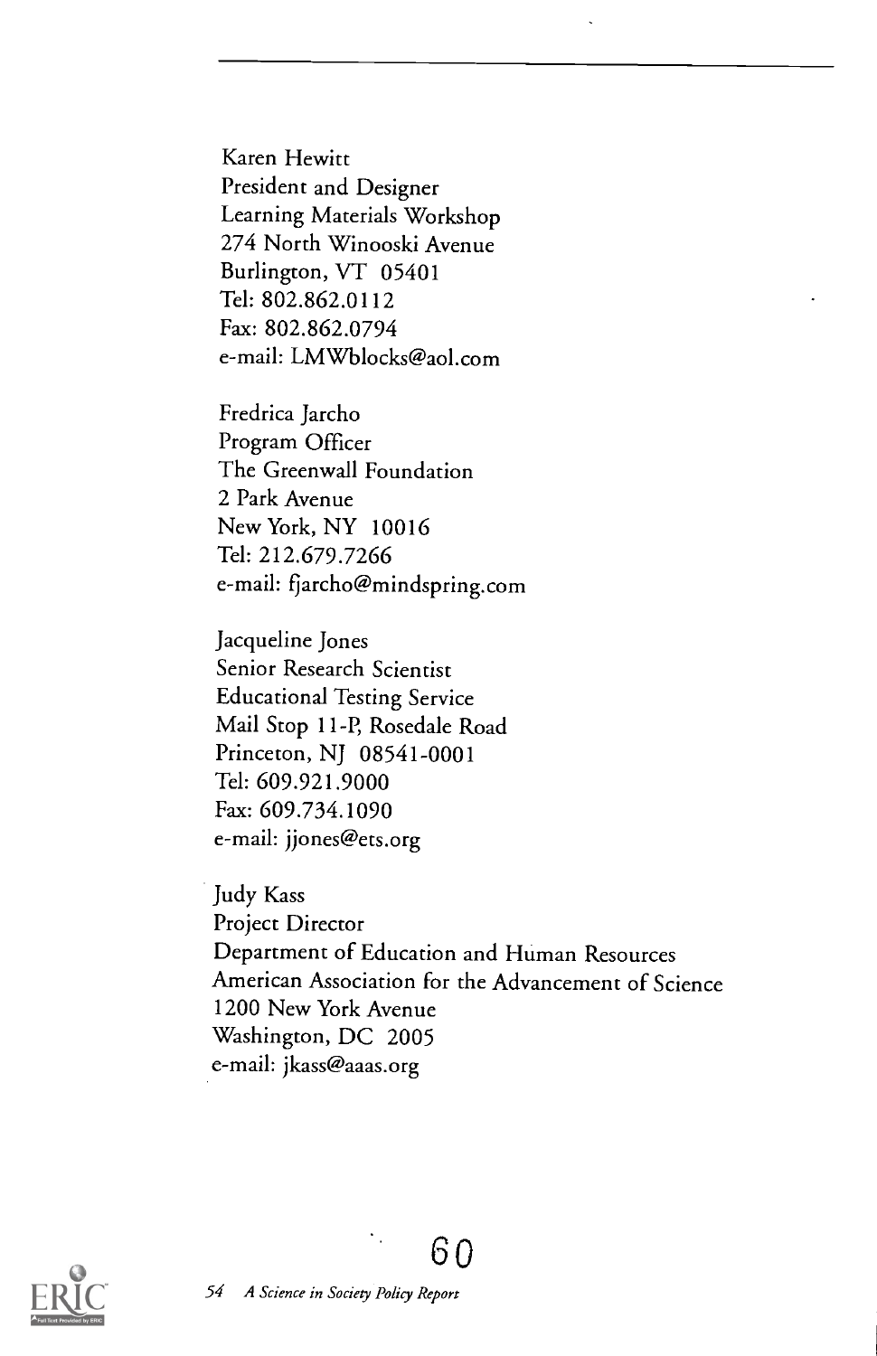Karen Hewitt
President and Designer
Learning Materials Workshop
274 North Winooski Avenue
Burlington, VT 05401
Tel: 802.862.0112
Fax: 802.862.0794
e-mail: LMWblocks@aol.com

Fredrica Jarcho
Program Officer
The Greenwall Foundation
2 Park Avenue
New York, NY 10016
Tel: 212.679.7266
e-mail: fjarcho@mindspring.com

Jacqueline Jones
Senior Research Scientist
Educational Testing Service
Mail Stop 11-P, Rosedale Road
Princeton, NJ 08541-0001
Tel: 609.921.9000
Fax: 609.734.1090
e-mail: jjones@ets.org

Judy Kass
Project Director
Department of Education and Human Resources
American Association for the Advancement of Science
1200 New York Avenue
Washington, DC 2005
e-mail: jkass@aaas.org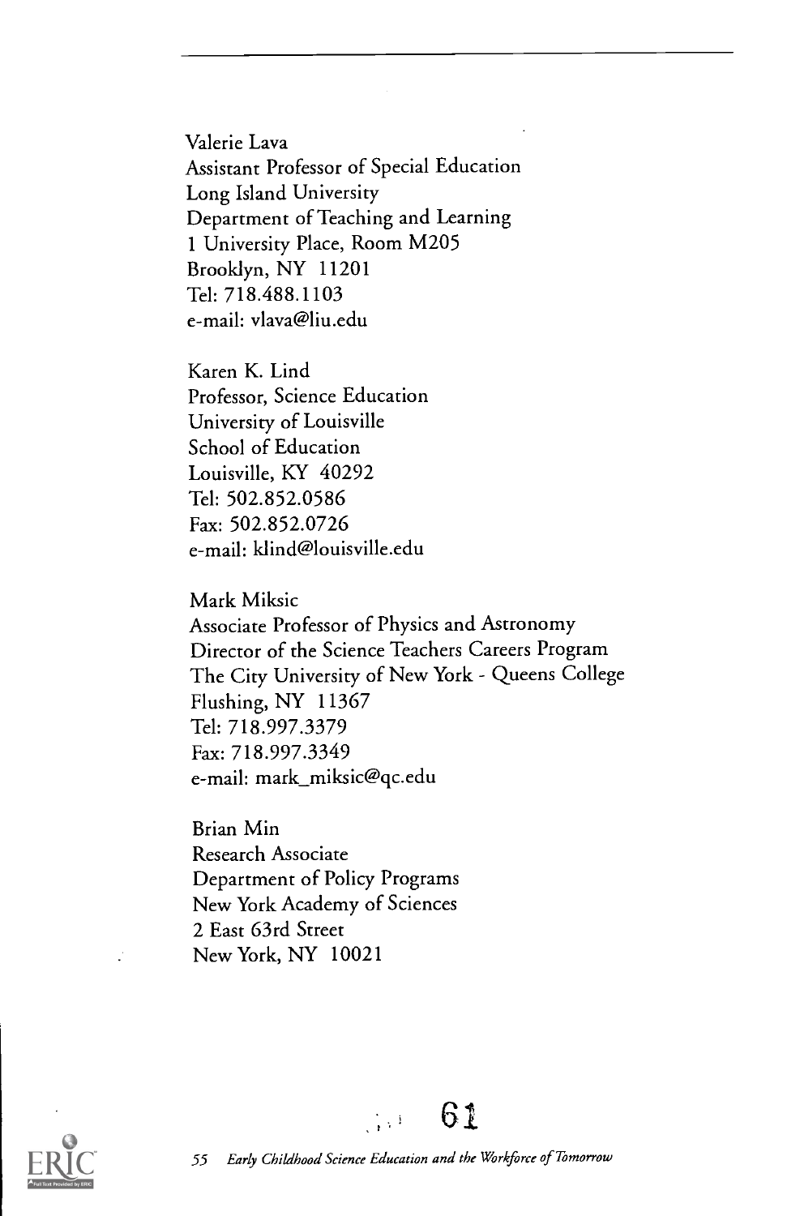Valerie Lava
Assistant Professor of Special Education
Long Island University
Department of Teaching and Learning
1 University Place, Room M205
Brooklyn, NY 11201
Tel: 718.488.1103
e-mail: vlava@liu.edu

Karen K. Lind
Professor, Science Education
University of Louisville
School of Education
Louisville, KY 40292
Tel: 502.852.0586
Fax: 502.852.0726
e-mail: klind@louisville.edu

Mark Miksic
Associate Professor of Physics and Astronomy
Director of the Science Teachers Careers Program
The City University of New York - Queens College
Flushing, NY 11367
Tel: 718.997.3379
Fax: 718.997.3349
e-mail: mark_miksic@qc.edu

Brian Min
Research Associate
Department of Policy Programs
New York Academy of Sciences
2 East 63rd Street
New York, NY 10021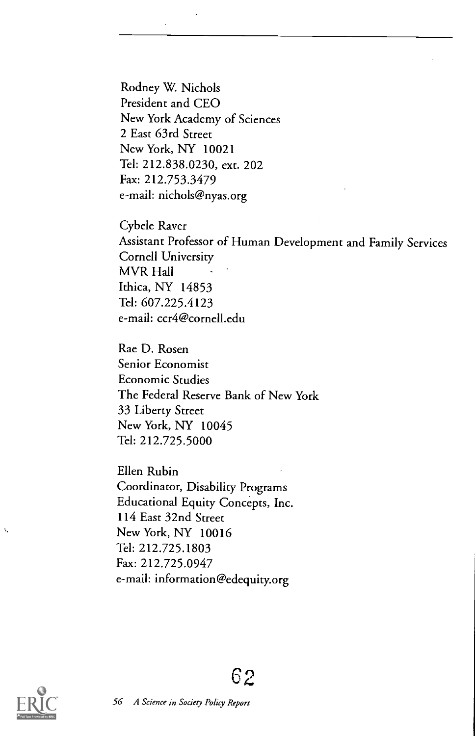Rodney W. Nichols
President and CEO
New York Academy of Sciences
2 East 63rd Street
New York, NY 10021
Tel: 212.838.0230, ext. 202
Fax: 212.753.3479
e-mail: nichols@nyas.org

Cybele Raver
Assistant Professor of Human Development and Family Services
Cornell University
MVR Hall
Ithica, NY 14853
Tel: 607.225.4123
e-mail: ccr4@cornell.edu

Rae D. Rosen
Senior Economist
Economic Studies
The Federal Reserve Bank of New York
33 Liberty Street
New York, NY 10045
Tel: 212.725.5000

Ellen Rubin
Coordinator, Disability Programs
Educational Equity Concepts, Inc.
114 East 32nd Street
New York, NY 10016
Tel: 212.725.1803
Fax: 212.725.0947
e-mail: information@edequity.org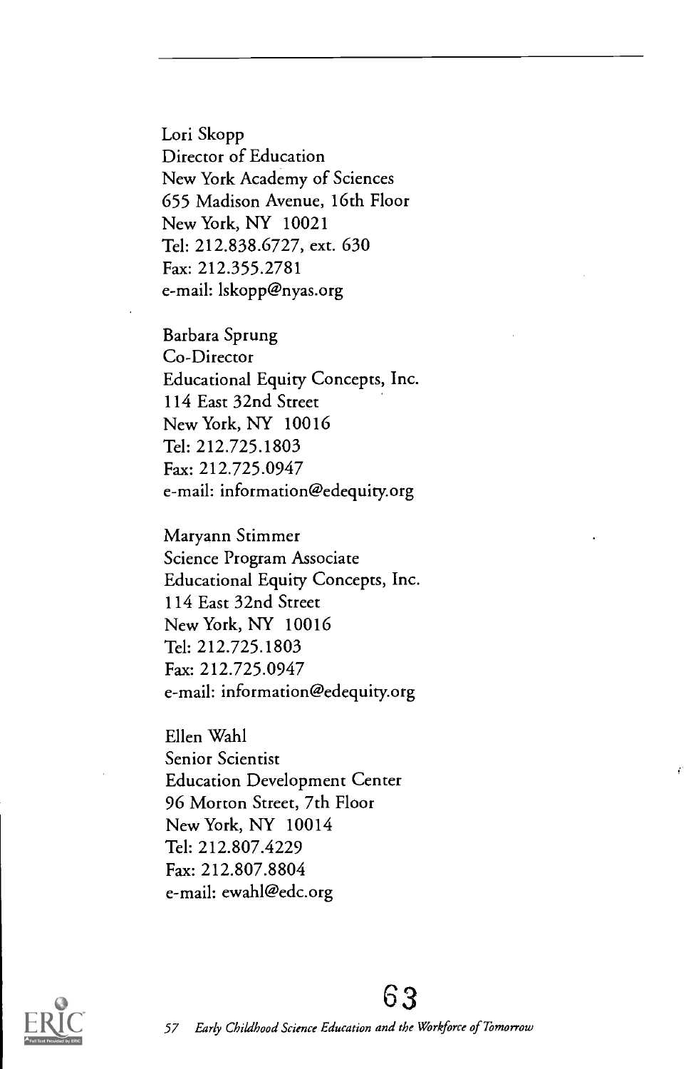Lori Skopp
Director of Education
New York Academy of Sciences
655 Madison Avenue, 16th Floor
New York, NY 10021
Tel: 212.838.6727, ext. 630
Fax: 212.355.2781
e-mail: lskopp@nyas.org

Barbara Sprung
Co-Director
Educational Equity Concepts, Inc.
114 East 32nd Street
New York, NY 10016
Tel: 212.725.1803
Fax: 212.725.0947
e-mail: information@edequity.org

Maryann Stimmer
Science Program Associate
Educational Equity Concepts, Inc.
114 East 32nd Street
New York, NY 10016
Tel: 212.725.1803
Fax: 212.725.0947
e-mail: information@edequity.org

Ellen Wahl
Senior Scientist
Education Development Center
96 Morton Street, 7th Floor
New York, NY 10014
Tel: 212.807.4229
Fax: 212.807.8804
e-mail: ewahl@edc.org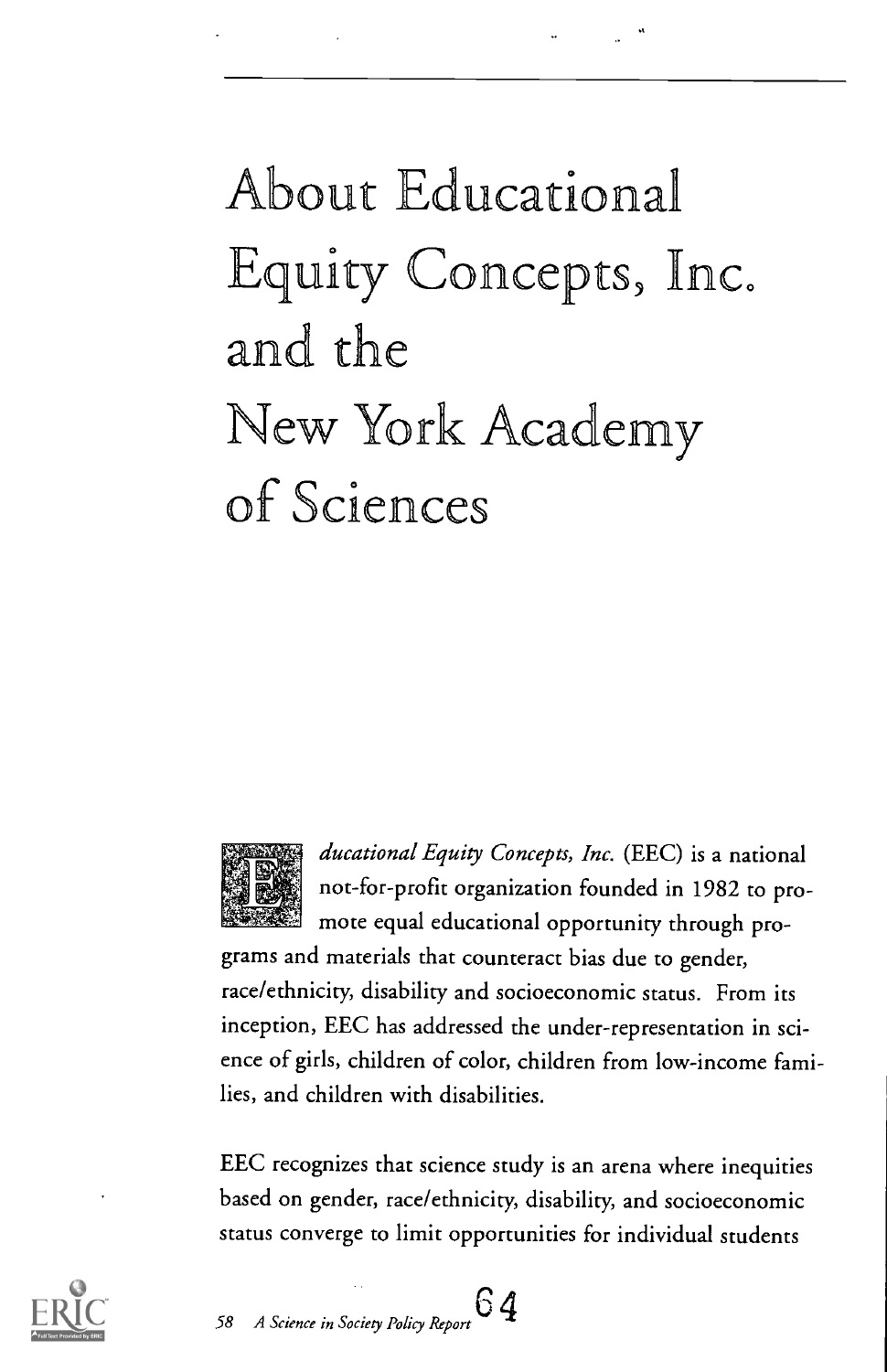# About Educational Equity Concepts, Inc. and the New York Academy of Sciences

*Educational Equity Concepts, Inc.* (EEC) is a national not-for-profit organization founded in 1982 to promote equal educational opportunity through programs and materials that counteract bias due to gender, race/ethnicity, disability and socioeconomic status. From its inception, EEC has addressed the under-representation in science of girls, children of color, children from low-income families, and children with disabilities.

EEC recognizes that science study is an arena where inequities based on gender, race/ethnicity, disability, and socioeconomic status converge to limit opportunities for individual students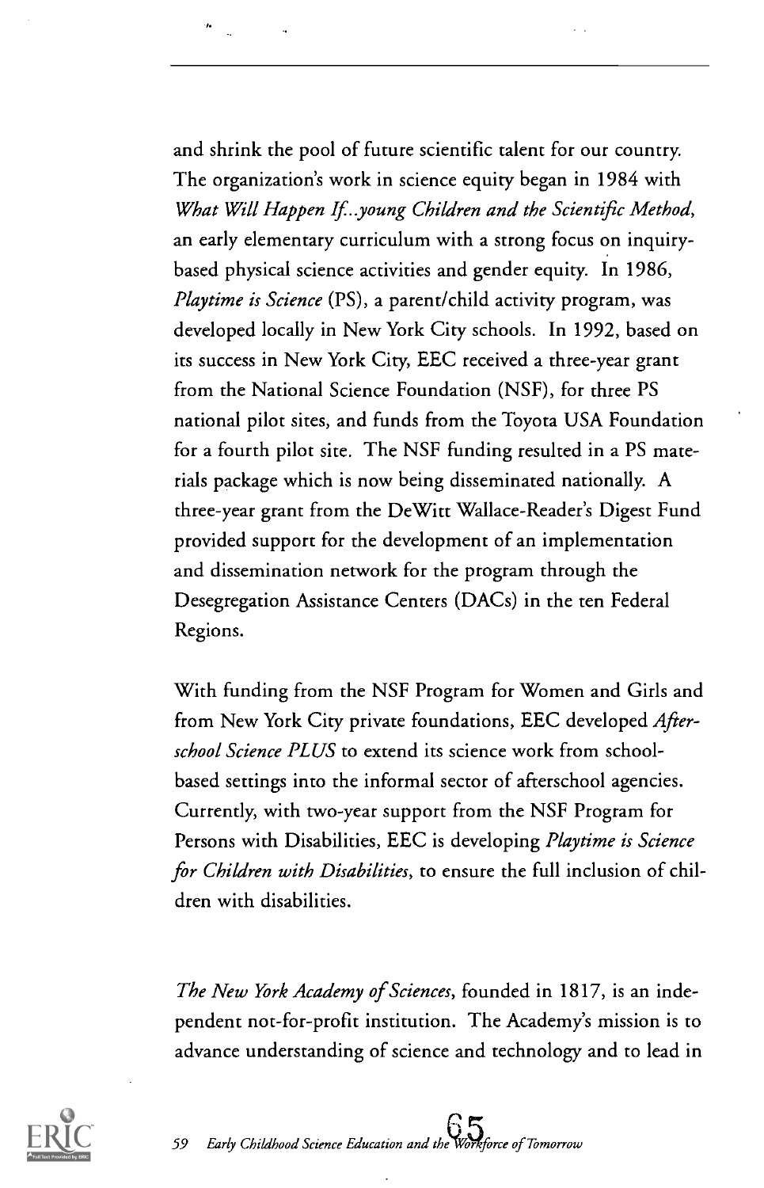and shrink the pool of future scientific talent for our country. The organization's work in science equity began in 1984 with *What Will Happen If...young Children and the Scientific Method*, an early elementary curriculum with a strong focus on inquiry-based physical science activities and gender equity. In 1986, *Playtime is Science* (PS), a parent/child activity program, was developed locally in New York City schools. In 1992, based on its success in New York City, EEC received a three-year grant from the National Science Foundation (NSF), for three PS national pilot sites, and funds from the Toyota USA Foundation for a fourth pilot site. The NSF funding resulted in a PS materials package which is now being disseminated nationally. A three-year grant from the DeWitt Wallace-Reader's Digest Fund provided support for the development of an implementation and dissemination network for the program through the Desegregation Assistance Centers (DACs) in the ten Federal Regions.

With funding from the NSF Program for Women and Girls and from New York City private foundations, EEC developed *Afterschool Science PLUS* to extend its science work from school-based settings into the informal sector of afterschool agencies. Currently, with two-year support from the NSF Program for Persons with Disabilities, EEC is developing *Playtime is Science for Children with Disabilities*, to ensure the full inclusion of children with disabilities.

*The New York Academy of Sciences*, founded in 1817, is an independent not-for-profit institution. The Academy's mission is to advance understanding of science and technology and to lead in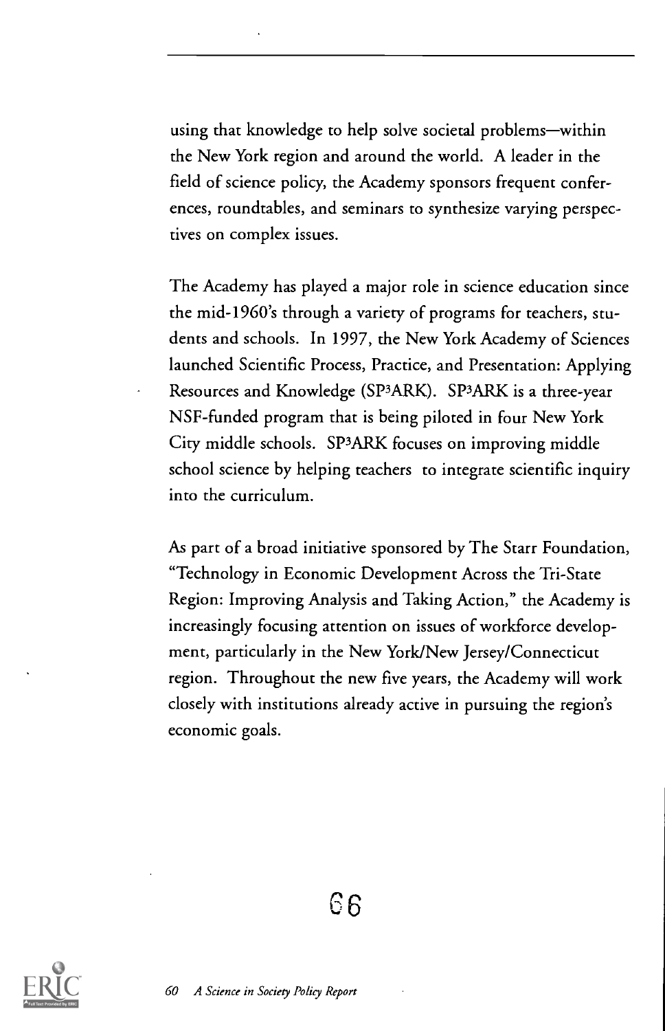using that knowledge to help solve societal problems—within the New York region and around the world. A leader in the field of science policy, the Academy sponsors frequent conferences, roundtables, and seminars to synthesize varying perspectives on complex issues.

The Academy has played a major role in science education since the mid-1960's through a variety of programs for teachers, students and schools. In 1997, the New York Academy of Sciences launched Scientific Process, Practice, and Presentation: Applying Resources and Knowledge ($SP^3ARK$). $SP^3ARK$ is a three-year NSF-funded program that is being piloted in four New York City middle schools. $SP^3ARK$ focuses on improving middle school science by helping teachers to integrate scientific inquiry into the curriculum.

As part of a broad initiative sponsored by The Starr Foundation, "Technology in Economic Development Across the Tri-State Region: Improving Analysis and Taking Action," the Academy is increasingly focusing attention on issues of workforce development, particularly in the New York/New Jersey/Connecticut region. Throughout the new five years, the Academy will work closely with institutions already active in pursuing the region's economic goals.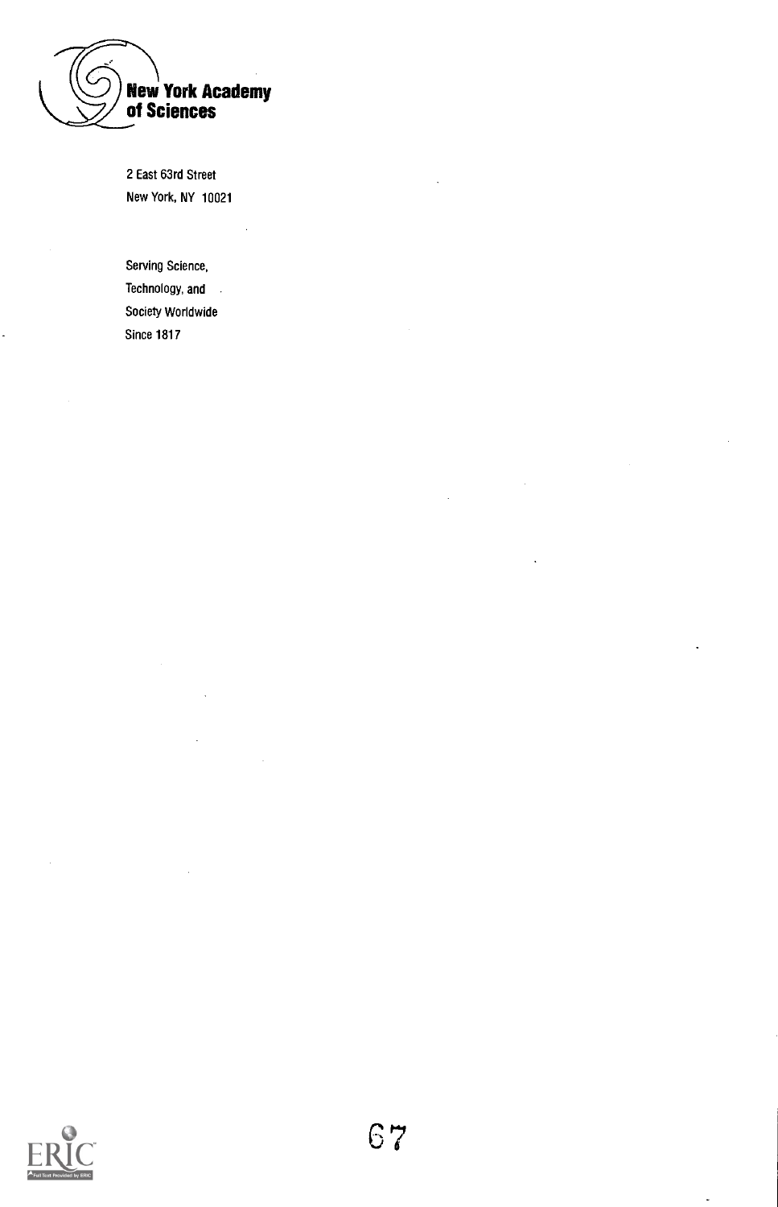**New York Academy of Sciences**

2 East 63rd Street
New York, NY 10021

Serving Science,
Technology, and
Society Worldwide
Since 1817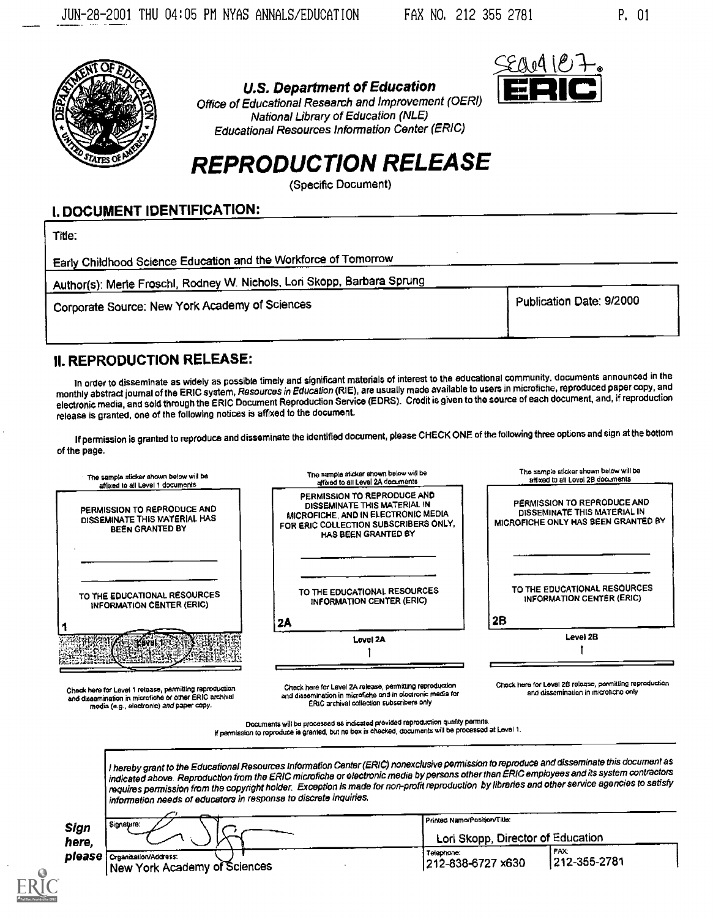JUN-28-2001 THU 04:05 PM NYAS ANNALS/EDUCATION FAX NO. 212 355 2781 P. 01

SE064187

# U.S. Department of Education

*Office of Educational Research and Improvement (OERI)*
*National Library of Education (NLE)*
*Educational Resources Information Center (ERIC)*

ERIC

# REPRODUCTION RELEASE

(Specific Document)

## I. DOCUMENT IDENTIFICATION:

Title:

Early Childhood Science Education and the Workforce of Tomorrow

Author(s): Merle Froschl, Rodney W. Nichols, Lori Skopp, Barbara Sprung

Corporate Source: New York Academy of Sciences

Publication Date: 9/2000

## II. REPRODUCTION RELEASE:

In order to disseminate as widely as possible timely and significant materials of interest to the educational community, documents announced in the monthly abstract journal of the ERIC system, *Resources in Education* (RIE), are usually made available to users in microfiche, reproduced paper copy, and electronic media, and sold through the ERIC Document Reproduction Service (EDRS). Credit is given to the source of each document, and, if reproduction release is granted, one of the following notices is affixed to the document.

If permission is granted to reproduce and disseminate the identified document, please CHECK ONE of the following three options and sign at the bottom of the page.

| The sample sticker shown below will be affixed to all Level 1 documents | The sample sticker shown below will be affixed to all Level 2A documents | The sample sticker shown below will be affixed to all Level 2B documents |
|---|---|---|
| PERMISSION TO REPRODUCE AND DISSEMINATE THIS MATERIAL HAS BEEN GRANTED BY ______ TO THE EDUCATIONAL RESOURCES INFORMATION CENTER (ERIC) | PERMISSION TO REPRODUCE AND DISSEMINATE THIS MATERIAL IN MICROFICHE, AND IN ELECTRONIC MEDIA FOR ERIC COLLECTION SUBSCRIBERS ONLY, HAS BEEN GRANTED BY ______ TO THE EDUCATIONAL RESOURCES INFORMATION CENTER (ERIC) | PERMISSION TO REPRODUCE AND DISSEMINATE THIS MATERIAL IN MICROFICHE ONLY HAS BEEN GRANTED BY ______ TO THE EDUCATIONAL RESOURCES INFORMATION CENTER (ERIC) |
| 1 | 2A | 2B |
| Level 1 | Level 2A | Level 2B |
| Check here for Level 1 release, permitting reproduction and dissemination in microfiche or other ERIC archival media (e.g., electronic) *and* paper copy. | Check here for Level 2A release, permitting reproduction and dissemination in microfiche and in electronic media for ERIC archival collection subscribers only | Check here for Level 2B release, permitting reproduction and dissemination in microfiche only |

Documents will be processed as indicated provided reproduction quality permits.
If permission to reproduce is granted, but no box is checked, documents will be processed at Level 1.

*I hereby grant to the Educational Resources Information Center (ERIC) nonexclusive permission to reproduce and disseminate this document as indicated above. Reproduction from the ERIC microfiche or electronic media by persons other than ERIC employees and its system contractors requires permission from the copyright holder. Exception is made for non-profit reproduction by libraries and other service agencies to satisfy information needs of educators in response to discrete inquiries.*

**Sign here, please**

| Signature: | Printed Name/Position/Title: Lori Skopp, Director of Education | |
|---|---|---|
| Organization/Address: New York Academy of Sciences | Telephone: 212-838-6727 x630 | FAX: 212-355-2781 |